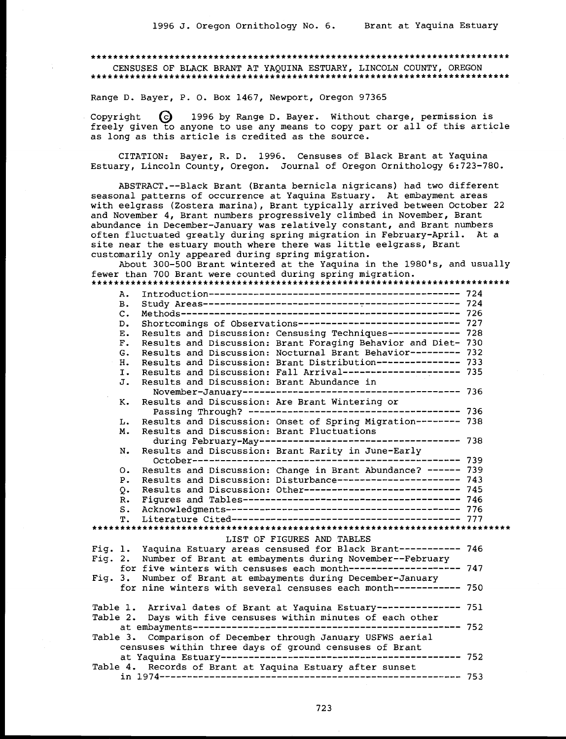# CENSUSES OF BLACK BRANT AT YAQUINA ESTUARY, LINCOLN COUNTY, OREGON

Range D. Bayer, P. O. Box 1467, Newport, Oregon 97365

Copyright © 1996 by Range D. Bayer. Without charge, permission is freely given to anyone to use any means to copy part or all of this article as long as this article is credited as the source.

CITATION: Bayer, R. D. 1996. Censuses of Black Brant at Yaquina Estuary, Lincoln County, Oregon. Journal of Oregon Ornithology 6:723-780.

ABSTRACT.--Black Brant (*Branta bernicla nigricans*) had two different seasonal patterns of occurrence at Yaquina Estuary. At embayment areas with eelgrass (*Zostera marina*), Brant typically arrived between October 22 and November 4, Brant numbers progressively climbed in November, Brant abundance in December-January was relatively constant, and Brant numbers often fluctuated greatly during spring migration in February-April. At a site near the estuary mouth where there was little eelgrass, Brant customarily only appeared during spring migration.

About 300-500 Brant wintered at the Yaquina in the 1980's, and usually fewer than 700 Brant were counted during spring migration.

| | | |
|---|---|---|
| A. | Introduction | 724 |
| B. | Study Areas | 724 |
| C. | Methods | 726 |
| D. | Shortcomings of Observations | 727 |
| E. | Results and Discussion: Censusing Techniques | 728 |
| F. | Results and Discussion: Brant Foraging Behavior and Diet | 730 |
| G. | Results and Discussion: Nocturnal Brant Behavior | 732 |
| H. | Results and Discussion: Brant Distribution | 733 |
| I. | Results and Discussion: Fall Arrival | 735 |
| J. | Results and Discussion: Brant Abundance in November-January | 736 |
| K. | Results and Discussion: Are Brant Wintering or Passing Through? | 736 |
| L. | Results and Discussion: Onset of Spring Migration | 738 |
| M. | Results and Discussion: Brant Fluctuations during February-May | 738 |
| N. | Results and Discussion: Brant Rarity in June-Early October | 739 |
| O. | Results and Discussion: Change in Brant Abundance? | 739 |
| P. | Results and Discussion: Disturbance | 743 |
| Q. | Results and Discussion: Other | 745 |
| R. | Figures and Tables | 746 |
| S. | Acknowledgments | 776 |
| T. | Literature Cited | 777 |

## LIST OF FIGURES AND TABLES

| | |
|---|---|
| Fig. 1. Yaquina Estuary areas censused for Black Brant | 746 |
| Fig. 2. Number of Brant at embayments during November--February for five winters with censuses each month | 747 |
| Fig. 3. Number of Brant at embayments during December-January for nine winters with several censuses each month | 750 |
| Table 1. Arrival dates of Brant at Yaquina Estuary | 751 |
| Table 2. Days with five censuses within minutes of each other at embayments | 752 |
| Table 3. Comparison of December through January USFWS aerial censuses within three days of ground censuses of Brant at Yaquina Estuary | 752 |
| Table 4. Records of Brant at Yaquina Estuary after sunset in 1974 | 753 |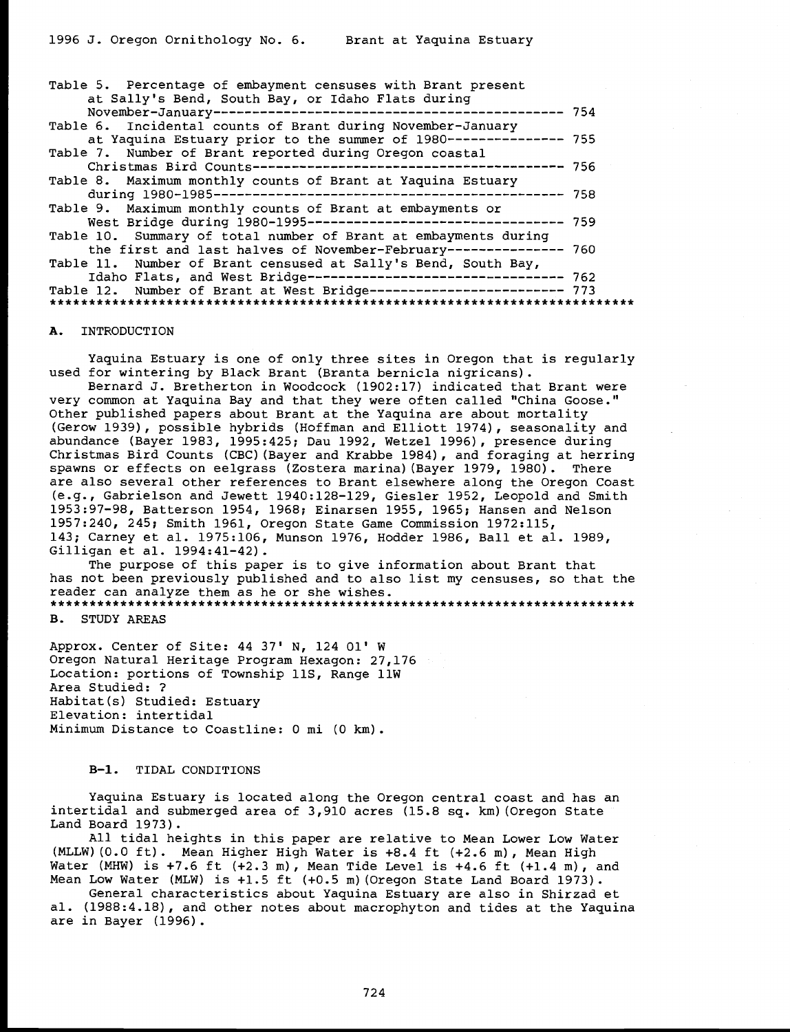Table 5. Percentage of embayment censuses with Brant present at Sally's Bend, South Bay, or Idaho Flats during November-January---------------------------------------------- 754
Table 6. Incidental counts of Brant during November-January at Yaquina Estuary prior to the summer of 1980--------------- 755
Table 7. Number of Brant reported during Oregon coastal Christmas Bird Counts---------------------------------------- 756
Table 8. Maximum monthly counts of Brant at Yaquina Estuary during 1980-1985------------------------------------------------ 758
Table 9. Maximum monthly counts of Brant at embayments or West Bridge during 1980-1995------------------------------------ 759
Table 10. Summary of total number of Brant at embayments during the first and last halves of November-February--------------- 760
Table 11. Number of Brant censused at Sally's Bend, South Bay, Idaho Flats, and West Bridge---------------------------------- 762
Table 12. Number of Brant at West Bridge------------------------- 773

***************************************************************************

## A. INTRODUCTION

Yaquina Estuary is one of only three sites in Oregon that is regularly used for wintering by Black Brant (Branta bernicla nigricans).

Bernard J. Bretherton in Woodcock (1902:17) indicated that Brant were very common at Yaquina Bay and that they were often called "China Goose." Other published papers about Brant at the Yaquina are about mortality (Gerow 1939), possible hybrids (Hoffman and Elliott 1974), seasonality and abundance (Bayer 1983, 1995:425; Dau 1992, Wetzel 1996), presence during Christmas Bird Counts (CBC)(Bayer and Krabbe 1984), and foraging at herring spawns or effects on eelgrass (Zostera marina)(Bayer 1979, 1980). There are also several other references to Brant elsewhere along the Oregon Coast (e.g., Gabrielson and Jewett 1940:128-129, Giesler 1952, Leopold and Smith 1953:97-98, Batterson 1954, 1968; Einarsen 1955, 1965; Hansen and Nelson 1957:240, 245; Smith 1961, Oregon State Game Commission 1972:115, 143; Carney et al. 1975:106, Munson 1976, Hodder 1986, Ball et al. 1989, Gilligan et al. 1994:41-42).

The purpose of this paper is to give information about Brant that has not been previously published and to also list my censuses, so that the reader can analyze them as he or she wishes.

***************************************************************************

## B. STUDY AREAS

Approx. Center of Site: 44 37' N, 124 01' W
Oregon Natural Heritage Program Hexagon: 27,176
Location: portions of Township 11S, Range 11W
Area Studied: ?
Habitat(s) Studied: Estuary
Elevation: intertidal
Minimum Distance to Coastline: 0 mi (0 km).

### B-1. TIDAL CONDITIONS

Yaquina Estuary is located along the Oregon central coast and has an intertidal and submerged area of 3,910 acres (15.8 sq. km)(Oregon State Land Board 1973).

All tidal heights in this paper are relative to Mean Lower Low Water (MLLW)(0.0 ft). Mean Higher High Water is +8.4 ft (+2.6 m), Mean High Water (MHW) is +7.6 ft (+2.3 m), Mean Tide Level is +4.6 ft (+1.4 m), and Mean Low Water (MLW) is +1.5 ft (+0.5 m)(Oregon State Land Board 1973).

General characteristics about Yaquina Estuary are also in Shirzad et al. (1988:4.18), and other notes about macrophyton and tides at the Yaquina are in Bayer (1996).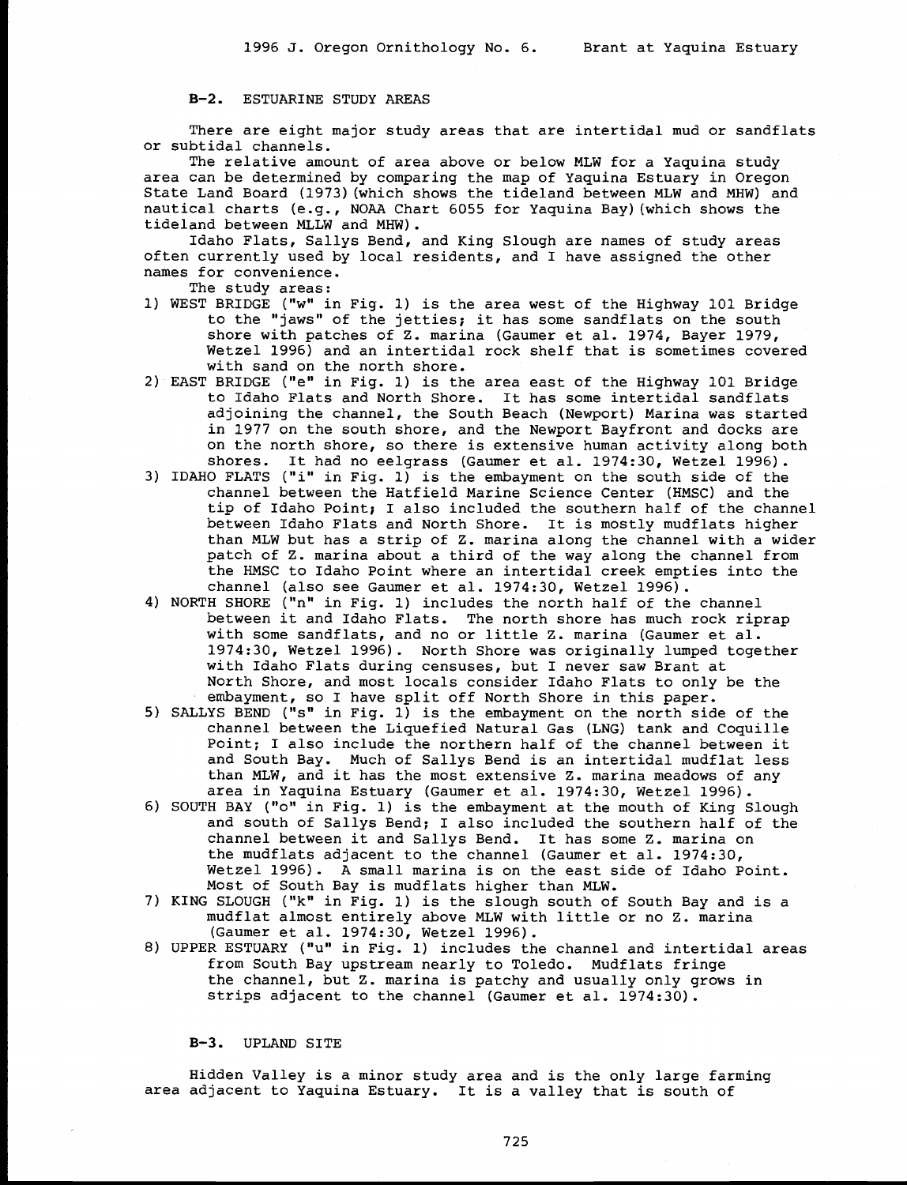## B-2. ESTUARINE STUDY AREAS

There are eight major study areas that are intertidal mud or sandflats or subtidal channels.

The relative amount of area above or below MLW for a Yaquina study area can be determined by comparing the map of Yaquina Estuary in Oregon State Land Board (1973)(which shows the tideland between MLW and MHW) and nautical charts (e.g., NOAA Chart 6055 for Yaquina Bay)(which shows the tideland between MLLW and MHW).

Idaho Flats, Sallys Bend, and King Slough are names of study areas often currently used by local residents, and I have assigned the other names for convenience.

The study areas:

1) WEST BRIDGE ("w" in Fig. 1) is the area west of the Highway 101 Bridge to the "jaws" of the jetties; it has some sandflats on the south shore with patches of Z. marina (Gaumer et al. 1974, Bayer 1979, Wetzel 1996) and an intertidal rock shelf that is sometimes covered with sand on the north shore.
2) EAST BRIDGE ("e" in Fig. 1) is the area east of the Highway 101 Bridge to Idaho Flats and North Shore. It has some intertidal sandflats adjoining the channel, the South Beach (Newport) Marina was started in 1977 on the south shore, and the Newport Bayfront and docks are on the north shore, so there is extensive human activity along both shores. It had no eelgrass (Gaumer et al. 1974:30, Wetzel 1996).
3) IDAHO FLATS ("i" in Fig. 1) is the embayment on the south side of the channel between the Hatfield Marine Science Center (HMSC) and the tip of Idaho Point; I also included the southern half of the channel between Idaho Flats and North Shore. It is mostly mudflats higher than MLW but has a strip of Z. marina along the channel with a wider patch of Z. marina about a third of the way along the channel from the HMSC to Idaho Point where an intertidal creek empties into the channel (also see Gaumer et al. 1974:30, Wetzel 1996).
4) NORTH SHORE ("n" in Fig. 1) includes the north half of the channel between it and Idaho Flats. The north shore has much rock riprap with some sandflats, and no or little Z. marina (Gaumer et al. 1974:30, Wetzel 1996). North Shore was originally lumped together with Idaho Flats during censuses, but I never saw Brant at North Shore, and most locals consider Idaho Flats to only be the embayment, so I have split off North Shore in this paper.
5) SALLYS BEND ("s" in Fig. 1) is the embayment on the north side of the channel between the Liquefied Natural Gas (LNG) tank and Coquille Point; I also include the northern half of the channel between it and South Bay. Much of Sallys Bend is an intertidal mudflat less than MLW, and it has the most extensive Z. marina meadows of any area in Yaquina Estuary (Gaumer et al. 1974:30, Wetzel 1996).
6) SOUTH BAY ("o" in Fig. 1) is the embayment at the mouth of King Slough and south of Sallys Bend; I also included the southern half of the channel between it and Sallys Bend. It has some Z. marina on the mudflats adjacent to the channel (Gaumer et al. 1974:30, Wetzel 1996). A small marina is on the east side of Idaho Point. Most of South Bay is mudflats higher than MLW.
7) KING SLOUGH ("k" in Fig. 1) is the slough south of South Bay and is a mudflat almost entirely above MLW with little or no Z. marina (Gaumer et al. 1974:30, Wetzel 1996).
8) UPPER ESTUARY ("u" in Fig. 1) includes the channel and intertidal areas from South Bay upstream nearly to Toledo. Mudflats fringe the channel, but Z. marina is patchy and usually only grows in strips adjacent to the channel (Gaumer et al. 1974:30).

## B-3. UPLAND SITE

Hidden Valley is a minor study area and is the only large farming area adjacent to Yaquina Estuary. It is a valley that is south of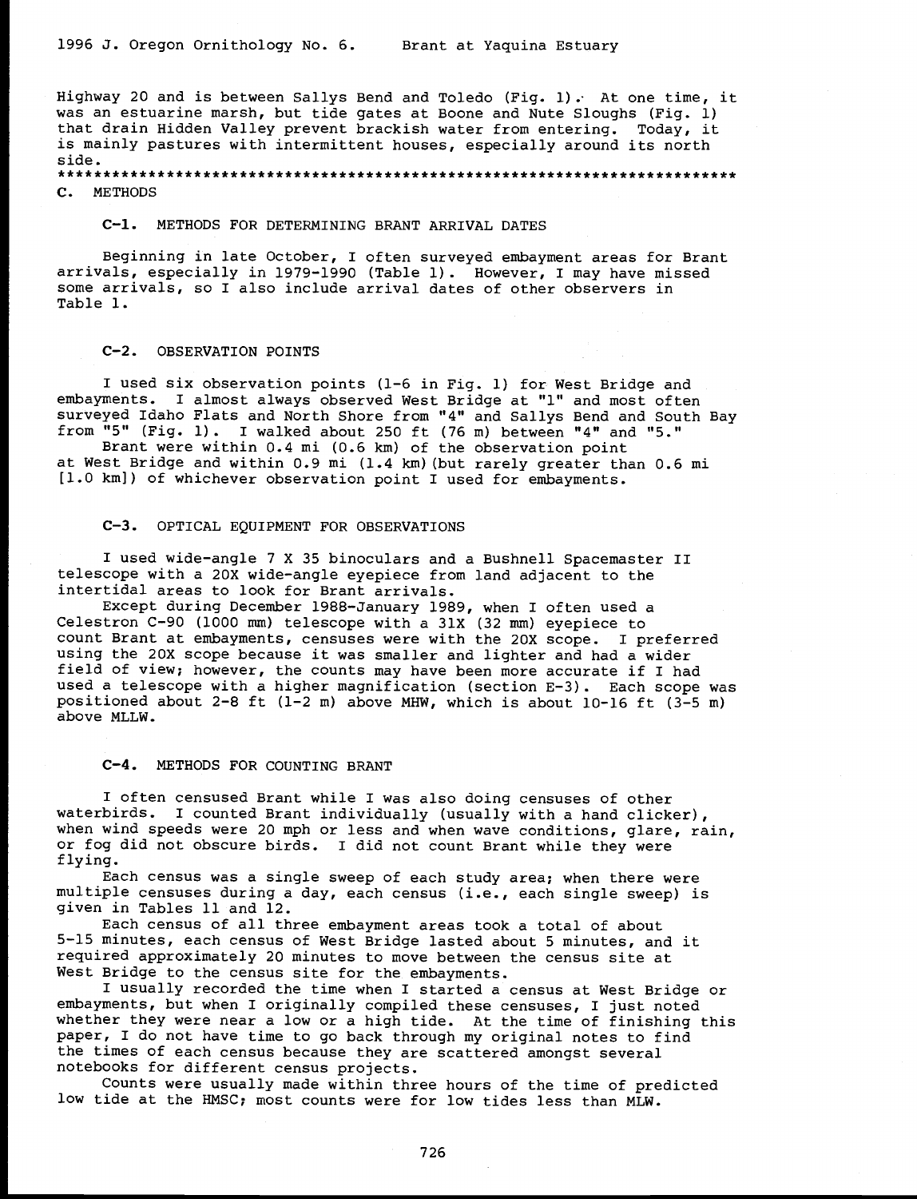Highway 20 and is between Sallys Bend and Toledo (Fig. 1). At one time, it was an estuarine marsh, but tide gates at Boone and Nute Sloughs (Fig. 1) that drain Hidden Valley prevent brackish water from entering. Today, it is mainly pastures with intermittent houses, especially around its north side.

*************************************************************************

## C. METHODS

### C-1. METHODS FOR DETERMINING BRANT ARRIVAL DATES

Beginning in late October, I often surveyed embayment areas for Brant arrivals, especially in 1979-1990 (Table 1). However, I may have missed some arrivals, so I also include arrival dates of other observers in Table 1.

### C-2. OBSERVATION POINTS

I used six observation points (1-6 in Fig. 1) for West Bridge and embayments. I almost always observed West Bridge at "1" and most often surveyed Idaho Flats and North Shore from "4" and Sallys Bend and South Bay from "5" (Fig. 1). I walked about 250 ft (76 m) between "4" and "5."

Brant were within 0.4 mi (0.6 km) of the observation point at West Bridge and within 0.9 mi (1.4 km) (but rarely greater than 0.6 mi [1.0 km]) of whichever observation point I used for embayments.

### C-3. OPTICAL EQUIPMENT FOR OBSERVATIONS

I used wide-angle 7 X 35 binoculars and a Bushnell Spacemaster II telescope with a 20X wide-angle eyepiece from land adjacent to the intertidal areas to look for Brant arrivals.

Except during December 1988-January 1989, when I often used a Celestron C-90 (1000 mm) telescope with a 31X (32 mm) eyepiece to count Brant at embayments, censuses were with the 20X scope. I preferred using the 20X scope because it was smaller and lighter and had a wider field of view; however, the counts may have been more accurate if I had used a telescope with a higher magnification (section E-3). Each scope was positioned about 2-8 ft (1-2 m) above MHW, which is about 10-16 ft (3-5 m) above MLLW.

### C-4. METHODS FOR COUNTING BRANT

I often censused Brant while I was also doing censuses of other waterbirds. I counted Brant individually (usually with a hand clicker), when wind speeds were 20 mph or less and when wave conditions, glare, rain, or fog did not obscure birds. I did not count Brant while they were flying.

Each census was a single sweep of each study area; when there were multiple censuses during a day, each census (i.e., each single sweep) is given in Tables 11 and 12.

Each census of all three embayment areas took a total of about 5-15 minutes, each census of West Bridge lasted about 5 minutes, and it required approximately 20 minutes to move between the census site at West Bridge to the census site for the embayments.

I usually recorded the time when I started a census at West Bridge or embayments, but when I originally compiled these censuses, I just noted whether they were near a low or a high tide. At the time of finishing this paper, I do not have time to go back through my original notes to find the times of each census because they are scattered amongst several notebooks for different census projects.

Counts were usually made within three hours of the time of predicted low tide at the HMSC; most counts were for low tides less than MLW.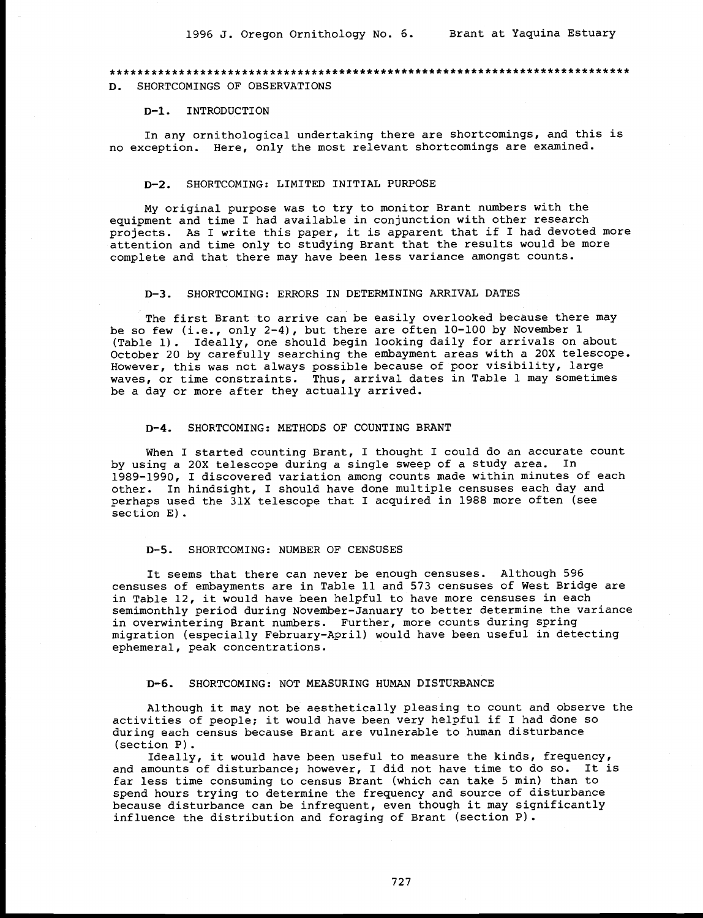## D. SHORTCOMINGS OF OBSERVATIONS

### D-1. INTRODUCTION

In any ornithological undertaking there are shortcomings, and this is no exception. Here, only the most relevant shortcomings are examined.

### D-2. SHORTCOMING: LIMITED INITIAL PURPOSE

My original purpose was to try to monitor Brant numbers with the equipment and time I had available in conjunction with other research projects. As I write this paper, it is apparent that if I had devoted more attention and time only to studying Brant that the results would be more complete and that there may have been less variance amongst counts.

### D-3. SHORTCOMING: ERRORS IN DETERMINING ARRIVAL DATES

The first Brant to arrive can be easily overlooked because there may be so few (i.e., only 2-4), but there are often 10-100 by November 1 (Table 1). Ideally, one should begin looking daily for arrivals on about October 20 by carefully searching the embayment areas with a 20X telescope. However, this was not always possible because of poor visibility, large waves, or time constraints. Thus, arrival dates in Table 1 may sometimes be a day or more after they actually arrived.

### D-4. SHORTCOMING: METHODS OF COUNTING BRANT

When I started counting Brant, I thought I could do an accurate count by using a 20X telescope during a single sweep of a study area. In 1989-1990, I discovered variation among counts made within minutes of each other. In hindsight, I should have done multiple censuses each day and perhaps used the 31X telescope that I acquired in 1988 more often (see section E).

### D-5. SHORTCOMING: NUMBER OF CENSUSES

It seems that there can never be enough censuses. Although 596 censuses of embayments are in Table 11 and 573 censuses of West Bridge are in Table 12, it would have been helpful to have more censuses in each semimonthly period during November-January to better determine the variance in overwintering Brant numbers. Further, more counts during spring migration (especially February-April) would have been useful in detecting ephemeral, peak concentrations.

### D-6. SHORTCOMING: NOT MEASURING HUMAN DISTURBANCE

Although it may not be aesthetically pleasing to count and observe the activities of people; it would have been very helpful if I had done so during each census because Brant are vulnerable to human disturbance (section P).

Ideally, it would have been useful to measure the kinds, frequency, and amounts of disturbance; however, I did not have time to do so. It is far less time consuming to census Brant (which can take 5 min) than to spend hours trying to determine the frequency and source of disturbance because disturbance can be infrequent, even though it may significantly influence the distribution and foraging of Brant (section P).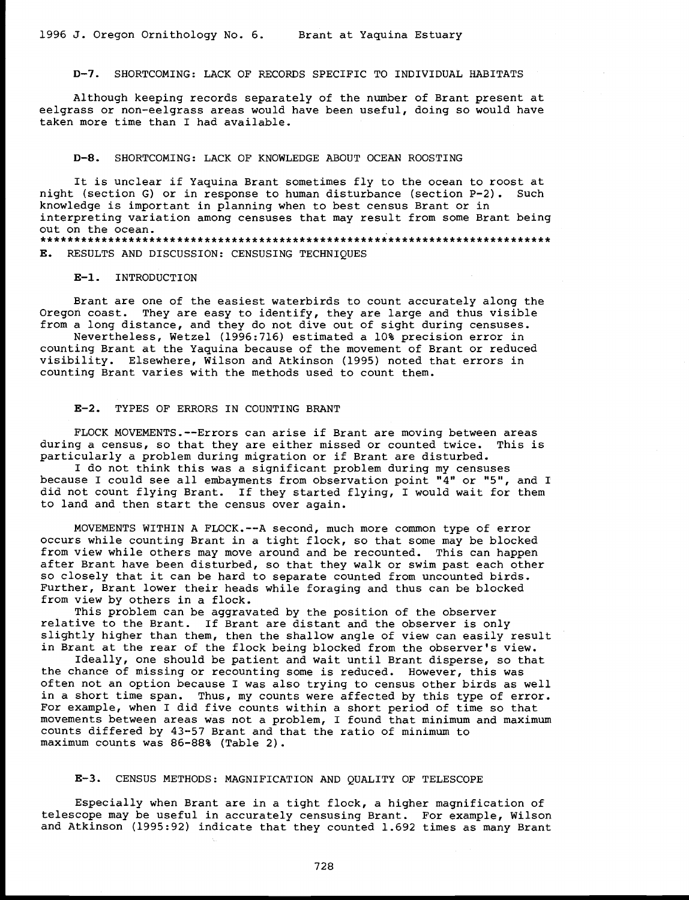### D-7. SHORTCOMING: LACK OF RECORDS SPECIFIC TO INDIVIDUAL HABITATS

Although keeping records separately of the number of Brant present at eelgrass or non-eelgrass areas would have been useful, doing so would have taken more time than I had available.

### D-8. SHORTCOMING: LACK OF KNOWLEDGE ABOUT OCEAN ROOSTING

It is unclear if Yaquina Brant sometimes fly to the ocean to roost at night (section G) or in response to human disturbance (section P-2). Such knowledge is important in planning when to best census Brant or in interpreting variation among censuses that may result from some Brant being out on the ocean.

***********************************************************************

## E. RESULTS AND DISCUSSION: CENSUSING TECHNIQUES

### E-1. INTRODUCTION

Brant are one of the easiest waterbirds to count accurately along the Oregon coast. They are easy to identify, they are large and thus visible from a long distance, and they do not dive out of sight during censuses.

Nevertheless, Wetzel (1996:716) estimated a 10% precision error in counting Brant at the Yaquina because of the movement of Brant or reduced visibility. Elsewhere, Wilson and Atkinson (1995) noted that errors in counting Brant varies with the methods used to count them.

### E-2. TYPES OF ERRORS IN COUNTING BRANT

FLOCK MOVEMENTS.--Errors can arise if Brant are moving between areas during a census, so that they are either missed or counted twice. This is particularly a problem during migration or if Brant are disturbed.

I do not think this was a significant problem during my censuses because I could see all embayments from observation point "4" or "5", and I did not count flying Brant. If they started flying, I would wait for them to land and then start the census over again.

MOVEMENTS WITHIN A FLOCK.--A second, much more common type of error occurs while counting Brant in a tight flock, so that some may be blocked from view while others may move around and be recounted. This can happen after Brant have been disturbed, so that they walk or swim past each other so closely that it can be hard to separate counted from uncounted birds. Further, Brant lower their heads while foraging and thus can be blocked from view by others in a flock.

This problem can be aggravated by the position of the observer relative to the Brant. If Brant are distant and the observer is only slightly higher than them, then the shallow angle of view can easily result in Brant at the rear of the flock being blocked from the observer's view.

Ideally, one should be patient and wait until Brant disperse, so that the chance of missing or recounting some is reduced. However, this was often not an option because I was also trying to census other birds as well in a short time span. Thus, my counts were affected by this type of error. For example, when I did five counts within a short period of time so that movements between areas was not a problem, I found that minimum and maximum counts differed by 43-57 Brant and that the ratio of minimum to maximum counts was 86-88% (Table 2).

### E-3. CENSUS METHODS: MAGNIFICATION AND QUALITY OF TELESCOPE

Especially when Brant are in a tight flock, a higher magnification of telescope may be useful in accurately censusing Brant. For example, Wilson and Atkinson (1995:92) indicate that they counted 1.692 times as many Brant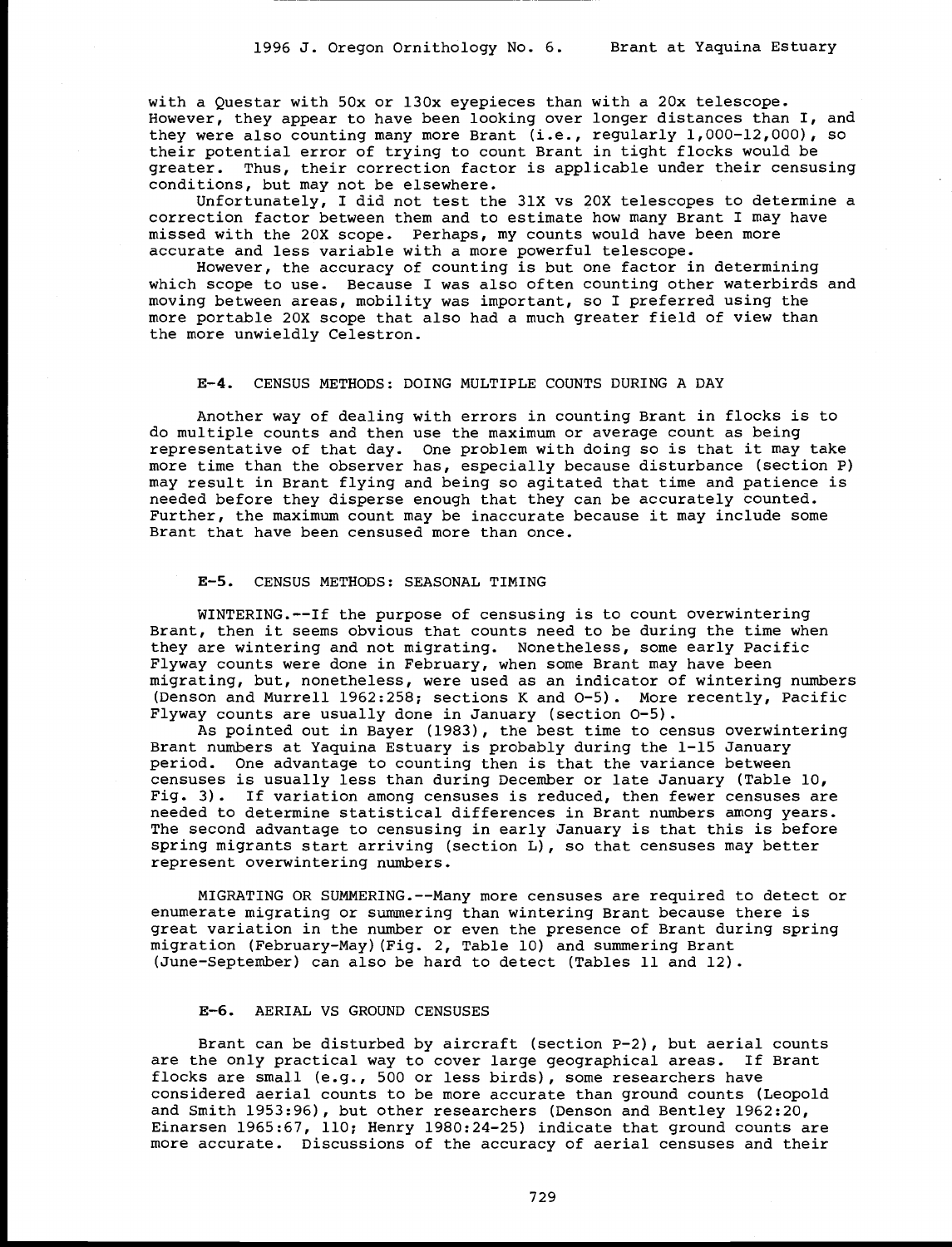with a Questar with 50x or 130x eyepieces than with a 20x telescope. However, they appear to have been looking over longer distances than I, and they were also counting many more Brant (i.e., regularly 1,000-12,000), so their potential error of trying to count Brant in tight flocks would be greater. Thus, their correction factor is applicable under their censusing conditions, but may not be elsewhere.

Unfortunately, I did not test the 31X vs 20X telescopes to determine a correction factor between them and to estimate how many Brant I may have missed with the 20X scope. Perhaps, my counts would have been more accurate and less variable with a more powerful telescope.

However, the accuracy of counting is but one factor in determining which scope to use. Because I was also often counting other waterbirds and moving between areas, mobility was important, so I preferred using the more portable 20X scope that also had a much greater field of view than the more unwieldly Celestron.

### **E-4.** CENSUS METHODS: DOING MULTIPLE COUNTS DURING A DAY

Another way of dealing with errors in counting Brant in flocks is to do multiple counts and then use the maximum or average count as being representative of that day. One problem with doing so is that it may take more time than the observer has, especially because disturbance (section P) may result in Brant flying and being so agitated that time and patience is needed before they disperse enough that they can be accurately counted. Further, the maximum count may be inaccurate because it may include some Brant that have been censused more than once.

### **E-5.** CENSUS METHODS: SEASONAL TIMING

WINTERING.--If the purpose of censusing is to count overwintering Brant, then it seems obvious that counts need to be during the time when they are wintering and not migrating. Nonetheless, some early Pacific Flyway counts were done in February, when some Brant may have been migrating, but, nonetheless, were used as an indicator of wintering numbers (Denson and Murrell 1962:258; sections K and O-5). More recently, Pacific Flyway counts are usually done in January (section O-5).

As pointed out in Bayer (1983), the best time to census overwintering Brant numbers at Yaquina Estuary is probably during the 1-15 January period. One advantage to counting then is that the variance between censuses is usually less than during December or late January (Table 10, Fig. 3). If variation among censuses is reduced, then fewer censuses are needed to determine statistical differences in Brant numbers among years. The second advantage to censusing in early January is that this is before spring migrants start arriving (section L), so that censuses may better represent overwintering numbers.

MIGRATING OR SUMMERING.--Many more censuses are required to detect or enumerate migrating or summering than wintering Brant because there is great variation in the number or even the presence of Brant during spring migration (February-May)(Fig. 2, Table 10) and summering Brant (June-September) can also be hard to detect (Tables 11 and 12).

### **E-6.** AERIAL VS GROUND CENSUSES

Brant can be disturbed by aircraft (section P-2), but aerial counts are the only practical way to cover large geographical areas. If Brant flocks are small (e.g., 500 or less birds), some researchers have considered aerial counts to be more accurate than ground counts (Leopold and Smith 1953:96), but other researchers (Denson and Bentley 1962:20, Einarsen 1965:67, 110; Henry 1980:24-25) indicate that ground counts are more accurate. Discussions of the accuracy of aerial censuses and their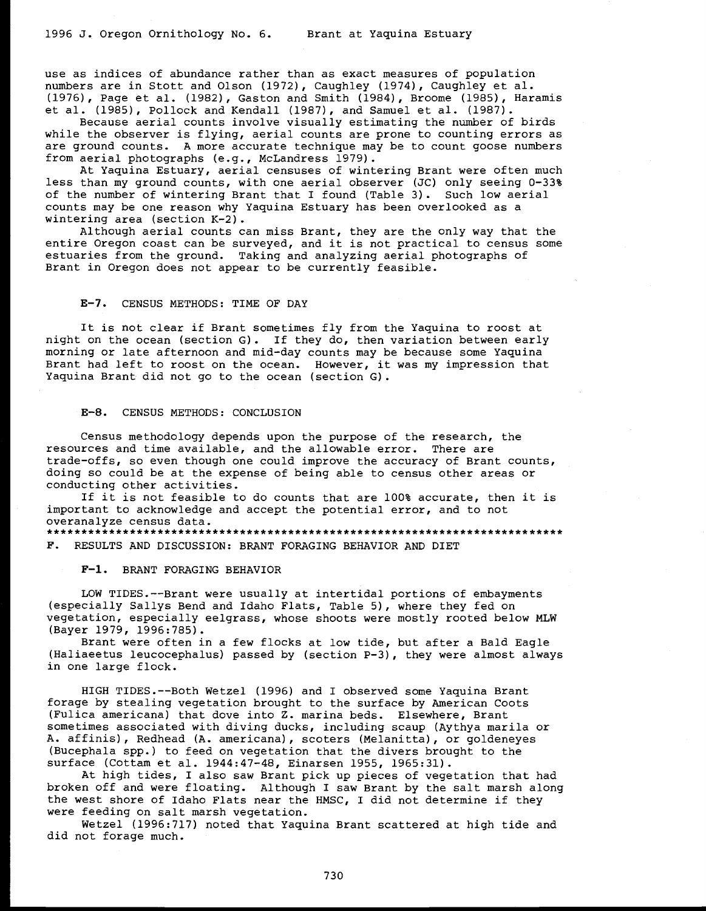use as indices of abundance rather than as exact measures of population numbers are in Stott and Olson (1972), Caughley (1974), Caughley et al. (1976), Page et al. (1982), Gaston and Smith (1984), Broome (1985), Haramis et al. (1985), Pollock and Kendall (1987), and Samuel et al. (1987).

Because aerial counts involve visually estimating the number of birds while the observer is flying, aerial counts are prone to counting errors as are ground counts. A more accurate technique may be to count goose numbers from aerial photographs (e.g., McLandress 1979).

At Yaquina Estuary, aerial censuses of wintering Brant were often much less than my ground counts, with one aerial observer (JC) only seeing 0-33% of the number of wintering Brant that I found (Table 3). Such low aerial counts may be one reason why Yaquina Estuary has been overlooked as a wintering area (section K-2).

Although aerial counts can miss Brant, they are the only way that the entire Oregon coast can be surveyed, and it is not practical to census some estuaries from the ground. Taking and analyzing aerial photographs of Brant in Oregon does not appear to be currently feasible.

### E-7. CENSUS METHODS: TIME OF DAY

It is not clear if Brant sometimes fly from the Yaquina to roost at night on the ocean (section G). If they do, then variation between early morning or late afternoon and mid-day counts may be because some Yaquina Brant had left to roost on the ocean. However, it was my impression that Yaquina Brant did not go to the ocean (section G).

### E-8. CENSUS METHODS: CONCLUSION

Census methodology depends upon the purpose of the research, the resources and time available, and the allowable error. There are trade-offs, so even though one could improve the accuracy of Brant counts, doing so could be at the expense of being able to census other areas or conducting other activities.

If it is not feasible to do counts that are 100% accurate, then it is important to acknowledge and accept the potential error, and to not overanalyze census data.

*****************************************************************************

## F. RESULTS AND DISCUSSION: BRANT FORAGING BEHAVIOR AND DIET

### F-1. BRANT FORAGING BEHAVIOR

LOW TIDES.--Brant were usually at intertidal portions of embayments (especially Sallys Bend and Idaho Flats, Table 5), where they fed on vegetation, especially eelgrass, whose shoots were mostly rooted below MLW (Bayer 1979, 1996:785).

Brant were often in a few flocks at low tide, but after a Bald Eagle (Haliaeetus leucocephalus) passed by (section P-3), they were almost always in one large flock.

HIGH TIDES.--Both Wetzel (1996) and I observed some Yaquina Brant forage by stealing vegetation brought to the surface by American Coots (Fulica americana) that dove into Z. marina beds. Elsewhere, Brant sometimes associated with diving ducks, including scaup (Aythya marila or A. affinis), Redhead (A. americana), scoters (Melanitta), or goldeneyes (Bucephala spp.) to feed on vegetation that the divers brought to the surface (Cottam et al. 1944:47-48, Einarsen 1955, 1965:31).

At high tides, I also saw Brant pick up pieces of vegetation that had broken off and were floating. Although I saw Brant by the salt marsh along the west shore of Idaho Flats near the HMSC, I did not determine if they were feeding on salt marsh vegetation.

Wetzel (1996:717) noted that Yaquina Brant scattered at high tide and did not forage much.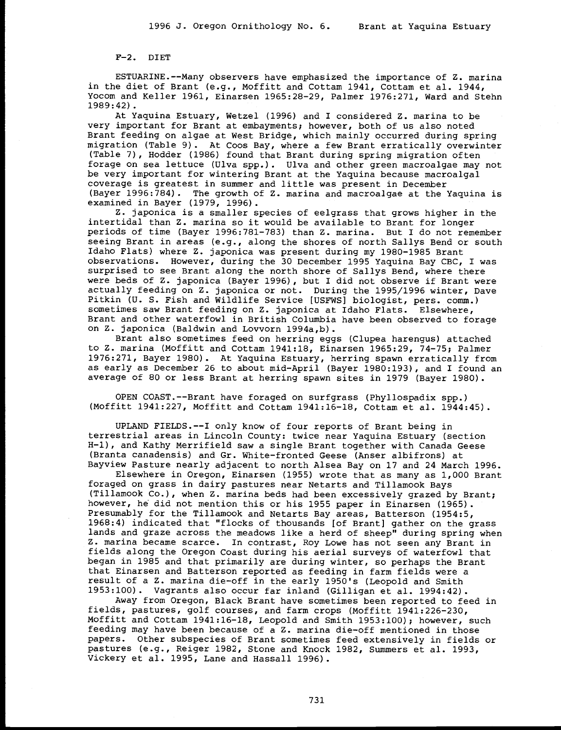## F-2. DIET

ESTUARINE.--Many observers have emphasized the importance of Z. marina in the diet of Brant (e.g., Moffitt and Cottam 1941, Cottam et al. 1944, Yocom and Keller 1961, Einarsen 1965:28-29, Palmer 1976:271, Ward and Stehn 1989:42).

At Yaquina Estuary, Wetzel (1996) and I considered Z. marina to be very important for Brant at embayments; however, both of us also noted Brant feeding on algae at West Bridge, which mainly occurred during spring migration (Table 9). At Coos Bay, where a few Brant erratically overwinter (Table 7), Hodder (1986) found that Brant during spring migration often forage on sea lettuce (Ulva spp.). Ulva and other green macroalgae may not be very important for wintering Brant at the Yaquina because macroalgal coverage is greatest in summer and little was present in December (Bayer 1996:784). The growth of Z. marina and macroalgae at the Yaquina is examined in Bayer (1979, 1996).

Z. japonica is a smaller species of eelgrass that grows higher in the intertidal than Z. marina so it would be available to Brant for longer periods of time (Bayer 1996:781-783) than Z. marina. But I do not remember seeing Brant in areas (e.g., along the shores of north Sallys Bend or south Idaho Flats) where Z. japonica was present during my 1980-1985 Brant observations. However, during the 30 December 1995 Yaquina Bay CBC, I was surprised to see Brant along the north shore of Sallys Bend, where there were beds of Z. japonica (Bayer 1996), but I did not observe if Brant were actually feeding on Z. japonica or not. During the 1995/1996 winter, Dave Pitkin (U. S. Fish and Wildlife Service [USFWS] biologist, pers. comm.) sometimes saw Brant feeding on Z. japonica at Idaho Flats. Elsewhere, Brant and other waterfowl in British Columbia have been observed to forage on Z. japonica (Baldwin and Lovvorn 1994a,b).

Brant also sometimes feed on herring eggs (Clupea harengus) attached to Z. marina (Moffitt and Cottam 1941:18, Einarsen 1965:29, 74-75; Palmer 1976:271, Bayer 1980). At Yaquina Estuary, herring spawn erratically from as early as December 26 to about mid-April (Bayer 1980:193), and I found an average of 80 or less Brant at herring spawn sites in 1979 (Bayer 1980).

OPEN COAST.--Brant have foraged on surfgrass (Phyllospadix spp.) (Moffitt 1941:227, Moffitt and Cottam 1941:16-18, Cottam et al. 1944:45).

UPLAND FIELDS.--I only know of four reports of Brant being in terrestrial areas in Lincoln County: twice near Yaquina Estuary (section H-1), and Kathy Merrifield saw a single Brant together with Canada Geese (Branta canadensis) and Gr. White-fronted Geese (Anser albifrons) at Bayview Pasture nearly adjacent to north Alsea Bay on 17 and 24 March 1996.

Elsewhere in Oregon, Einarsen (1955) wrote that as many as 1,000 Brant foraged on grass in dairy pastures near Netarts and Tillamook Bays (Tillamook Co.), when Z. marina beds had been excessively grazed by Brant; however, he did not mention this or his 1955 paper in Einarsen (1965). Presumably for the Tillamook and Netarts Bay areas, Batterson (1954:5, 1968:4) indicated that "flocks of thousands [of Brant] gather on the grass lands and graze across the meadows like a herd of sheep" during spring when Z. marina became scarce. In contrast, Roy Lowe has not seen any Brant in fields along the Oregon Coast during his aerial surveys of waterfowl that began in 1985 and that primarily are during winter, so perhaps the Brant that Einarsen and Batterson reported as feeding in farm fields were a result of a Z. marina die-off in the early 1950's (Leopold and Smith 1953:100). Vagrants also occur far inland (Gilligan et al. 1994:42).

Away from Oregon, Black Brant have sometimes been reported to feed in fields, pastures, golf courses, and farm crops (Moffitt 1941:226-230, Moffitt and Cottam 1941:16-18, Leopold and Smith 1953:100); however, such feeding may have been because of a Z. marina die-off mentioned in those papers. Other subspecies of Brant sometimes feed extensively in fields or pastures (e.g., Reiger 1982, Stone and Knock 1982, Summers et al. 1993, Vickery et al. 1995, Lane and Hassall 1996).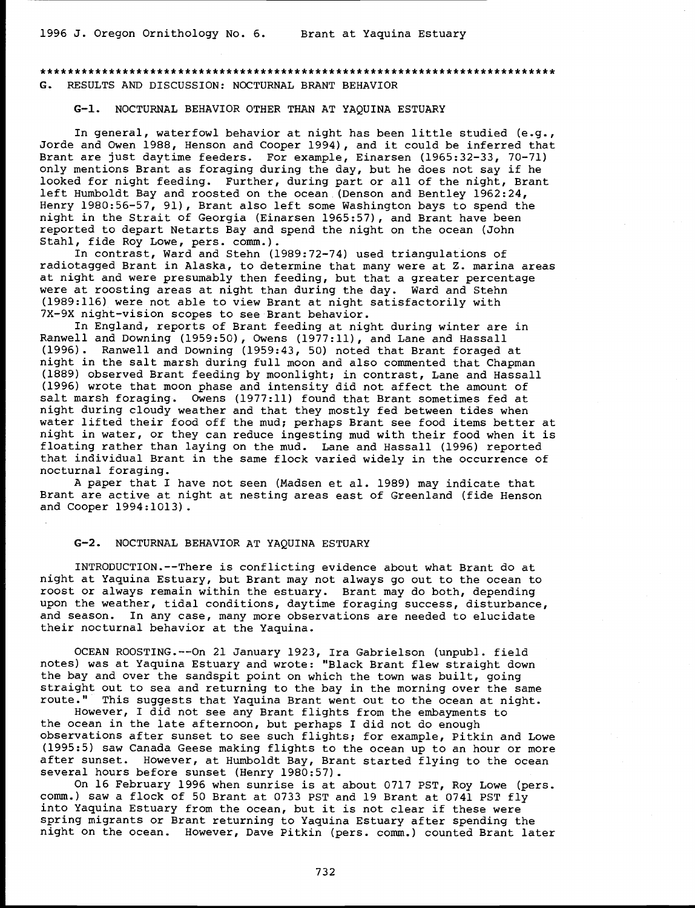## G. RESULTS AND DISCUSSION: NOCTURNAL BRANT BEHAVIOR

### G-1. NOCTURNAL BEHAVIOR OTHER THAN AT YAQUINA ESTUARY

In general, waterfowl behavior at night has been little studied (e.g., Jorde and Owen 1988, Henson and Cooper 1994), and it could be inferred that Brant are just daytime feeders. For example, Einarsen (1965:32-33, 70-71) only mentions Brant as foraging during the day, but he does not say if he looked for night feeding. Further, during part or all of the night, Brant left Humboldt Bay and roosted on the ocean (Denson and Bentley 1962:24, Henry 1980:56-57, 91), Brant also left some Washington bays to spend the night in the Strait of Georgia (Einarsen 1965:57), and Brant have been reported to depart Netarts Bay and spend the night on the ocean (John Stahl, fide Roy Lowe, pers. comm.).

In contrast, Ward and Stehn (1989:72-74) used triangulations of radiotagged Brant in Alaska, to determine that many were at Z. marina areas at night and were presumably then feeding, but that a greater percentage were at roosting areas at night than during the day. Ward and Stehn (1989:116) were not able to view Brant at night satisfactorily with 7X-9X night-vision scopes to see Brant behavior.

In England, reports of Brant feeding at night during winter are in Ranwell and Downing (1959:50), Owens (1977:11), and Lane and Hassall (1996). Ranwell and Downing (1959:43, 50) noted that Brant foraged at night in the salt marsh during full moon and also commented that Chapman (1889) observed Brant feeding by moonlight; in contrast, Lane and Hassall (1996) wrote that moon phase and intensity did not affect the amount of salt marsh foraging. Owens (1977:11) found that Brant sometimes fed at night during cloudy weather and that they mostly fed between tides when water lifted their food off the mud; perhaps Brant see food items better at night in water, or they can reduce ingesting mud with their food when it is floating rather than laying on the mud. Lane and Hassall (1996) reported that individual Brant in the same flock varied widely in the occurrence of nocturnal foraging.

A paper that I have not seen (Madsen et al. 1989) may indicate that Brant are active at night at nesting areas east of Greenland (fide Henson and Cooper 1994:1013).

### G-2. NOCTURNAL BEHAVIOR AT YAQUINA ESTUARY

INTRODUCTION.--There is conflicting evidence about what Brant do at night at Yaquina Estuary, but Brant may not always go out to the ocean to roost or always remain within the estuary. Brant may do both, depending upon the weather, tidal conditions, daytime foraging success, disturbance, and season. In any case, many more observations are needed to elucidate their nocturnal behavior at the Yaquina.

OCEAN ROOSTING.--On 21 January 1923, Ira Gabrielson (unpubl. field notes) was at Yaquina Estuary and wrote: "Black Brant flew straight down the bay and over the sandspit point on which the town was built, going straight out to sea and returning to the bay in the morning over the same route." This suggests that Yaquina Brant went out to the ocean at night.

However, I did not see any Brant flights from the embayments to the ocean in the late afternoon, but perhaps I did not do enough observations after sunset to see such flights; for example, Pitkin and Lowe (1995:5) saw Canada Geese making flights to the ocean up to an hour or more after sunset. However, at Humboldt Bay, Brant started flying to the ocean several hours before sunset (Henry 1980:57).

On 16 February 1996 when sunrise is at about 0717 PST, Roy Lowe (pers. comm.) saw a flock of 50 Brant at 0733 PST and 19 Brant at 0741 PST fly into Yaquina Estuary from the ocean, but it is not clear if these were spring migrants or Brant returning to Yaquina Estuary after spending the night on the ocean. However, Dave Pitkin (pers. comm.) counted Brant later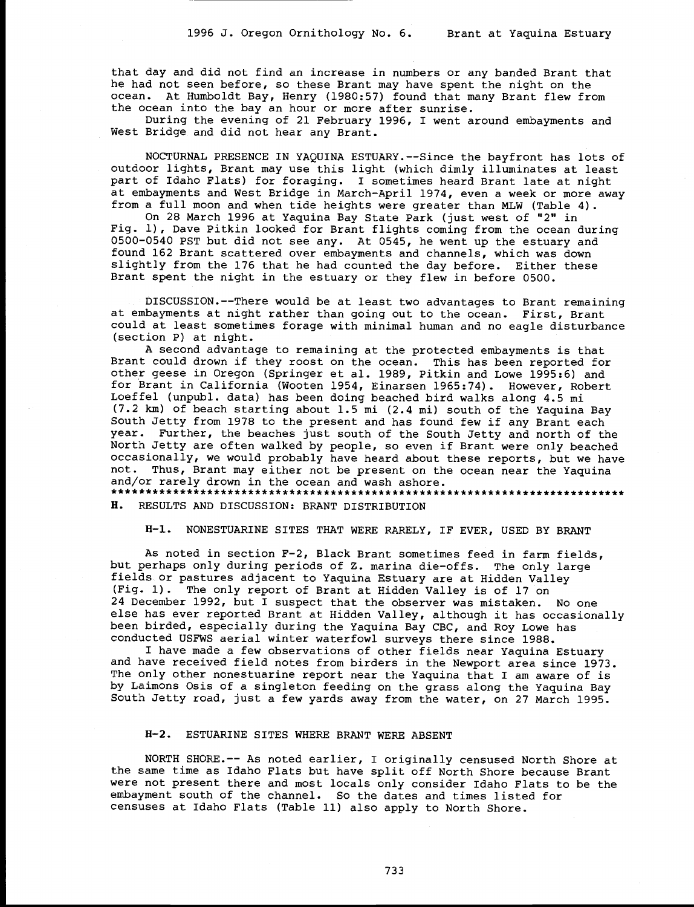that day and did not find an increase in numbers or any banded Brant that he had not seen before, so these Brant may have spent the night on the ocean. At Humboldt Bay, Henry (1980:57) found that many Brant flew from the ocean into the bay an hour or more after sunrise.

During the evening of 21 February 1996, I went around embayments and West Bridge and did not hear any Brant.

NOCTURNAL PRESENCE IN YAQUINA ESTUARY.--Since the bayfront has lots of outdoor lights, Brant may use this light (which dimly illuminates at least part of Idaho Flats) for foraging. I sometimes heard Brant late at night at embayments and West Bridge in March-April 1974, even a week or more away from a full moon and when tide heights were greater than MLW (Table 4).

On 28 March 1996 at Yaquina Bay State Park (just west of "2" in Fig. 1), Dave Pitkin looked for Brant flights coming from the ocean during 0500-0540 PST but did not see any. At 0545, he went up the estuary and found 162 Brant scattered over embayments and channels, which was down slightly from the 176 that he had counted the day before. Either these Brant spent the night in the estuary or they flew in before 0500.

DISCUSSION.--There would be at least two advantages to Brant remaining at embayments at night rather than going out to the ocean. First, Brant could at least sometimes forage with minimal human and no eagle disturbance (section P) at night.

A second advantage to remaining at the protected embayments is that Brant could drown if they roost on the ocean. This has been reported for other geese in Oregon (Springer et al. 1989, Pitkin and Lowe 1995:6) and for Brant in California (Wooten 1954, Einarsen 1965:74). However, Robert Loeffel (unpubl. data) has been doing beached bird walks along 4.5 mi (7.2 km) of beach starting about 1.5 mi (2.4 mi) south of the Yaquina Bay South Jetty from 1978 to the present and has found few if any Brant each year. Further, the beaches just south of the South Jetty and north of the North Jetty are often walked by people, so even if Brant were only beached occasionally, we would probably have heard about these reports, but we have not. Thus, Brant may either not be present on the ocean near the Yaquina and/or rarely drown in the ocean and wash ashore.

***************************************************************************

## H. RESULTS AND DISCUSSION: BRANT DISTRIBUTION

### H-1. NONESTUARINE SITES THAT WERE RARELY, IF EVER, USED BY BRANT

As noted in section F-2, Black Brant sometimes feed in farm fields, but perhaps only during periods of Z. marina die-offs. The only large fields or pastures adjacent to Yaquina Estuary are at Hidden Valley (Fig. 1). The only report of Brant at Hidden Valley is of 17 on 24 December 1992, but I suspect that the observer was mistaken. No one else has ever reported Brant at Hidden Valley, although it has occasionally been birded, especially during the Yaquina Bay CBC, and Roy Lowe has conducted USFWS aerial winter waterfowl surveys there since 1988.

I have made a few observations of other fields near Yaquina Estuary and have received field notes from birders in the Newport area since 1973. The only other nonestuarine report near the Yaquina that I am aware of is by Laimons Osis of a singleton feeding on the grass along the Yaquina Bay South Jetty road, just a few yards away from the water, on 27 March 1995.

### H-2. ESTUARINE SITES WHERE BRANT WERE ABSENT

NORTH SHORE.-- As noted earlier, I originally censused North Shore at the same time as Idaho Flats but have split off North Shore because Brant were not present there and most locals only consider Idaho Flats to be the embayment south of the channel. So the dates and times listed for censuses at Idaho Flats (Table 11) also apply to North Shore.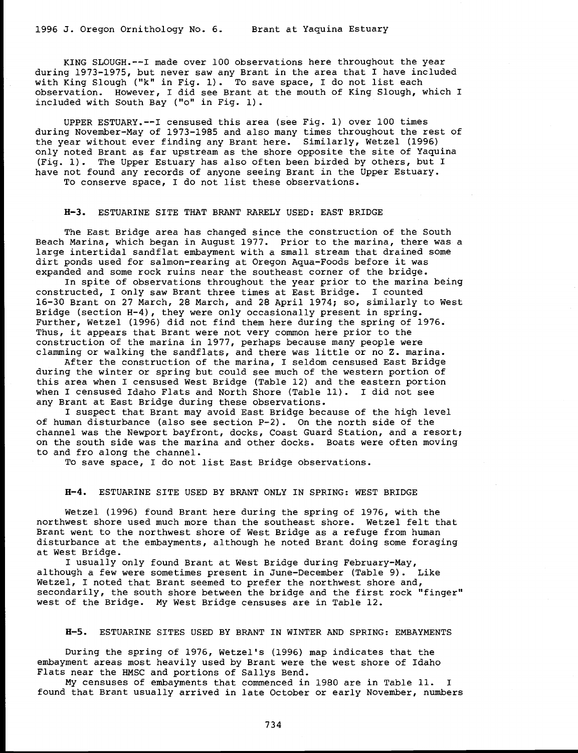KING SLOUGH.--I made over 100 observations here throughout the year during 1973-1975, but never saw any Brant in the area that I have included with King Slough ("k" in Fig. 1). To save space, I do not list each observation. However, I did see Brant at the mouth of King Slough, which I included with South Bay ("o" in Fig. 1).

UPPER ESTUARY.--I censused this area (see Fig. 1) over 100 times during November-May of 1973-1985 and also many times throughout the rest of the year without ever finding any Brant here. Similarly, Wetzel (1996) only noted Brant as far upstream as the shore opposite the site of Yaquina (Fig. 1). The Upper Estuary has also often been birded by others, but I have not found any records of anyone seeing Brant in the Upper Estuary.
To conserve space, I do not list these observations.

## H-3. ESTUARINE SITE THAT BRANT RARELY USED: EAST BRIDGE

The East Bridge area has changed since the construction of the South Beach Marina, which began in August 1977. Prior to the marina, there was a large intertidal sandflat embayment with a small stream that drained some dirt ponds used for salmon-rearing at Oregon Aqua-Foods before it was expanded and some rock ruins near the southeast corner of the bridge.

In spite of observations throughout the year prior to the marina being constructed, I only saw Brant three times at East Bridge. I counted 16-30 Brant on 27 March, 28 March, and 28 April 1974; so, similarly to West Bridge (section H-4), they were only occasionally present in spring. Further, Wetzel (1996) did not find them here during the spring of 1976. Thus, it appears that Brant were not very common here prior to the construction of the marina in 1977, perhaps because many people were clamming or walking the sandflats, and there was little or no Z. marina.

After the construction of the marina, I seldom censused East Bridge during the winter or spring but could see much of the western portion of this area when I censused West Bridge (Table 12) and the eastern portion when I censused Idaho Flats and North Shore (Table 11). I did not see any Brant at East Bridge during these observations.

I suspect that Brant may avoid East Bridge because of the high level of human disturbance (also see section P-2). On the north side of the channel was the Newport bayfront, docks, Coast Guard Station, and a resort; on the south side was the marina and other docks. Boats were often moving to and fro along the channel.

To save space, I do not list East Bridge observations.

## H-4. ESTUARINE SITE USED BY BRANT ONLY IN SPRING: WEST BRIDGE

Wetzel (1996) found Brant here during the spring of 1976, with the northwest shore used much more than the southeast shore. Wetzel felt that Brant went to the northwest shore of West Bridge as a refuge from human disturbance at the embayments, although he noted Brant doing some foraging at West Bridge.

I usually only found Brant at West Bridge during February-May, although a few were sometimes present in June-December (Table 9). Like Wetzel, I noted that Brant seemed to prefer the northwest shore and, secondarily, the south shore between the bridge and the first rock "finger" west of the Bridge. My West Bridge censuses are in Table 12.

## H-5. ESTUARINE SITES USED BY BRANT IN WINTER AND SPRING: EMBAYMENTS

During the spring of 1976, Wetzel's (1996) map indicates that the embayment areas most heavily used by Brant were the west shore of Idaho Flats near the HMSC and portions of Sallys Bend.

My censuses of embayments that commenced in 1980 are in Table 11. I found that Brant usually arrived in late October or early November, numbers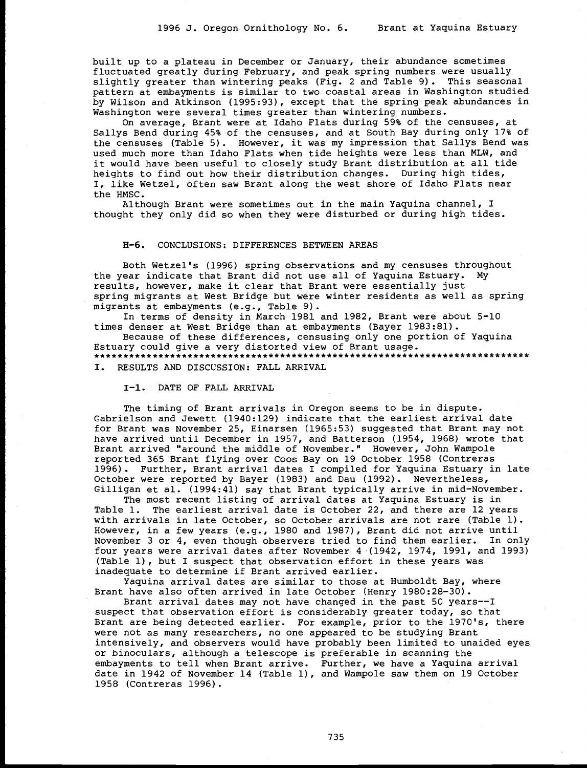built up to a plateau in December or January, their abundance sometimes fluctuated greatly during February, and peak spring numbers were usually slightly greater than wintering peaks (Fig. 2 and Table 9). This seasonal pattern at embayments is similar to two coastal areas in Washington studied by Wilson and Atkinson (1995:93), except that the spring peak abundances in Washington were several times greater than wintering numbers.

On average, Brant were at Idaho Flats during 59% of the censuses, at Sallys Bend during 45% of the censuses, and at South Bay during only 17% of the censuses (Table 5). However, it was my impression that Sallys Bend was used much more than Idaho Flats when tide heights were less than MLW, and it would have been useful to closely study Brant distribution at all tide heights to find out how their distribution changes. During high tides, I, like Wetzel, often saw Brant along the west shore of Idaho Flats near the HMSC.

Although Brant were sometimes out in the main Yaquina channel, I thought they only did so when they were disturbed or during high tides.

### H-6. CONCLUSIONS: DIFFERENCES BETWEEN AREAS

Both Wetzel's (1996) spring observations and my censuses throughout the year indicate that Brant did not use all of Yaquina Estuary. My results, however, make it clear that Brant were essentially just spring migrants at West Bridge but were winter residents as well as spring migrants at embayments (e.g., Table 9).

In terms of density in March 1981 and 1982, Brant were about 5-10 times denser at West Bridge than at embayments (Bayer 1983:81).

Because of these differences, censusing only one portion of Yaquina Estuary could give a very distorted view of Brant usage.

*****************************************************************************

## I. RESULTS AND DISCUSSION: FALL ARRIVAL

### I-1. DATE OF FALL ARRIVAL

The timing of Brant arrivals in Oregon seems to be in dispute. Gabrielson and Jewett (1940:129) indicate that the earliest arrival date for Brant was November 25, Einarsen (1965:53) suggested that Brant may not have arrived until December in 1957, and Batterson (1954, 1968) wrote that Brant arrived "around the middle of November." However, John Wampole reported 365 Brant flying over Coos Bay on 19 October 1958 (Contreras 1996). Further, Brant arrival dates I compiled for Yaquina Estuary in late October were reported by Bayer (1983) and Dau (1992). Nevertheless, Gilligan et al. (1994:41) say that Brant typically arrive in mid-November.

The most recent listing of arrival dates at Yaquina Estuary is in Table 1. The earliest arrival date is October 22, and there are 12 years with arrivals in late October, so October arrivals are not rare (Table 1). However, in a few years (e.g., 1980 and 1987), Brant did not arrive until November 3 or 4, even though observers tried to find them earlier. In only four years were arrival dates after November 4 (1942, 1974, 1991, and 1993) (Table 1), but I suspect that observation effort in these years was inadequate to determine if Brant arrived earlier.

Yaquina arrival dates are similar to those at Humboldt Bay, where Brant have also often arrived in late October (Henry 1980:28-30).

Brant arrival dates may not have changed in the past 50 years--I suspect that observation effort is considerably greater today, so that Brant are being detected earlier. For example, prior to the 1970's, there were not as many researchers, no one appeared to be studying Brant intensively, and observers would have probably been limited to unaided eyes or binoculars, although a telescope is preferable in scanning the embayments to tell when Brant arrive. Further, we have a Yaquina arrival date in 1942 of November 14 (Table 1), and Wampole saw them on 19 October 1958 (Contreras 1996).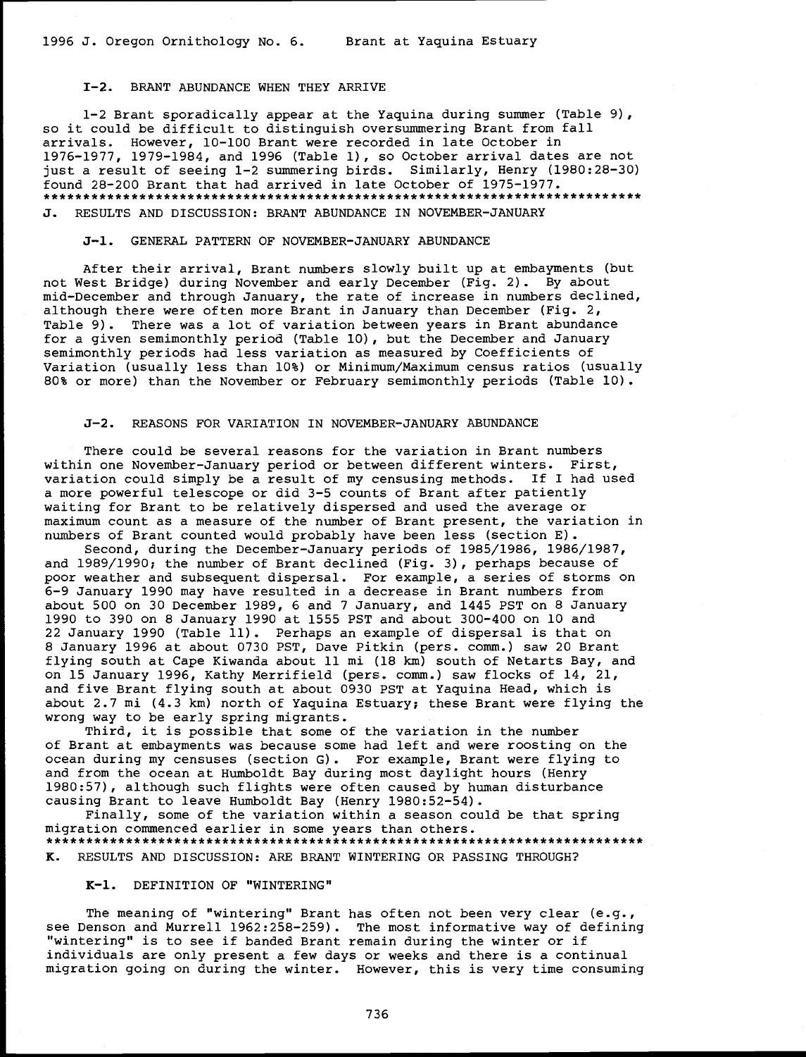### I-2. BRANT ABUNDANCE WHEN THEY ARRIVE

1-2 Brant sporadically appear at the Yaquina during summer (Table 9), so it could be difficult to distinguish oversummering Brant from fall arrivals. However, 10-100 Brant were recorded in late October in 1976-1977, 1979-1984, and 1996 (Table 1), so October arrival dates are not just a result of seeing 1-2 summering birds. Similarly, Henry (1980:28-30) found 28-200 Brant that had arrived in late October of 1975-1977.

*******************************************************************************

## J. RESULTS AND DISCUSSION: BRANT ABUNDANCE IN NOVEMBER-JANUARY

### J-1. GENERAL PATTERN OF NOVEMBER-JANUARY ABUNDANCE

After their arrival, Brant numbers slowly built up at embayments (but not West Bridge) during November and early December (Fig. 2). By about mid-December and through January, the rate of increase in numbers declined, although there were often more Brant in January than December (Fig. 2, Table 9). There was a lot of variation between years in Brant abundance for a given semimonthly period (Table 10), but the December and January semimonthly periods had less variation as measured by Coefficients of Variation (usually less than 10%) or Minimum/Maximum census ratios (usually 80% or more) than the November or February semimonthly periods (Table 10).

### J-2. REASONS FOR VARIATION IN NOVEMBER-JANUARY ABUNDANCE

There could be several reasons for the variation in Brant numbers within one November-January period or between different winters. First, variation could simply be a result of my censusing methods. If I had used a more powerful telescope or did 3-5 counts of Brant after patiently waiting for Brant to be relatively dispersed and used the average or maximum count as a measure of the number of Brant present, the variation in numbers of Brant counted would probably have been less (section E).

Second, during the December-January periods of 1985/1986, 1986/1987, and 1989/1990; the number of Brant declined (Fig. 3), perhaps because of poor weather and subsequent dispersal. For example, a series of storms on 6-9 January 1990 may have resulted in a decrease in Brant numbers from about 500 on 30 December 1989, 6 and 7 January, and 1445 PST on 8 January 1990 to 390 on 8 January 1990 at 1555 PST and about 300-400 on 10 and 22 January 1990 (Table 11). Perhaps an example of dispersal is that on 8 January 1996 at about 0730 PST, Dave Pitkin (pers. comm.) saw 20 Brant flying south at Cape Kiwanda about 11 mi (18 km) south of Netarts Bay, and on 15 January 1996, Kathy Merrifield (pers. comm.) saw flocks of 14, 21, and five Brant flying south at about 0930 PST at Yaquina Head, which is about 2.7 mi (4.3 km) north of Yaquina Estuary; these Brant were flying the wrong way to be early spring migrants.

Third, it is possible that some of the variation in the number of Brant at embayments was because some had left and were roosting on the ocean during my censuses (section G). For example, Brant were flying to and from the ocean at Humboldt Bay during most daylight hours (Henry 1980:57), although such flights were often caused by human disturbance causing Brant to leave Humboldt Bay (Henry 1980:52-54).

Finally, some of the variation within a season could be that spring migration commenced earlier in some years than others.

*******************************************************************************

## K. RESULTS AND DISCUSSION: ARE BRANT WINTERING OR PASSING THROUGH?

### K-1. DEFINITION OF "WINTERING"

The meaning of "wintering" Brant has often not been very clear (e.g., see Denson and Murrell 1962:258-259). The most informative way of defining "wintering" is to see if banded Brant remain during the winter or if individuals are only present a few days or weeks and there is a continual migration going on during the winter. However, this is very time consuming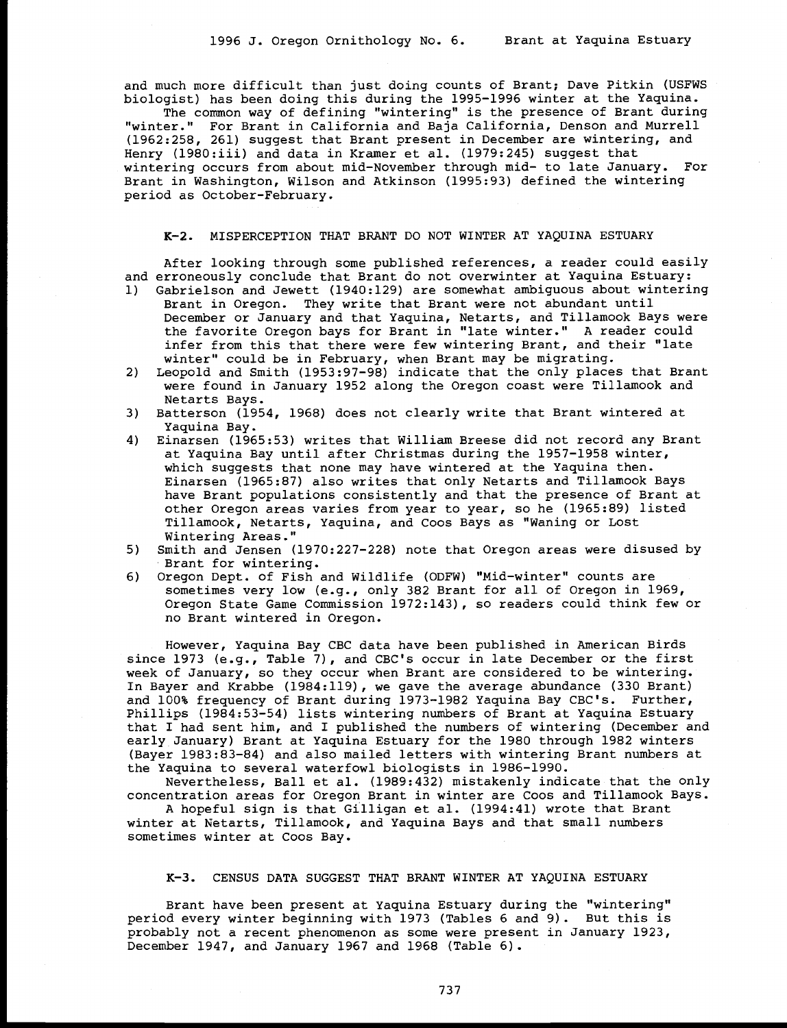and much more difficult than just doing counts of Brant; Dave Pitkin (USFWS biologist) has been doing this during the 1995-1996 winter at the Yaquina.

The common way of defining "wintering" is the presence of Brant during "winter." For Brant in California and Baja California, Denson and Murrell (1962:258, 261) suggest that Brant present in December are wintering, and Henry (1980:iii) and data in Kramer et al. (1979:245) suggest that wintering occurs from about mid-November through mid- to late January. For Brant in Washington, Wilson and Atkinson (1995:93) defined the wintering period as October-February.

## K-2. MISPERCEPTION THAT BRANT DO NOT WINTER AT YAQUINA ESTUARY

After looking through some published references, a reader could easily and erroneously conclude that Brant do not overwinter at Yaquina Estuary:

1) Gabrielson and Jewett (1940:129) are somewhat ambiguous about wintering Brant in Oregon. They write that Brant were not abundant until December or January and that Yaquina, Netarts, and Tillamook Bays were the favorite Oregon bays for Brant in "late winter." A reader could infer from this that there were few wintering Brant, and their "late winter" could be in February, when Brant may be migrating.
2) Leopold and Smith (1953:97-98) indicate that the only places that Brant were found in January 1952 along the Oregon coast were Tillamook and Netarts Bays.
3) Batterson (1954, 1968) does not clearly write that Brant wintered at Yaquina Bay.
4) Einarsen (1965:53) writes that William Breese did not record any Brant at Yaquina Bay until after Christmas during the 1957-1958 winter, which suggests that none may have wintered at the Yaquina then. Einarsen (1965:87) also writes that only Netarts and Tillamook Bays have Brant populations consistently and that the presence of Brant at other Oregon areas varies from year to year, so he (1965:89) listed Tillamook, Netarts, Yaquina, and Coos Bays as "Waning or Lost Wintering Areas."
5) Smith and Jensen (1970:227-228) note that Oregon areas were disused by Brant for wintering.
6) Oregon Dept. of Fish and Wildlife (ODFW) "Mid-winter" counts are sometimes very low (e.g., only 382 Brant for all of Oregon in 1969, Oregon State Game Commission 1972:143), so readers could think few or no Brant wintered in Oregon.

However, Yaquina Bay CBC data have been published in American Birds since 1973 (e.g., Table 7), and CBC's occur in late December or the first week of January, so they occur when Brant are considered to be wintering. In Bayer and Krabbe (1984:119), we gave the average abundance (330 Brant) and 100% frequency of Brant during 1973-1982 Yaquina Bay CBC's. Further, Phillips (1984:53-54) lists wintering numbers of Brant at Yaquina Estuary that I had sent him, and I published the numbers of wintering (December and early January) Brant at Yaquina Estuary for the 1980 through 1982 winters (Bayer 1983:83-84) and also mailed letters with wintering Brant numbers at the Yaquina to several waterfowl biologists in 1986-1990.

Nevertheless, Ball et al. (1989:432) mistakenly indicate that the only concentration areas for Oregon Brant in winter are Coos and Tillamook Bays.

A hopeful sign is that Gilligan et al. (1994:41) wrote that Brant winter at Netarts, Tillamook, and Yaquina Bays and that small numbers sometimes winter at Coos Bay.

## K-3. CENSUS DATA SUGGEST THAT BRANT WINTER AT YAQUINA ESTUARY

Brant have been present at Yaquina Estuary during the "wintering" period every winter beginning with 1973 (Tables 6 and 9). But this is probably not a recent phenomenon as some were present in January 1923, December 1947, and January 1967 and 1968 (Table 6).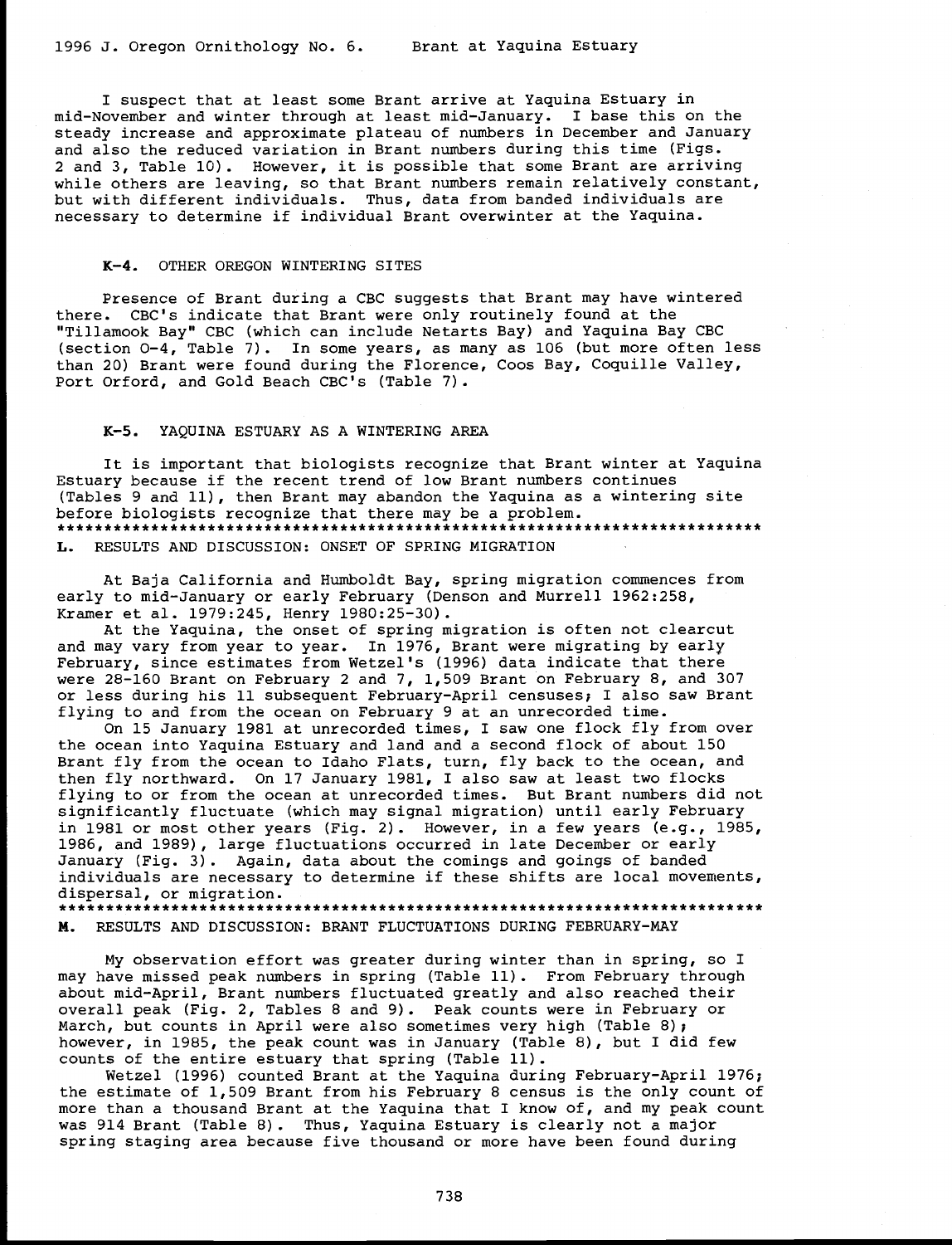I suspect that at least some Brant arrive at Yaquina Estuary in mid-November and winter through at least mid-January. I base this on the steady increase and approximate plateau of numbers in December and January and also the reduced variation in Brant numbers during this time (Figs. 2 and 3, Table 10). However, it is possible that some Brant are arriving while others are leaving, so that Brant numbers remain relatively constant, but with different individuals. Thus, data from banded individuals are necessary to determine if individual Brant overwinter at the Yaquina.

### K-4. OTHER OREGON WINTERING SITES

Presence of Brant during a CBC suggests that Brant may have wintered there. CBC's indicate that Brant were only routinely found at the "Tillamook Bay" CBC (which can include Netarts Bay) and Yaquina Bay CBC (section O-4, Table 7). In some years, as many as 106 (but more often less than 20) Brant were found during the Florence, Coos Bay, Coquille Valley, Port Orford, and Gold Beach CBC's (Table 7).

### K-5. YAQUINA ESTUARY AS A WINTERING AREA

It is important that biologists recognize that Brant winter at Yaquina Estuary because if the recent trend of low Brant numbers continues (Tables 9 and 11), then Brant may abandon the Yaquina as a wintering site before biologists recognize that there may be a problem.

*****************************************************************************

## L. RESULTS AND DISCUSSION: ONSET OF SPRING MIGRATION

At Baja California and Humboldt Bay, spring migration commences from early to mid-January or early February (Denson and Murrell 1962:258, Kramer et al. 1979:245, Henry 1980:25-30).

At the Yaquina, the onset of spring migration is often not clearcut and may vary from year to year. In 1976, Brant were migrating by early February, since estimates from Wetzel's (1996) data indicate that there were 28-160 Brant on February 2 and 7, 1,509 Brant on February 8, and 307 or less during his 11 subsequent February-April censuses; I also saw Brant flying to and from the ocean on February 9 at an unrecorded time.

On 15 January 1981 at unrecorded times, I saw one flock fly from over the ocean into Yaquina Estuary and land and a second flock of about 150 Brant fly from the ocean to Idaho Flats, turn, fly back to the ocean, and then fly northward. On 17 January 1981, I also saw at least two flocks flying to or from the ocean at unrecorded times. But Brant numbers did not significantly fluctuate (which may signal migration) until early February in 1981 or most other years (Fig. 2). However, in a few years (e.g., 1985, 1986, and 1989), large fluctuations occurred in late December or early January (Fig. 3). Again, data about the comings and goings of banded individuals are necessary to determine if these shifts are local movements, dispersal, or migration.

*****************************************************************************

## M. RESULTS AND DISCUSSION: BRANT FLUCTUATIONS DURING FEBRUARY-MAY

My observation effort was greater during winter than in spring, so I may have missed peak numbers in spring (Table 11). From February through about mid-April, Brant numbers fluctuated greatly and also reached their overall peak (Fig. 2, Tables 8 and 9). Peak counts were in February or March, but counts in April were also sometimes very high (Table 8); however, in 1985, the peak count was in January (Table 8), but I did few counts of the entire estuary that spring (Table 11).

Wetzel (1996) counted Brant at the Yaquina during February-April 1976; the estimate of 1,509 Brant from his February 8 census is the only count of more than a thousand Brant at the Yaquina that I know of, and my peak count was 914 Brant (Table 8). Thus, Yaquina Estuary is clearly not a major spring staging area because five thousand or more have been found during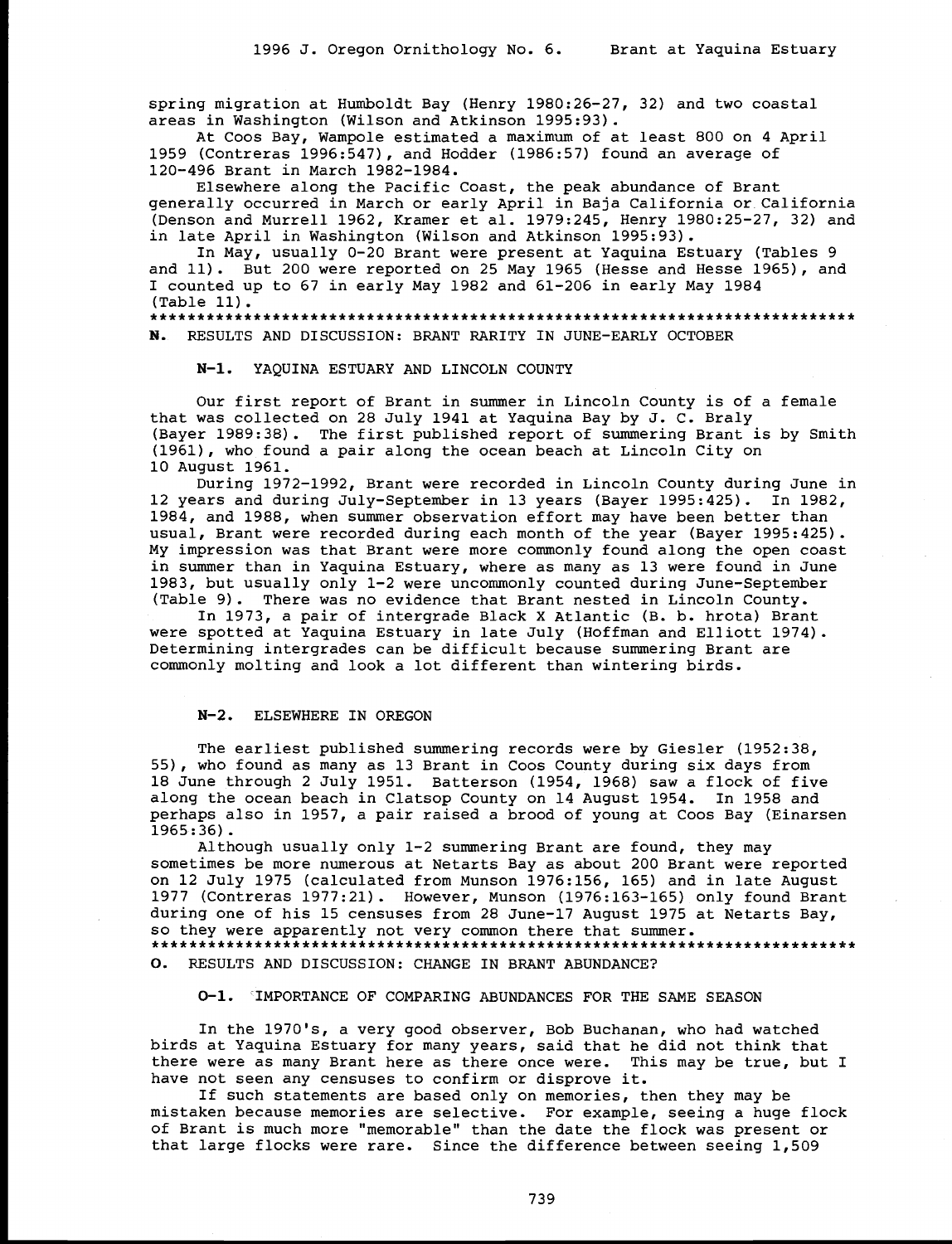spring migration at Humboldt Bay (Henry 1980:26-27, 32) and two coastal areas in Washington (Wilson and Atkinson 1995:93).

At Coos Bay, Wampole estimated a maximum of at least 800 on 4 April 1959 (Contreras 1996:547), and Hodder (1986:57) found an average of 120-496 Brant in March 1982-1984.

Elsewhere along the Pacific Coast, the peak abundance of Brant generally occurred in March or early April in Baja California or California (Denson and Murrell 1962, Kramer et al. 1979:245, Henry 1980:25-27, 32) and in late April in Washington (Wilson and Atkinson 1995:93).

In May, usually 0-20 Brant were present at Yaquina Estuary (Tables 9 and 11). But 200 were reported on 25 May 1965 (Hesse and Hesse 1965), and I counted up to 67 in early May 1982 and 61-206 in early May 1984 (Table 11).

***************************************************************************

## N. RESULTS AND DISCUSSION: BRANT RARITY IN JUNE-EARLY OCTOBER

### N-1. YAQUINA ESTUARY AND LINCOLN COUNTY

Our first report of Brant in summer in Lincoln County is of a female that was collected on 28 July 1941 at Yaquina Bay by J. C. Braly (Bayer 1989:38). The first published report of summering Brant is by Smith (1961), who found a pair along the ocean beach at Lincoln City on 10 August 1961.

During 1972-1992, Brant were recorded in Lincoln County during June in 12 years and during July-September in 13 years (Bayer 1995:425). In 1982, 1984, and 1988, when summer observation effort may have been better than usual, Brant were recorded during each month of the year (Bayer 1995:425). My impression was that Brant were more commonly found along the open coast in summer than in Yaquina Estuary, where as many as 13 were found in June 1983, but usually only 1-2 were uncommonly counted during June-September (Table 9). There was no evidence that Brant nested in Lincoln County.

In 1973, a pair of intergrade Black X Atlantic (B. b. hrota) Brant were spotted at Yaquina Estuary in late July (Hoffman and Elliott 1974). Determining intergrades can be difficult because summering Brant are commonly molting and look a lot different than wintering birds.

### N-2. ELSEWHERE IN OREGON

The earliest published summering records were by Giesler (1952:38, 55), who found as many as 13 Brant in Coos County during six days from 18 June through 2 July 1951. Batterson (1954, 1968) saw a flock of five along the ocean beach in Clatsop County on 14 August 1954. In 1958 and perhaps also in 1957, a pair raised a brood of young at Coos Bay (Einarsen 1965:36).

Although usually only 1-2 summering Brant are found, they may sometimes be more numerous at Netarts Bay as about 200 Brant were reported on 12 July 1975 (calculated from Munson 1976:156, 165) and in late August 1977 (Contreras 1977:21). However, Munson (1976:163-165) only found Brant during one of his 15 censuses from 28 June-17 August 1975 at Netarts Bay, so they were apparently not very common there that summer.

***************************************************************************

## O. RESULTS AND DISCUSSION: CHANGE IN BRANT ABUNDANCE?

### O-1. IMPORTANCE OF COMPARING ABUNDANCES FOR THE SAME SEASON

In the 1970's, a very good observer, Bob Buchanan, who had watched birds at Yaquina Estuary for many years, said that he did not think that there were as many Brant here as there once were. This may be true, but I have not seen any censuses to confirm or disprove it.

If such statements are based only on memories, then they may be mistaken because memories are selective. For example, seeing a huge flock of Brant is much more "memorable" than the date the flock was present or that large flocks were rare. Since the difference between seeing 1,509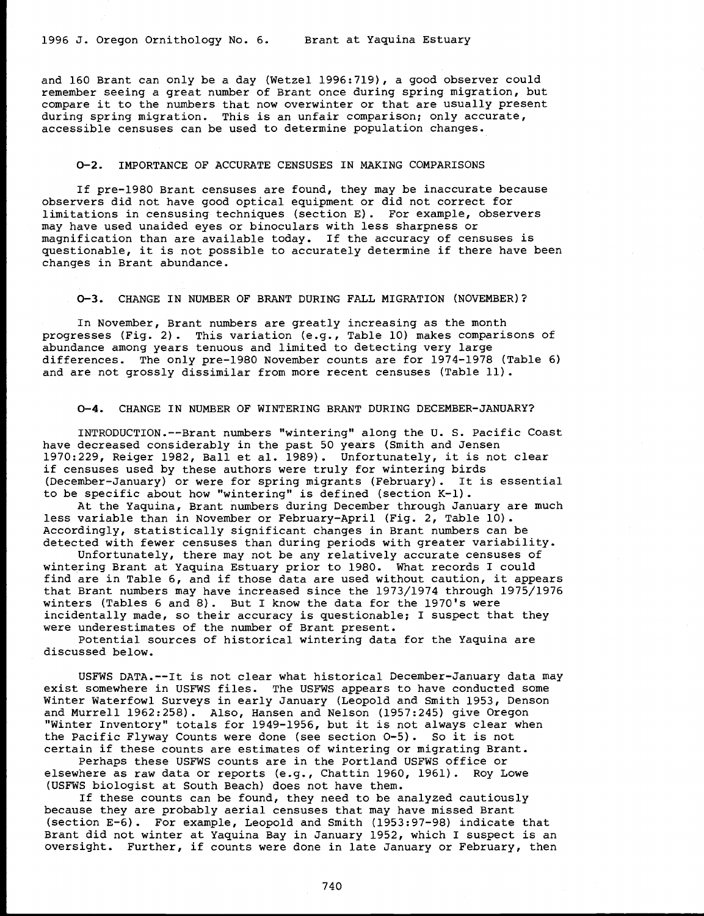and 160 Brant can only be a day (Wetzel 1996:719), a good observer could remember seeing a great number of Brant once during spring migration, but compare it to the numbers that now overwinter or that are usually present during spring migration. This is an unfair comparison; only accurate, accessible censuses can be used to determine population changes.

### O-2. IMPORTANCE OF ACCURATE CENSUSES IN MAKING COMPARISONS

If pre-1980 Brant censuses are found, they may be inaccurate because observers did not have good optical equipment or did not correct for limitations in censusing techniques (section E). For example, observers may have used unaided eyes or binoculars with less sharpness or magnification than are available today. If the accuracy of censuses is questionable, it is not possible to accurately determine if there have been changes in Brant abundance.

### O-3. CHANGE IN NUMBER OF BRANT DURING FALL MIGRATION (NOVEMBER)?

In November, Brant numbers are greatly increasing as the month progresses (Fig. 2). This variation (e.g., Table 10) makes comparisons of abundance among years tenuous and limited to detecting very large differences. The only pre-1980 November counts are for 1974-1978 (Table 6) and are not grossly dissimilar from more recent censuses (Table 11).

### O-4. CHANGE IN NUMBER OF WINTERING BRANT DURING DECEMBER-JANUARY?

INTRODUCTION.--Brant numbers "wintering" along the U. S. Pacific Coast have decreased considerably in the past 50 years (Smith and Jensen 1970:229, Reiger 1982, Ball et al. 1989). Unfortunately, it is not clear if censuses used by these authors were truly for wintering birds (December-January) or were for spring migrants (February). It is essential to be specific about how "wintering" is defined (section K-1).

At the Yaquina, Brant numbers during December through January are much less variable than in November or February-April (Fig. 2, Table 10). Accordingly, statistically significant changes in Brant numbers can be detected with fewer censuses than during periods with greater variability.

Unfortunately, there may not be any relatively accurate censuses of wintering Brant at Yaquina Estuary prior to 1980. What records I could find are in Table 6, and if those data are used without caution, it appears that Brant numbers may have increased since the 1973/1974 through 1975/1976 winters (Tables 6 and 8). But I know the data for the 1970's were incidentally made, so their accuracy is questionable; I suspect that they were underestimates of the number of Brant present.

Potential sources of historical wintering data for the Yaquina are discussed below.

USFWS DATA.--It is not clear what historical December-January data may exist somewhere in USFWS files. The USFWS appears to have conducted some Winter Waterfowl Surveys in early January (Leopold and Smith 1953, Denson and Murrell 1962:258). Also, Hansen and Nelson (1957:245) give Oregon "Winter Inventory" totals for 1949-1956, but it is not always clear when the Pacific Flyway Counts were done (see section O-5). So it is not certain if these counts are estimates of wintering or migrating Brant.

Perhaps these USFWS counts are in the Portland USFWS office or elsewhere as raw data or reports (e.g., Chattin 1960, 1961). Roy Lowe (USFWS biologist at South Beach) does not have them.

If these counts can be found, they need to be analyzed cautiously because they are probably aerial censuses that may have missed Brant (section E-6). For example, Leopold and Smith (1953:97-98) indicate that Brant did not winter at Yaquina Bay in January 1952, which I suspect is an oversight. Further, if counts were done in late January or February, then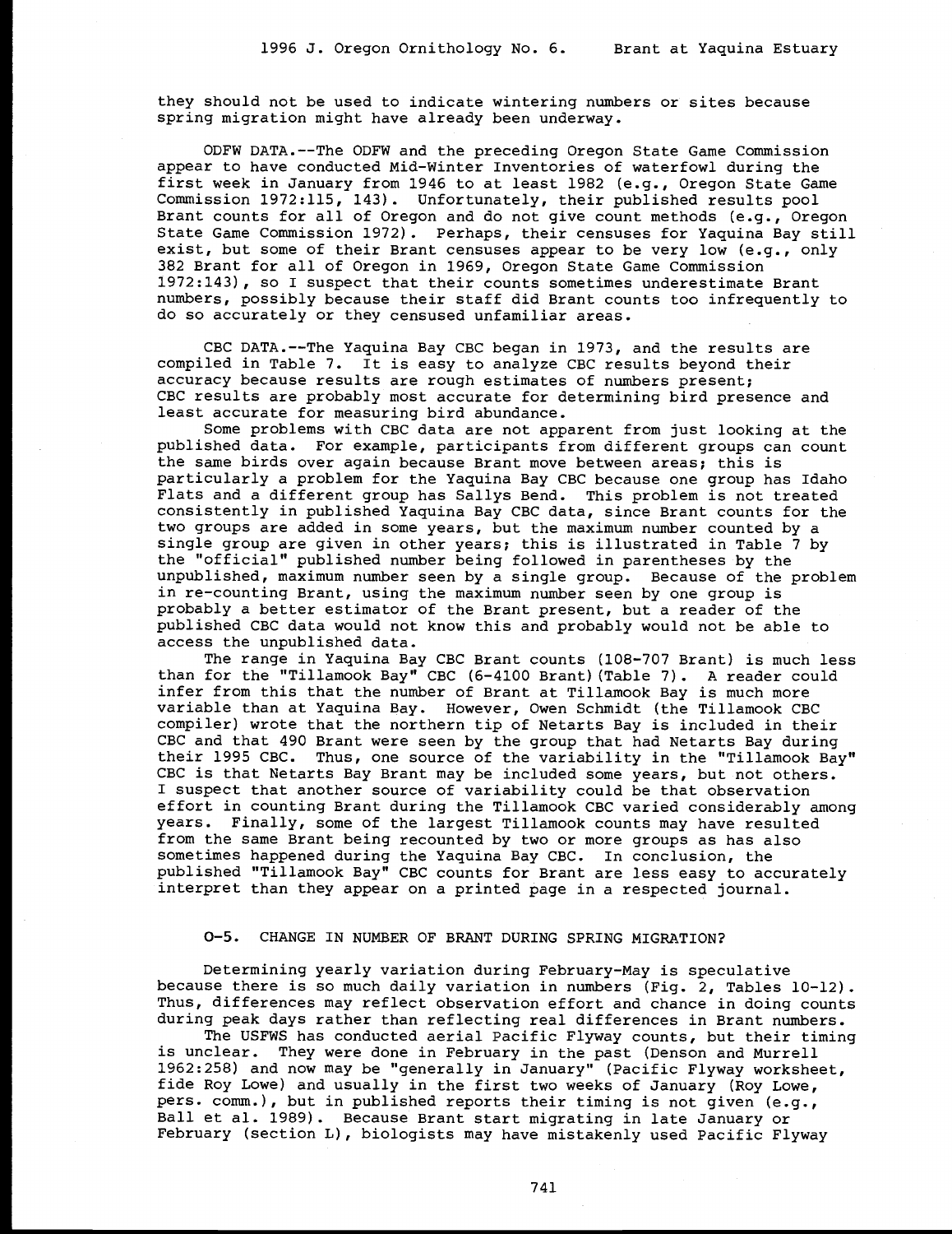they should not be used to indicate wintering numbers or sites because spring migration might have already been underway.

ODFW DATA.--The ODFW and the preceding Oregon State Game Commission appear to have conducted Mid-Winter Inventories of waterfowl during the first week in January from 1946 to at least 1982 (e.g., Oregon State Game Commission 1972:115, 143). Unfortunately, their published results pool Brant counts for all of Oregon and do not give count methods (e.g., Oregon State Game Commission 1972). Perhaps, their censuses for Yaquina Bay still exist, but some of their Brant censuses appear to be very low (e.g., only 382 Brant for all of Oregon in 1969, Oregon State Game Commission 1972:143), so I suspect that their counts sometimes underestimate Brant numbers, possibly because their staff did Brant counts too infrequently to do so accurately or they censused unfamiliar areas.

CBC DATA.--The Yaquina Bay CBC began in 1973, and the results are compiled in Table 7. It is easy to analyze CBC results beyond their accuracy because results are rough estimates of numbers present; CBC results are probably most accurate for determining bird presence and least accurate for measuring bird abundance.

Some problems with CBC data are not apparent from just looking at the published data. For example, participants from different groups can count the same birds over again because Brant move between areas; this is particularly a problem for the Yaquina Bay CBC because one group has Idaho Flats and a different group has Sallys Bend. This problem is not treated consistently in published Yaquina Bay CBC data, since Brant counts for the two groups are added in some years, but the maximum number counted by a single group are given in other years; this is illustrated in Table 7 by the "official" published number being followed in parentheses by the unpublished, maximum number seen by a single group. Because of the problem in re-counting Brant, using the maximum number seen by one group is probably a better estimator of the Brant present, but a reader of the published CBC data would not know this and probably would not be able to access the unpublished data.

The range in Yaquina Bay CBC Brant counts (108-707 Brant) is much less than for the "Tillamook Bay" CBC (6-4100 Brant)(Table 7). A reader could infer from this that the number of Brant at Tillamook Bay is much more variable than at Yaquina Bay. However, Owen Schmidt (the Tillamook CBC compiler) wrote that the northern tip of Netarts Bay is included in their CBC and that 490 Brant were seen by the group that had Netarts Bay during their 1995 CBC. Thus, one source of the variability in the "Tillamook Bay" CBC is that Netarts Bay Brant may be included some years, but not others. I suspect that another source of variability could be that observation effort in counting Brant during the Tillamook CBC varied considerably among years. Finally, some of the largest Tillamook counts may have resulted from the same Brant being recounted by two or more groups as has also sometimes happened during the Yaquina Bay CBC. In conclusion, the published "Tillamook Bay" CBC counts for Brant are less easy to accurately interpret than they appear on a printed page in a respected journal.

## O-5. CHANGE IN NUMBER OF BRANT DURING SPRING MIGRATION?

Determining yearly variation during February-May is speculative because there is so much daily variation in numbers (Fig. 2, Tables 10-12). Thus, differences may reflect observation effort and chance in doing counts during peak days rather than reflecting real differences in Brant numbers.

The USFWS has conducted aerial Pacific Flyway counts, but their timing is unclear. They were done in February in the past (Denson and Murrell 1962:258) and now may be "generally in January" (Pacific Flyway worksheet, fide Roy Lowe) and usually in the first two weeks of January (Roy Lowe, pers. comm.), but in published reports their timing is not given (e.g., Ball et al. 1989). Because Brant start migrating in late January or February (section L), biologists may have mistakenly used Pacific Flyway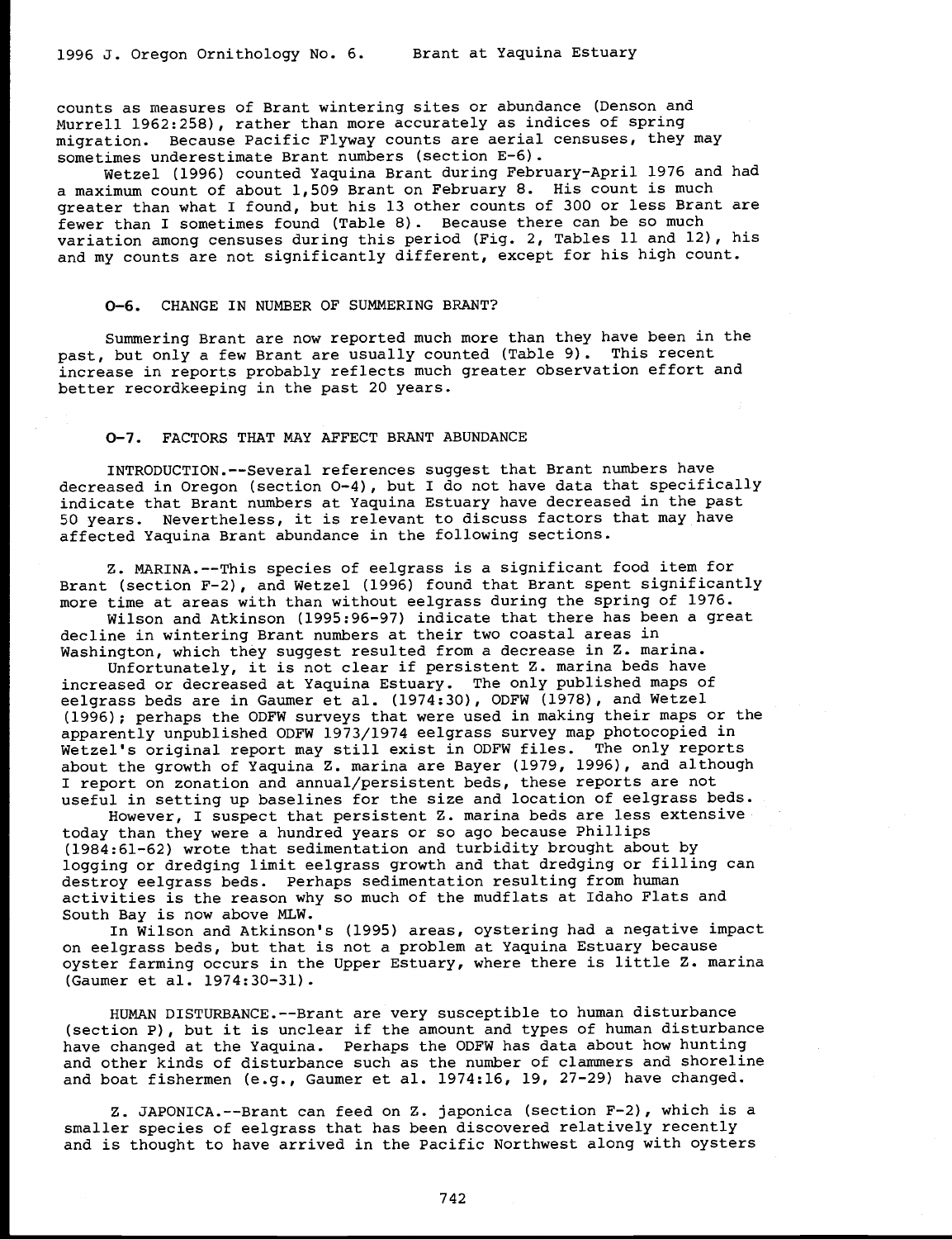counts as measures of Brant wintering sites or abundance (Denson and Murrell 1962:258), rather than more accurately as indices of spring migration. Because Pacific Flyway counts are aerial censuses, they may sometimes underestimate Brant numbers (section E-6).

Wetzel (1996) counted Yaquina Brant during February-April 1976 and had a maximum count of about 1,509 Brant on February 8. His count is much greater than what I found, but his 13 other counts of 300 or less Brant are fewer than I sometimes found (Table 8). Because there can be so much variation among censuses during this period (Fig. 2, Tables 11 and 12), his and my counts are not significantly different, except for his high count.

## O-6. CHANGE IN NUMBER OF SUMMERING BRANT?

Summering Brant are now reported much more than they have been in the past, but only a few Brant are usually counted (Table 9). This recent increase in reports probably reflects much greater observation effort and better recordkeeping in the past 20 years.

## O-7. FACTORS THAT MAY AFFECT BRANT ABUNDANCE

INTRODUCTION.--Several references suggest that Brant numbers have decreased in Oregon (section O-4), but I do not have data that specifically indicate that Brant numbers at Yaquina Estuary have decreased in the past 50 years. Nevertheless, it is relevant to discuss factors that may have affected Yaquina Brant abundance in the following sections.

Z. MARINA.--This species of eelgrass is a significant food item for Brant (section F-2), and Wetzel (1996) found that Brant spent significantly more time at areas with than without eelgrass during the spring of 1976.

Wilson and Atkinson (1995:96-97) indicate that there has been a great decline in wintering Brant numbers at their two coastal areas in Washington, which they suggest resulted from a decrease in Z. marina.

Unfortunately, it is not clear if persistent Z. marina beds have increased or decreased at Yaquina Estuary. The only published maps of eelgrass beds are in Gaumer et al. (1974:30), ODFW (1978), and Wetzel (1996); perhaps the ODFW surveys that were used in making their maps or the apparently unpublished ODFW 1973/1974 eelgrass survey map photocopied in Wetzel's original report may still exist in ODFW files. The only reports about the growth of Yaquina Z. marina are Bayer (1979, 1996), and although I report on zonation and annual/persistent beds, these reports are not useful in setting up baselines for the size and location of eelgrass beds.

However, I suspect that persistent Z. marina beds are less extensive today than they were a hundred years or so ago because Phillips (1984:61-62) wrote that sedimentation and turbidity brought about by logging or dredging limit eelgrass growth and that dredging or filling can destroy eelgrass beds. Perhaps sedimentation resulting from human activities is the reason why so much of the mudflats at Idaho Flats and South Bay is now above MLW.

In Wilson and Atkinson's (1995) areas, oystering had a negative impact on eelgrass beds, but that is not a problem at Yaquina Estuary because oyster farming occurs in the Upper Estuary, where there is little Z. marina (Gaumer et al. 1974:30-31).

HUMAN DISTURBANCE.--Brant are very susceptible to human disturbance (section P), but it is unclear if the amount and types of human disturbance have changed at the Yaquina. Perhaps the ODFW has data about how hunting and other kinds of disturbance such as the number of clammers and shoreline and boat fishermen (e.g., Gaumer et al. 1974:16, 19, 27-29) have changed.

Z. JAPONICA.--Brant can feed on Z. japonica (section F-2), which is a smaller species of eelgrass that has been discovered relatively recently and is thought to have arrived in the Pacific Northwest along with oysters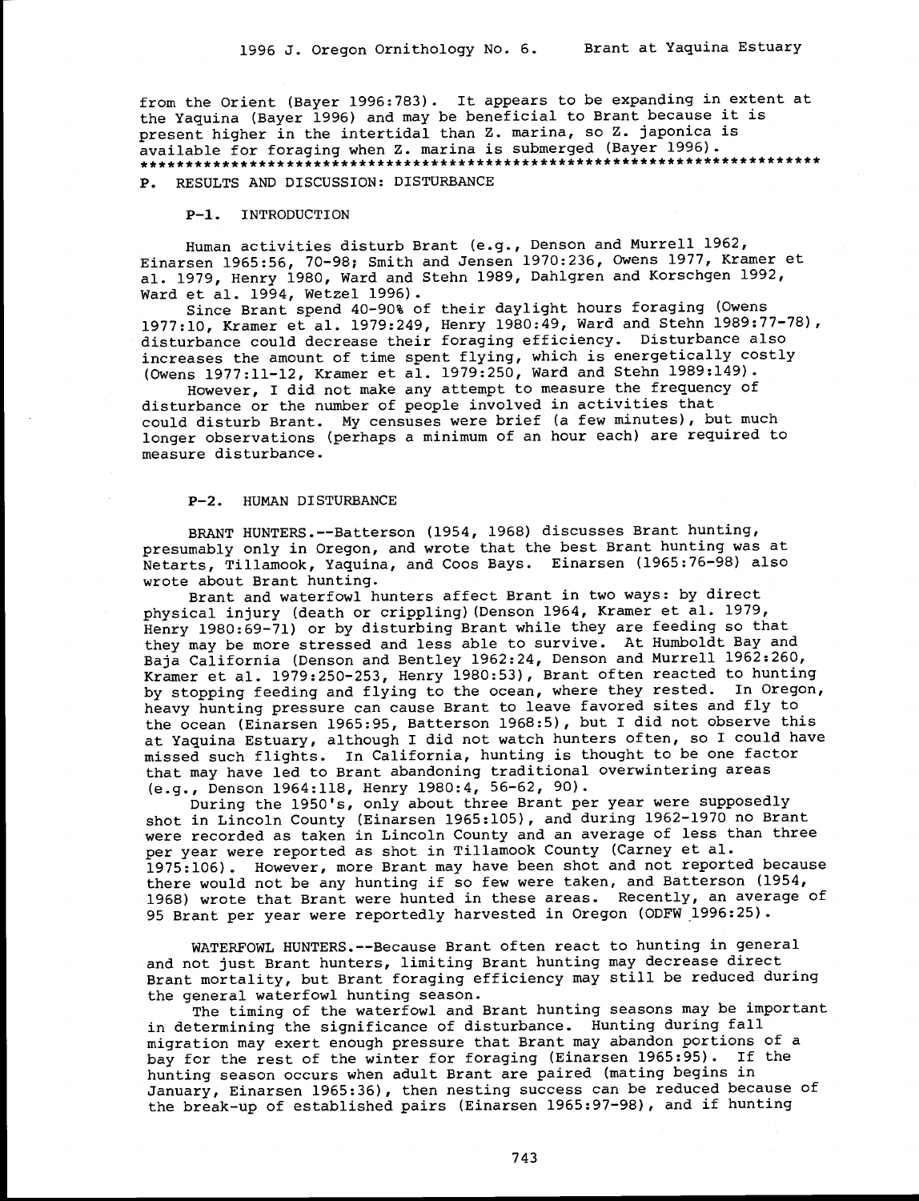from the Orient (Bayer 1996:783). It appears to be expanding in extent at the Yaquina (Bayer 1996) and may be beneficial to Brant because it is present higher in the intertidal than Z. marina, so Z. japonica is available for foraging when Z. marina is submerged (Bayer 1996).
**************************************************************************

## P. RESULTS AND DISCUSSION: DISTURBANCE

### P-1. INTRODUCTION

Human activities disturb Brant (e.g., Denson and Murrell 1962, Einarsen 1965:56, 70-98; Smith and Jensen 1970:236, Owens 1977, Kramer et al. 1979, Henry 1980, Ward and Stehn 1989, Dahlgren and Korschgen 1992, Ward et al. 1994, Wetzel 1996).

Since Brant spend 40-90% of their daylight hours foraging (Owens 1977:10, Kramer et al. 1979:249, Henry 1980:49, Ward and Stehn 1989:77-78), disturbance could decrease their foraging efficiency. Disturbance also increases the amount of time spent flying, which is energetically costly (Owens 1977:11-12, Kramer et al. 1979:250, Ward and Stehn 1989:149).

However, I did not make any attempt to measure the frequency of disturbance or the number of people involved in activities that could disturb Brant. My censuses were brief (a few minutes), but much longer observations (perhaps a minimum of an hour each) are required to measure disturbance.

### P-2. HUMAN DISTURBANCE

BRANT HUNTERS.--Batterson (1954, 1968) discusses Brant hunting, presumably only in Oregon, and wrote that the best Brant hunting was at Netarts, Tillamook, Yaquina, and Coos Bays. Einarsen (1965:76-98) also wrote about Brant hunting.

Brant and waterfowl hunters affect Brant in two ways: by direct physical injury (death or crippling)(Denson 1964, Kramer et al. 1979, Henry 1980:69-71) or by disturbing Brant while they are feeding so that they may be more stressed and less able to survive. At Humboldt Bay and Baja California (Denson and Bentley 1962:24, Denson and Murrell 1962:260, Kramer et al. 1979:250-253, Henry 1980:53), Brant often reacted to hunting by stopping feeding and flying to the ocean, where they rested. In Oregon, heavy hunting pressure can cause Brant to leave favored sites and fly to the ocean (Einarsen 1965:95, Batterson 1968:5), but I did not observe this at Yaquina Estuary, although I did not watch hunters often, so I could have missed such flights. In California, hunting is thought to be one factor that may have led to Brant abandoning traditional overwintering areas (e.g., Denson 1964:118, Henry 1980:4, 56-62, 90).

During the 1950's, only about three Brant per year were supposedly shot in Lincoln County (Einarsen 1965:105), and during 1962-1970 no Brant were recorded as taken in Lincoln County and an average of less than three per year were reported as shot in Tillamook County (Carney et al. 1975:106). However, more Brant may have been shot and not reported because there would not be any hunting if so few were taken, and Batterson (1954, 1968) wrote that Brant were hunted in these areas. Recently, an average of 95 Brant per year were reportedly harvested in Oregon (ODFW 1996:25).

WATERFOWL HUNTERS.--Because Brant often react to hunting in general and not just Brant hunters, limiting Brant hunting may decrease direct Brant mortality, but Brant foraging efficiency may still be reduced during the general waterfowl hunting season.

The timing of the waterfowl and Brant hunting seasons may be important in determining the significance of disturbance. Hunting during fall migration may exert enough pressure that Brant may abandon portions of a bay for the rest of the winter for foraging (Einarsen 1965:95). If the hunting season occurs when adult Brant are paired (mating begins in January, Einarsen 1965:36), then nesting success can be reduced because of the break-up of established pairs (Einarsen 1965:97-98), and if hunting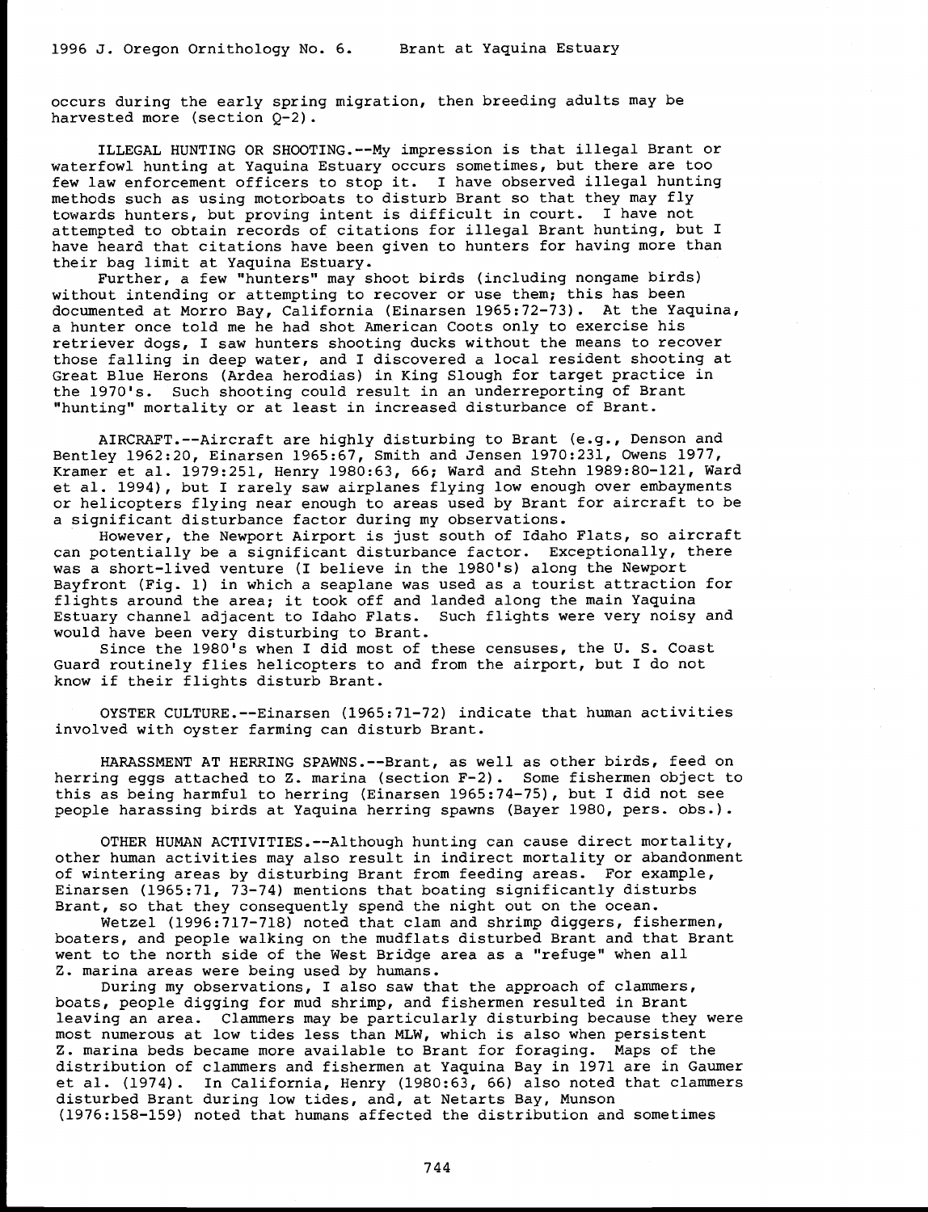occurs during the early spring migration, then breeding adults may be harvested more (section Q-2).

ILLEGAL HUNTING OR SHOOTING.--My impression is that illegal Brant or waterfowl hunting at Yaquina Estuary occurs sometimes, but there are too few law enforcement officers to stop it. I have observed illegal hunting methods such as using motorboats to disturb Brant so that they may fly towards hunters, but proving intent is difficult in court. I have not attempted to obtain records of citations for illegal Brant hunting, but I have heard that citations have been given to hunters for having more than their bag limit at Yaquina Estuary.

Further, a few "hunters" may shoot birds (including nongame birds) without intending or attempting to recover or use them; this has been documented at Morro Bay, California (Einarsen 1965:72-73). At the Yaquina, a hunter once told me he had shot American Coots only to exercise his retriever dogs, I saw hunters shooting ducks without the means to recover those falling in deep water, and I discovered a local resident shooting at Great Blue Herons (*Ardea herodias*) in King Slough for target practice in the 1970's. Such shooting could result in an underreporting of Brant "hunting" mortality or at least in increased disturbance of Brant.

AIRCRAFT.--Aircraft are highly disturbing to Brant (e.g., Denson and Bentley 1962:20, Einarsen 1965:67, Smith and Jensen 1970:231, Owens 1977, Kramer et al. 1979:251, Henry 1980:63, 66; Ward and Stehn 1989:80-121, Ward et al. 1994), but I rarely saw airplanes flying low enough over embayments or helicopters flying near enough to areas used by Brant for aircraft to be a significant disturbance factor during my observations.

However, the Newport Airport is just south of Idaho Flats, so aircraft can potentially be a significant disturbance factor. Exceptionally, there was a short-lived venture (I believe in the 1980's) along the Newport Bayfront (Fig. 1) in which a seaplane was used as a tourist attraction for flights around the area; it took off and landed along the main Yaquina Estuary channel adjacent to Idaho Flats. Such flights were very noisy and would have been very disturbing to Brant.

Since the 1980's when I did most of these censuses, the U. S. Coast Guard routinely flies helicopters to and from the airport, but I do not know if their flights disturb Brant.

OYSTER CULTURE.--Einarsen (1965:71-72) indicate that human activities involved with oyster farming can disturb Brant.

HARASSMENT AT HERRING SPAWNS.--Brant, as well as other birds, feed on herring eggs attached to *Z. marina* (section F-2). Some fishermen object to this as being harmful to herring (Einarsen 1965:74-75), but I did not see people harassing birds at Yaquina herring spawns (Bayer 1980, pers. obs.).

OTHER HUMAN ACTIVITIES.--Although hunting can cause direct mortality, other human activities may also result in indirect mortality or abandonment of wintering areas by disturbing Brant from feeding areas. For example, Einarsen (1965:71, 73-74) mentions that boating significantly disturbs Brant, so that they consequently spend the night out on the ocean.

Wetzel (1996:717-718) noted that clam and shrimp diggers, fishermen, boaters, and people walking on the mudflats disturbed Brant and that Brant went to the north side of the West Bridge area as a "refuge" when all *Z. marina* areas were being used by humans.

During my observations, I also saw that the approach of clammers, boats, people digging for mud shrimp, and fishermen resulted in Brant leaving an area. Clammers may be particularly disturbing because they were most numerous at low tides less than MLW, which is also when persistent *Z. marina* beds became more available to Brant for foraging. Maps of the distribution of clammers and fishermen at Yaquina Bay in 1971 are in Gaumer et al. (1974). In California, Henry (1980:63, 66) also noted that clammers disturbed Brant during low tides, and, at Netarts Bay, Munson (1976:158-159) noted that humans affected the distribution and sometimes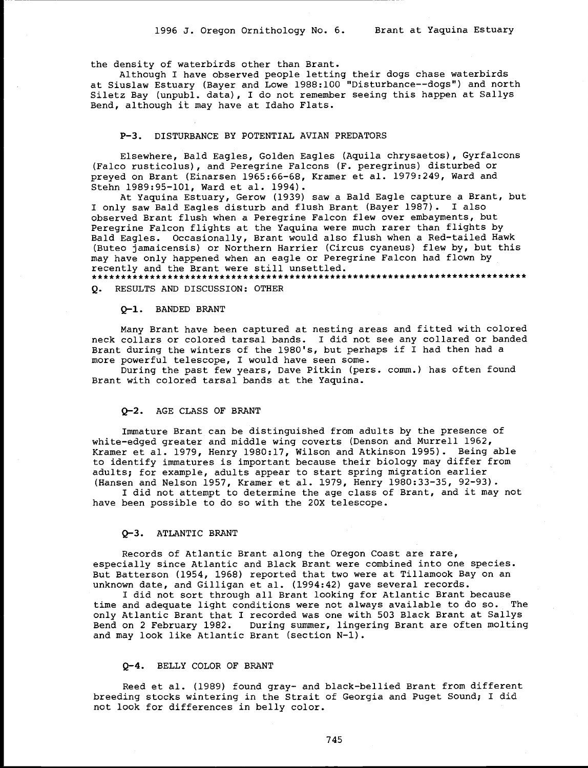the density of waterbirds other than Brant.

Although I have observed people letting their dogs chase waterbirds at Siuslaw Estuary (Bayer and Lowe 1988:100 "Disturbance--dogs") and north Siletz Bay (unpubl. data), I do not remember seeing this happen at Sallys Bend, although it may have at Idaho Flats.

### P-3. DISTURBANCE BY POTENTIAL AVIAN PREDATORS

Elsewhere, Bald Eagles, Golden Eagles (Aquila chrysaetos), Gyrfalcons (Falco rusticolus), and Peregrine Falcons (F. peregrinus) disturbed or preyed on Brant (Einarsen 1965:66-68, Kramer et al. 1979:249, Ward and Stehn 1989:95-101, Ward et al. 1994).

At Yaquina Estuary, Gerow (1939) saw a Bald Eagle capture a Brant, but I only saw Bald Eagles disturb and flush Brant (Bayer 1987). I also observed Brant flush when a Peregrine Falcon flew over embayments, but Peregrine Falcon flights at the Yaquina were much rarer than flights by Bald Eagles. Occasionally, Brant would also flush when a Red-tailed Hawk (Buteo jamaicensis) or Northern Harrier (Circus cyaneus) flew by, but this may have only happened when an eagle or Peregrine Falcon had flown by recently and the Brant were still unsettled.

*******************************************************************************

## Q. RESULTS AND DISCUSSION: OTHER

### Q-1. BANDED BRANT

Many Brant have been captured at nesting areas and fitted with colored neck collars or colored tarsal bands. I did not see any collared or banded Brant during the winters of the 1980's, but perhaps if I had then had a more powerful telescope, I would have seen some.

During the past few years, Dave Pitkin (pers. comm.) has often found Brant with colored tarsal bands at the Yaquina.

### Q-2. AGE CLASS OF BRANT

Immature Brant can be distinguished from adults by the presence of white-edged greater and middle wing coverts (Denson and Murrell 1962, Kramer et al. 1979, Henry 1980:17, Wilson and Atkinson 1995). Being able to identify immatures is important because their biology may differ from adults; for example, adults appear to start spring migration earlier (Hansen and Nelson 1957, Kramer et al. 1979, Henry 1980:33-35, 92-93).

I did not attempt to determine the age class of Brant, and it may not have been possible to do so with the 20X telescope.

### Q-3. ATLANTIC BRANT

Records of Atlantic Brant along the Oregon Coast are rare, especially since Atlantic and Black Brant were combined into one species. But Batterson (1954, 1968) reported that two were at Tillamook Bay on an unknown date, and Gilligan et al. (1994:42) gave several records.

I did not sort through all Brant looking for Atlantic Brant because time and adequate light conditions were not always available to do so. The only Atlantic Brant that I recorded was one with 503 Black Brant at Sallys Bend on 2 February 1982. During summer, lingering Brant are often molting and may look like Atlantic Brant (section N-1).

### Q-4. BELLY COLOR OF BRANT

Reed et al. (1989) found gray- and black-bellied Brant from different breeding stocks wintering in the Strait of Georgia and Puget Sound; I did not look for differences in belly color.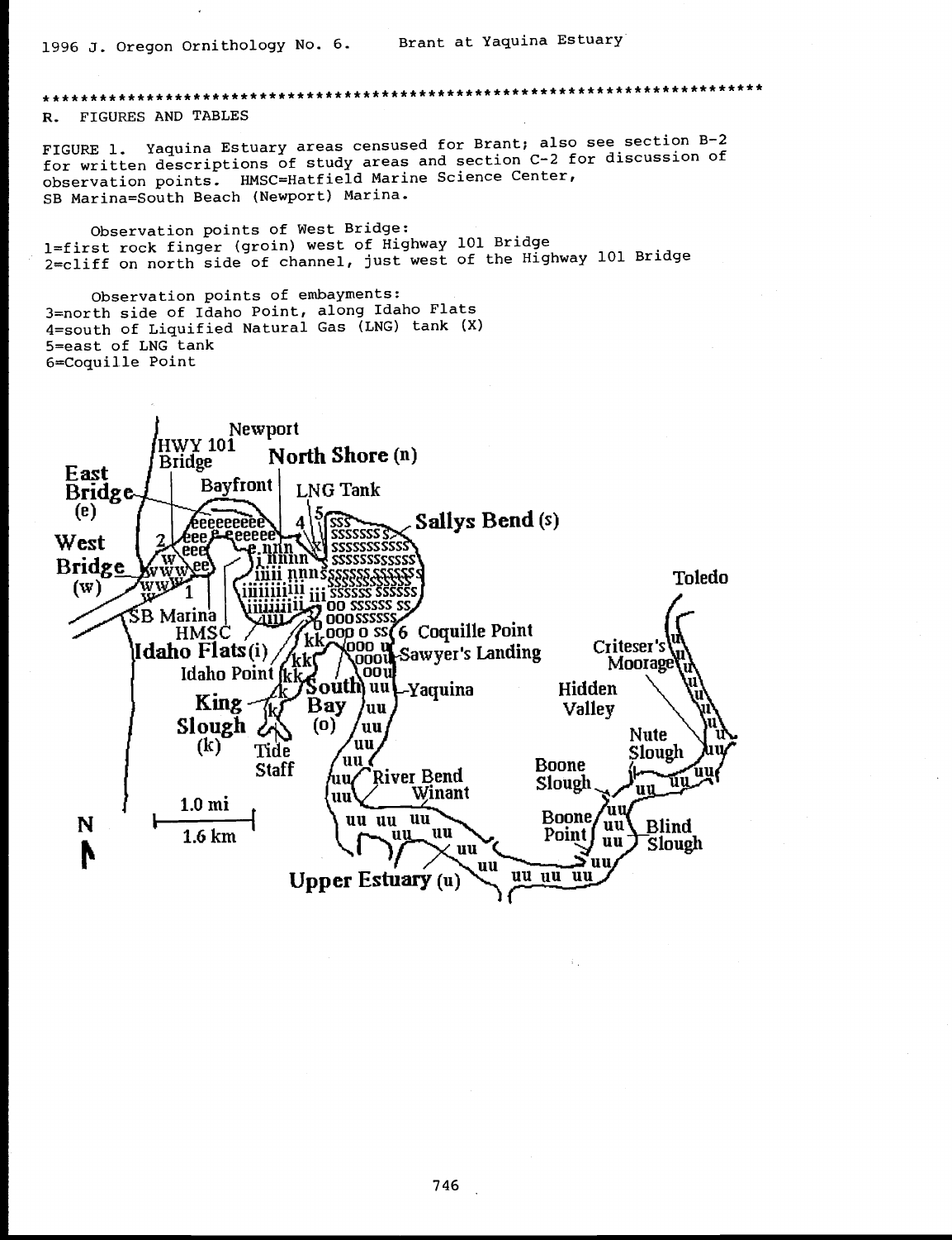## R. FIGURES AND TABLES

FIGURE 1. Yaquina Estuary areas censused for Brant; also see section B-2 for written descriptions of study areas and section C-2 for discussion of observation points. HMSC=Hatfield Marine Science Center, SB Marina=South Beach (Newport) Marina.

Observation points of West Bridge:
1=first rock finger (groin) west of Highway 101 Bridge
2=cliff on north side of channel, just west of the Highway 101 Bridge

Observation points of embayments:
3=north side of Idaho Point, along Idaho Flats
4=south of Liquified Natural Gas (LNG) tank (X)
5=east of LNG tank
6=Coquille Point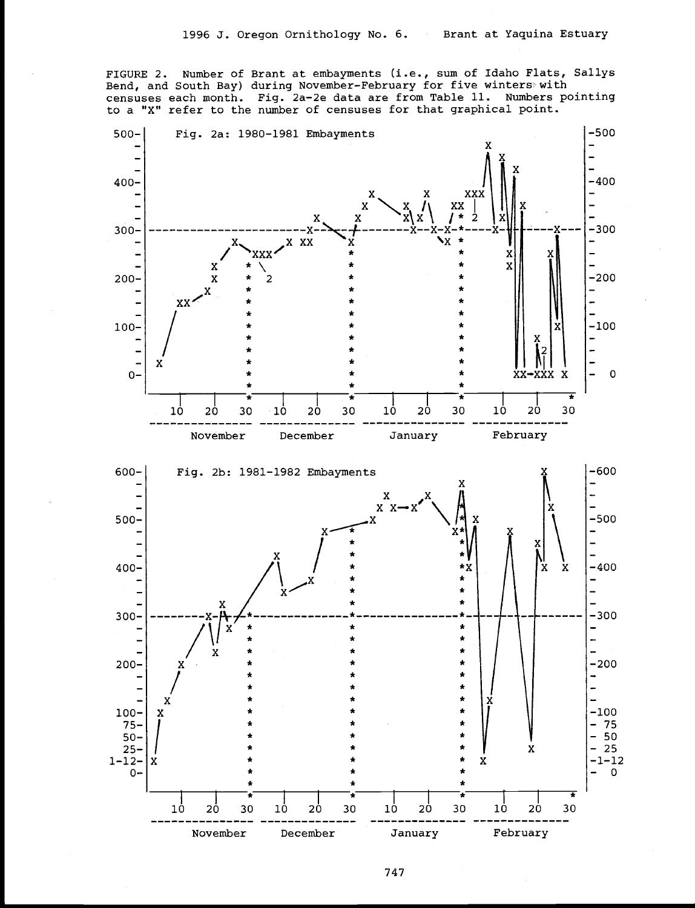FIGURE 2. Number of Brant at embayments (i.e., sum of Idaho Flats, Sallys Bend, and South Bay) during November-February for five winters with censuses each month. Fig. 2a-2e data are from Table 11. Numbers pointing to a "X" refer to the number of censuses for that graphical point.

Fig. 2a: 1980-1981 Embayments

Fig. 2b: 1981-1982 Embayments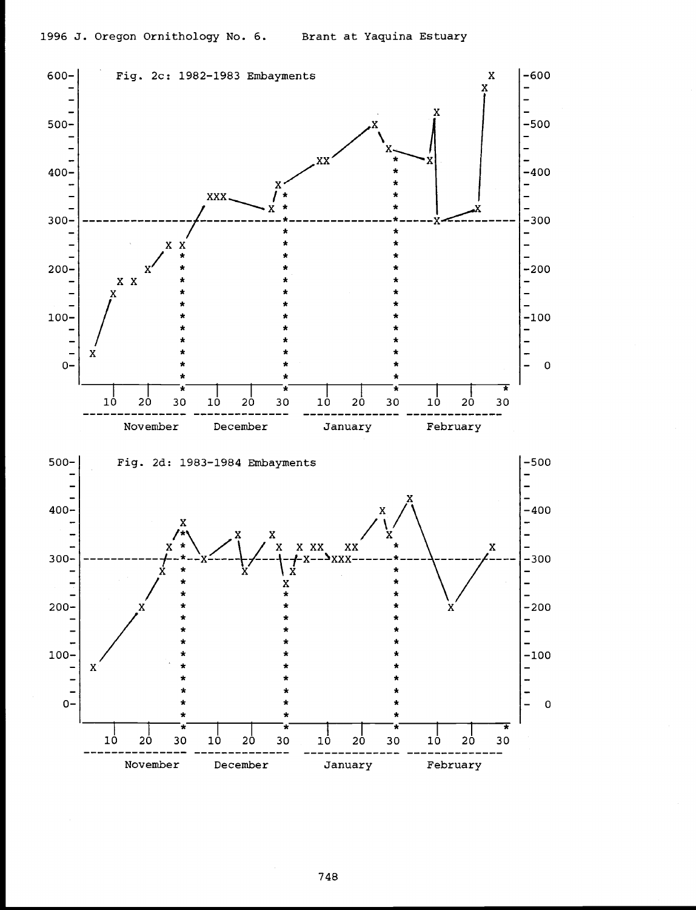Fig. 2c: 1982-1983 Embayments

Fig. 2d: 1983-1984 Embayments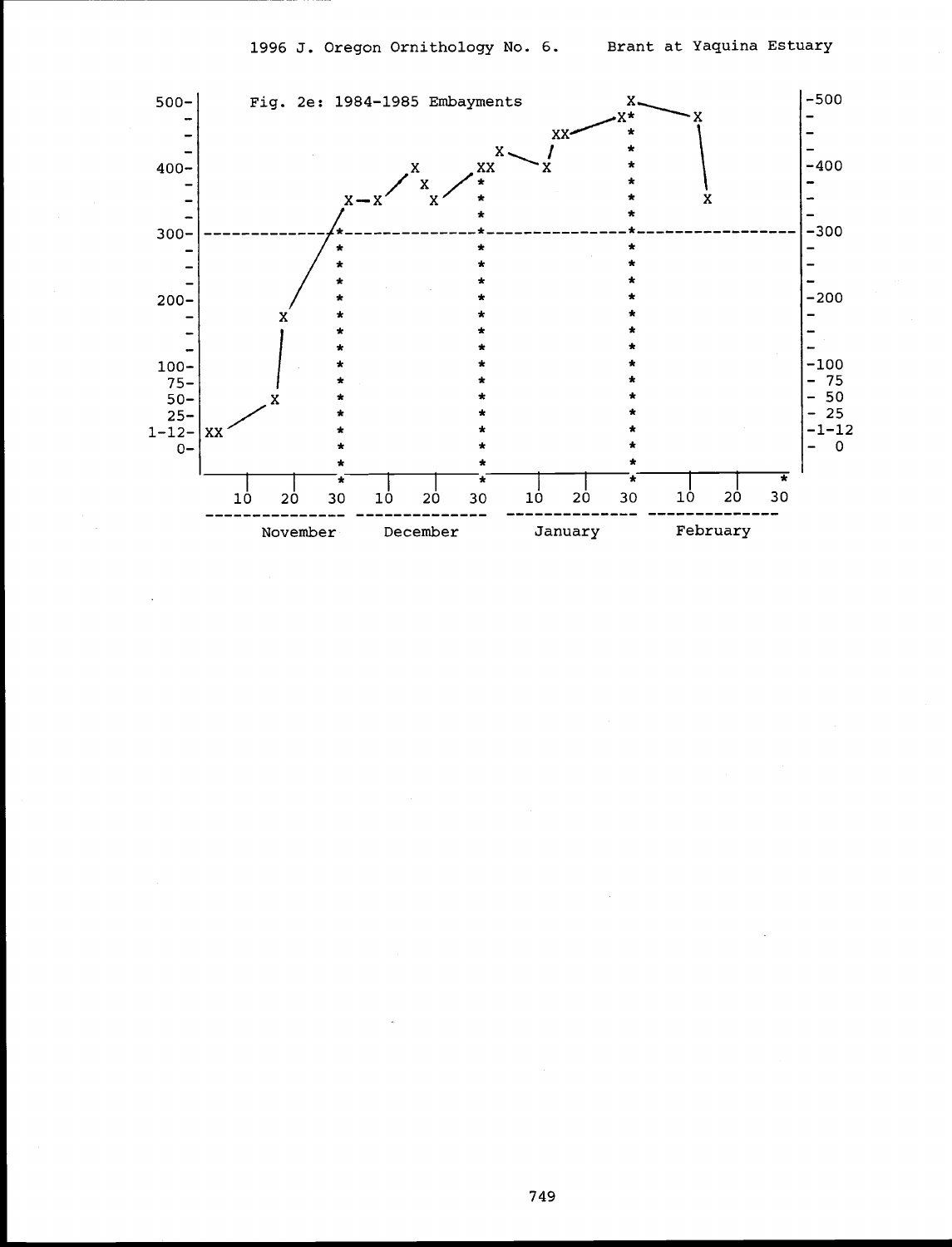Fig. 2e: 1984-1985 Embayments

```
500-|                                                  X.         |-500
   -|                                               .X*    X      |-
   -|                                          XX.    *    |      |-
   -|                                    X.    /      *    |      |-
400-|                        X         XX  X          *    |      |-400
   -|                       / X       /*              *    |      |-
   -|                X-X   /   X    /  *              *    X      |-
   -|               /              *              *               |-
300-|--------------*---------------*--------------*---------------|-300
   -|             /*               *              *               |-
   -|            / *               *              *               |-
   -|           /  *               *              *               |-
200-|          /   *               *              *               |-200
   -|        X     *               *              *               |-
   -|        |     *               *              *               |-
   -|        |     *               *              *               |-
100-|        |     *               *              *               |-100
 75-|        |     *               *              *               |- 75
 50-|       X      *               *              *               |- 50
 25-|     /        *               *              *               |- 25
1-12-|XX          *               *              *               |-1-12
  0-|              *               *              *               |- 0
    |              *               *              *               |
    ----|----|-----*---|----|------*---|----|-----*---|----|------*
       10   20    30  10   20     30  10   20    30  10   20     30
    --------------  -------------  -------------  -------------
       November        December        January        February
```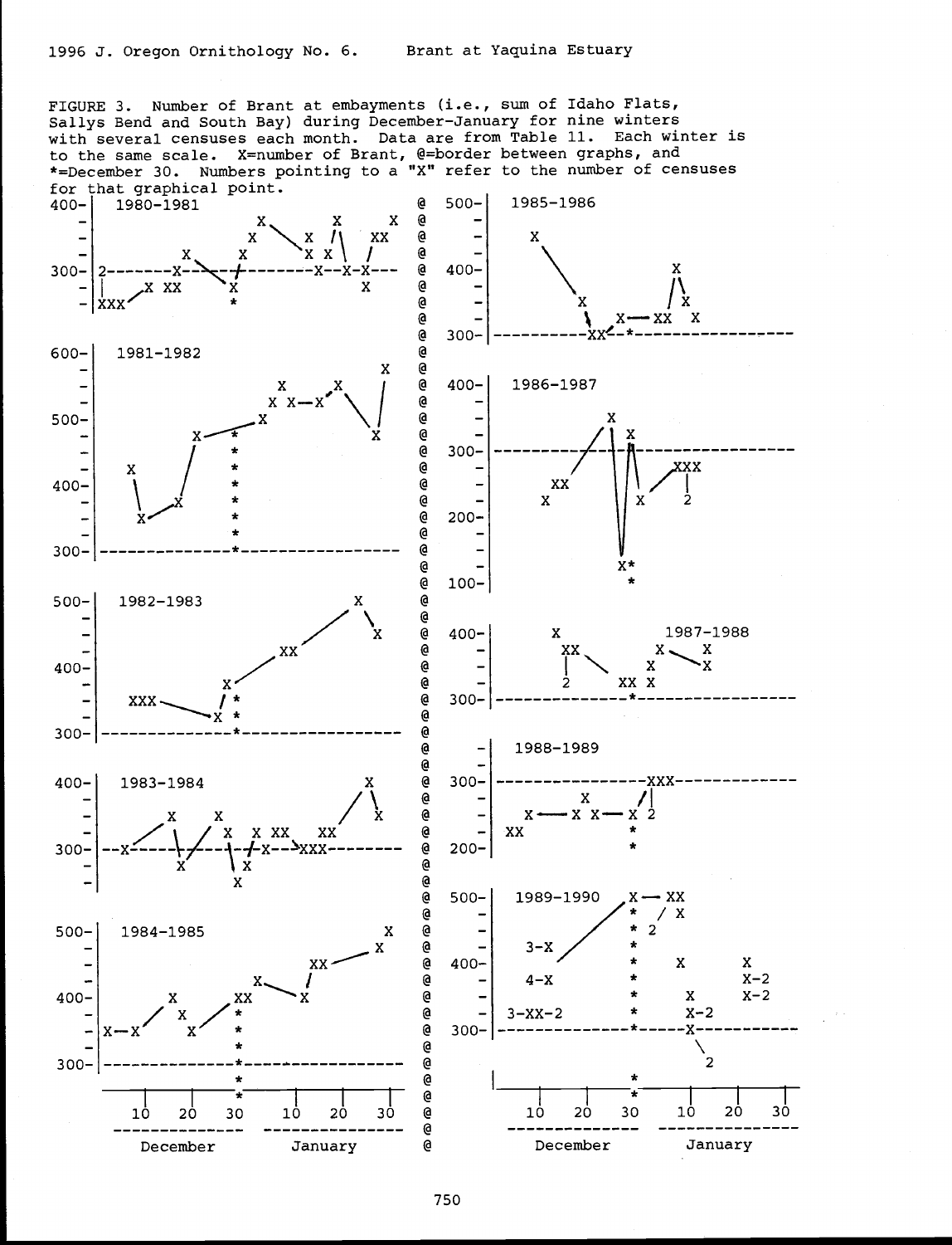FIGURE 3. Number of Brant at embayments (i.e., sum of Idaho Flats, Sallys Bend and South Bay) during December-January for nine winters with several censuses each month. Data are from Table 11. Each winter is to the same scale. X=number of Brant, @=border between graphs, and *=December 30. Numbers pointing to a "X" refer to the number of censuses for that graphical point.

```
400-|  1980-1981                                  @  500-|  1985-1986
   -|                        X        X       X   @     -|
   -|                      X   \    X  /\    XX   @     -|    X
   -|              X               X  X  \   /    @     -|
300-|2-------X----\---/---------X--X-X---         @  400-|     \                  X
   -|       X XX     X                  X         @     -|      \                /\
   -|XXX/            *                            @     -|       X            /  X
                                                  @     -|        \  X---XX   X
                                                  @  300-|---------XX--*------------

600-|  1981-1982                                  @  400-|  1986-1987
   -|                                       X     @     -|
   -|                    X     X            X     @     -|             X
   -|                  X X--X /  \         |      @     -|            / \  X
500-|               X                  \  |       @  300-|-----------/---|-|---------
   -|          X---*                    X         @     -|          /   | |\  /XXX
   -|   X          *                              @     -|       XX     | | X    |
   -|   |          *                              @     -|     X        | | X    2
400-|   |          *                              @  200-|              \/
   -|   |    X     *                              @     -|
   -|   X---/      *                              @     -|              X*
300-|--------------*-------------------           @  100-|              *

500-|  1982-1983                      X           @  400-|       X        1987-1988
   -|                                   \         @     -|       XX          X   X
   -|                              XX     X       @     -|       |  \      X   X
400-|                        X/                   @     -|       2    XX X
   -|                        / *                  @  300-|-------------*------------
   -|    XXX------------X    *                    @
300-|--------------------*---------------         @     -|  1988-1989
                                                  @  300-|---------------XXX--------
400-|  1983-1984                          X       @     -|          X      /|
   -|          X       X                 / \      @     -|   X---X X---X   2
   -|      /    \    /  X  X  XX   XX  /   X      @     -|  XX            *
300-|--X-------X--/---\-/-X---XXX-----            @  200-|                *
   -|             X     X X                       @
   -|                     X                       @  500-|  1989-1990  X--- XX
                                                  @     -|             *  / X
500-|  1984-1985                             X    @     -|             * 2
   -|                                       X     @     -|   3-X       *
   -|                              XX----         @  400-|   4-X       *    X     X
   -|                    X        /               @     -|             *          X-2
400-|        X      XX      \  X                  @     -|             *   X      X-2
   -|         X    *                              @     -| 3-XX-2      *   X-2
   -|X--X     X/   *                              @  300-|-------------*---X-------
   -|              *                              @     -|                  \
300-|--------------*------------------            @     -|                   2
               *                                  @
   ------|------|------|------|------|------|     @  ------|------|------|------|------|------|
        10     20     30     10     20     30     @       10     20     30     10     20     30
     ---------------- ----------------            @    ---------------- ----------------
        December         January                  @       December         January
```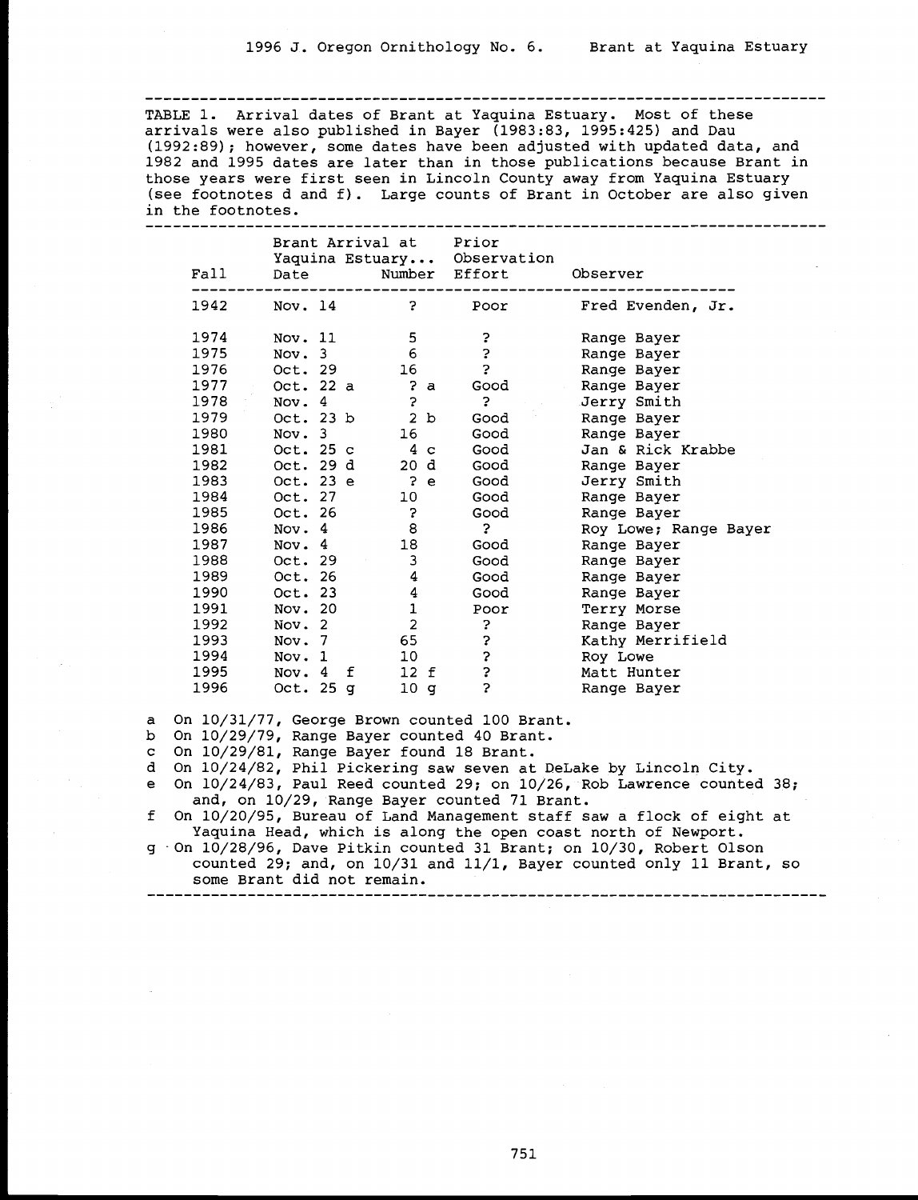TABLE 1. Arrival dates of Brant at Yaquina Estuary. Most of these arrivals were also published in Bayer (1983:83, 1995:425) and Dau (1992:89); however, some dates have been adjusted with updated data, and 1982 and 1995 dates are later than in those publications because Brant in those years were first seen in Lincoln County away from Yaquina Estuary (see footnotes d and f). Large counts of Brant in October are also given in the footnotes.

| Fall | Brant Arrival at Yaquina Estuary... Date | Number | Prior Observation Effort | Observer |
|---|---|---|---|---|
| 1942 | Nov. 14 | ? | Poor | Fred Evenden, Jr. |
| 1974 | Nov. 11 | 5 | ? | Range Bayer |
| 1975 | Nov. 3 | 6 | ? | Range Bayer |
| 1976 | Oct. 29 | 16 | ? | Range Bayer |
| 1977 | Oct. 22 a | ? a | Good | Range Bayer |
| 1978 | Nov. 4 | ? | ? | Jerry Smith |
| 1979 | Oct. 23 b | 2 b | Good | Range Bayer |
| 1980 | Nov. 3 | 16 | Good | Range Bayer |
| 1981 | Oct. 25 c | 4 c | Good | Jan & Rick Krabbe |
| 1982 | Oct. 29 d | 20 d | Good | Range Bayer |
| 1983 | Oct. 23 e | ? e | Good | Jerry Smith |
| 1984 | Oct. 27 | 10 | Good | Range Bayer |
| 1985 | Oct. 26 | ? | Good | Range Bayer |
| 1986 | Nov. 4 | 8 | ? | Roy Lowe; Range Bayer |
| 1987 | Nov. 4 | 18 | Good | Range Bayer |
| 1988 | Oct. 29 | 3 | Good | Range Bayer |
| 1989 | Oct. 26 | 4 | Good | Range Bayer |
| 1990 | Oct. 23 | 4 | Good | Range Bayer |
| 1991 | Nov. 20 | 1 | Poor | Terry Morse |
| 1992 | Nov. 2 | 2 | ? | Range Bayer |
| 1993 | Nov. 7 | 65 | ? | Kathy Merrifield |
| 1994 | Nov. 1 | 10 | ? | Roy Lowe |
| 1995 | Nov. 4 f | 12 f | ? | Matt Hunter |
| 1996 | Oct. 25 g | 10 g | ? | Range Bayer |

a On 10/31/77, George Brown counted 100 Brant.
b On 10/29/79, Range Bayer counted 40 Brant.
c On 10/29/81, Range Bayer found 18 Brant.
d On 10/24/82, Phil Pickering saw seven at DeLake by Lincoln City.
e On 10/24/83, Paul Reed counted 29; on 10/26, Rob Lawrence counted 38; and, on 10/29, Range Bayer counted 71 Brant.
f On 10/20/95, Bureau of Land Management staff saw a flock of eight at Yaquina Head, which is along the open coast north of Newport.
g On 10/28/96, Dave Pitkin counted 31 Brant; on 10/30, Robert Olson counted 29; and, on 10/31 and 11/1, Bayer counted only 11 Brant, so some Brant did not remain.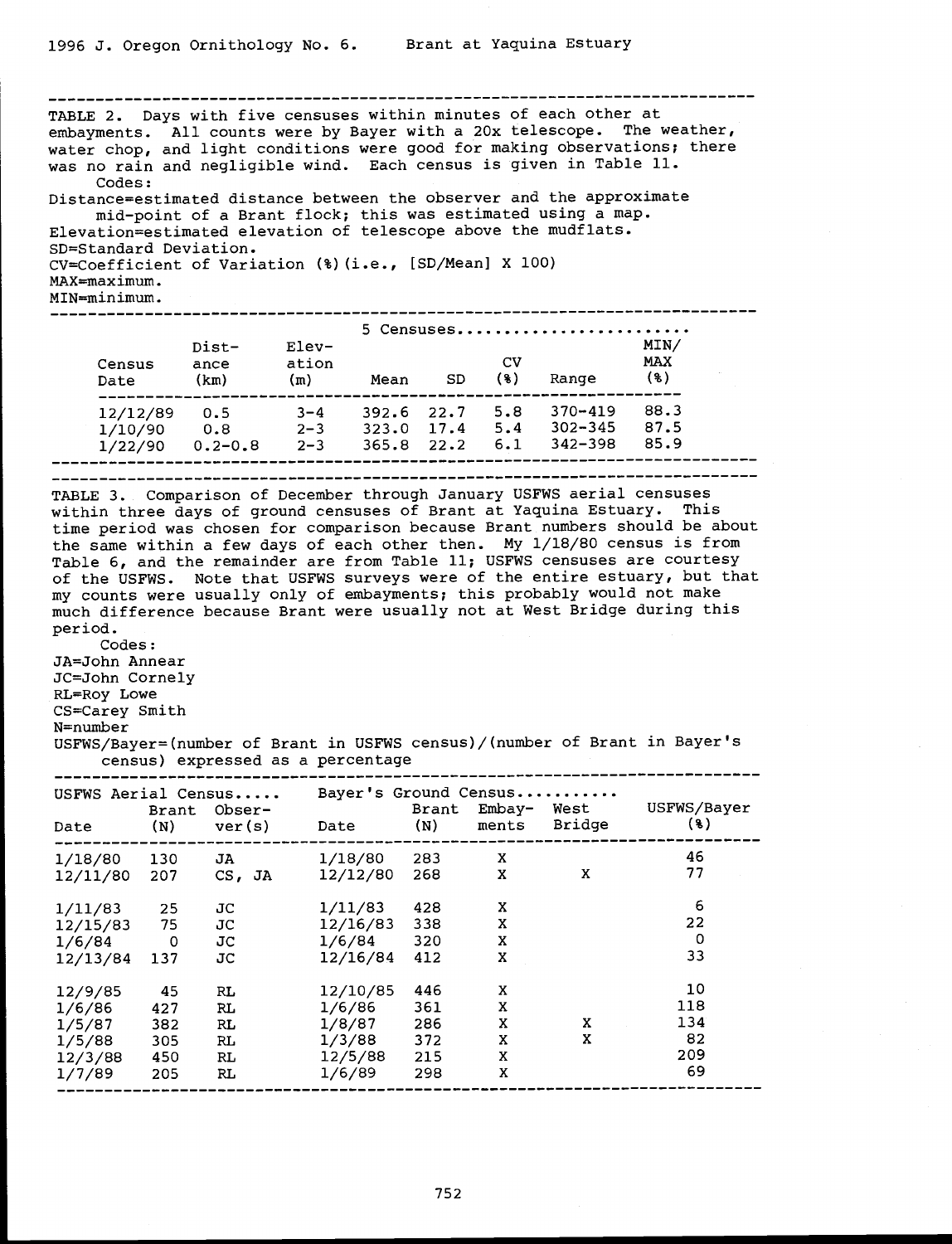TABLE 2. Days with five censuses within minutes of each other at embayments. All counts were by Bayer with a 20x telescope. The weather, water chop, and light conditions were good for making observations; there was no rain and negligible wind. Each census is given in Table 11.

Codes:

Distance=estimated distance between the observer and the approximate mid-point of a Brant flock; this was estimated using a map.

Elevation=estimated elevation of telescope above the mudflats.

SD=Standard Deviation.

CV=Coefficient of Variation (%)(i.e., [SD/Mean] X 100)

MAX=maximum.

MIN=minimum.

| Census Date | Distance (km) | Elevation (m) | 5 Censuses Mean | SD | CV (%) | Range | MIN/MAX (%) |
|---|---|---|---|---|---|---|---|
| 12/12/89 | 0.5 | 3-4 | 392.6 | 22.7 | 5.8 | 370-419 | 88.3 |
| 1/10/90 | 0.8 | 2-3 | 323.0 | 17.4 | 5.4 | 302-345 | 87.5 |
| 1/22/90 | 0.2-0.8 | 2-3 | 365.8 | 22.2 | 6.1 | 342-398 | 85.9 |

TABLE 3. Comparison of December through January USFWS aerial censuses within three days of ground censuses of Brant at Yaquina Estuary. This time period was chosen for comparison because Brant numbers should be about the same within a few days of each other then. My 1/18/80 census is from Table 6, and the remainder are from Table 11; USFWS censuses are courtesy of the USFWS. Note that USFWS surveys were of the entire estuary, but that my counts were usually only of embayments; this probably would not make much difference because Brant were usually not at West Bridge during this period.

Codes:

JA=John Annear

JC=John Cornely

RL=Roy Lowe

CS=Carey Smith

N=number

USFWS/Bayer=(number of Brant in USFWS census)/(number of Brant in Bayer's census) expressed as a percentage

| USFWS Aerial Census Date | Brant (N) | Observer(s) | Bayer's Ground Census Date | Brant (N) | Embayments | West Bridge | USFWS/Bayer (%) |
|---|---|---|---|---|---|---|---|
| 1/18/80 | 130 | JA | 1/18/80 | 283 | X | | 46 |
| 12/11/80 | 207 | CS, JA | 12/12/80 | 268 | X | X | 77 |
| 1/11/83 | 25 | JC | 1/11/83 | 428 | X | | 6 |
| 12/15/83 | 75 | JC | 12/16/83 | 338 | X | | 22 |
| 1/6/84 | 0 | JC | 1/6/84 | 320 | X | | 0 |
| 12/13/84 | 137 | JC | 12/16/84 | 412 | X | | 33 |
| 12/9/85 | 45 | RL | 12/10/85 | 446 | X | | 10 |
| 1/6/86 | 427 | RL | 1/6/86 | 361 | X | | 118 |
| 1/5/87 | 382 | RL | 1/8/87 | 286 | X | X | 134 |
| 1/5/88 | 305 | RL | 1/3/88 | 372 | X | X | 82 |
| 12/3/88 | 450 | RL | 12/5/88 | 215 | X | | 209 |
| 1/7/89 | 205 | RL | 1/6/89 | 298 | X | | 69 |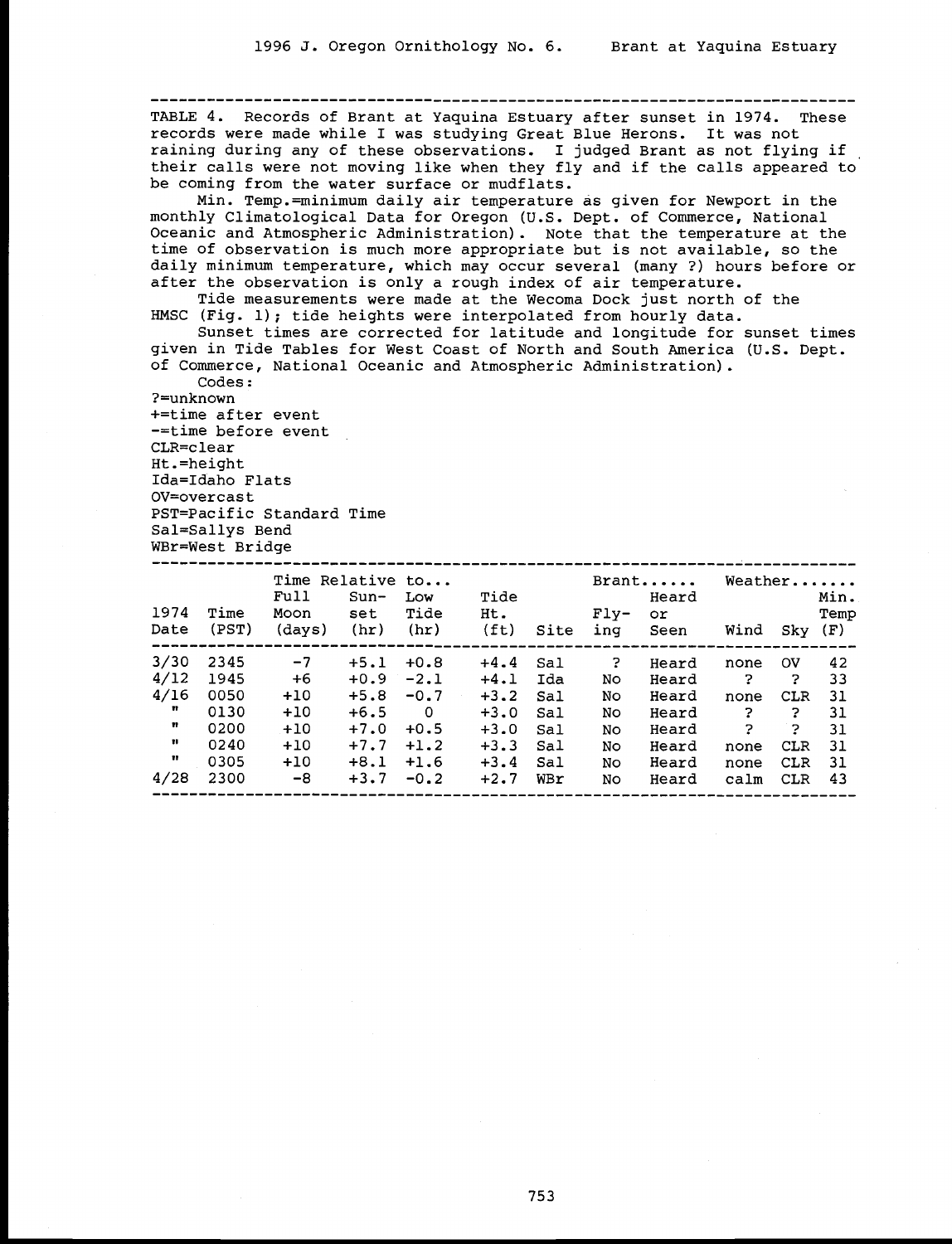TABLE 4. Records of Brant at Yaquina Estuary after sunset in 1974. These records were made while I was studying Great Blue Herons. It was not raining during any of these observations. I judged Brant as not flying if their calls were not moving like when they fly and if the calls appeared to be coming from the water surface or mudflats.

Min. Temp.=minimum daily air temperature as given for Newport in the monthly Climatological Data for Oregon (U.S. Dept. of Commerce, National Oceanic and Atmospheric Administration). Note that the temperature at the time of observation is much more appropriate but is not available, so the daily minimum temperature, which may occur several (many ?) hours before or after the observation is only a rough index of air temperature.

Tide measurements were made at the Wecoma Dock just north of the HMSC (Fig. 1); tide heights were interpolated from hourly data.

Sunset times are corrected for latitude and longitude for sunset times given in Tide Tables for West Coast of North and South America (U.S. Dept. of Commerce, National Oceanic and Atmospheric Administration).

Codes:
?=unknown
+=time after event
-=time before event
CLR=clear
Ht.=height
Ida=Idaho Flats
OV=overcast
PST=Pacific Standard Time
Sal=Sallys Bend
WBr=West Bridge

| | | Time Relative to... | | | | | Brant...... | | Weather....... | | |
|---|---|---|---|---|---|---|---|---|---|---|---|
| 1974 Date | Time (PST) | Full Moon (days) | Sun-set (hr) | Low Tide (hr) | Tide Ht. (ft) | Site | Fly-ing | Heard or Seen | Wind | Sky | Min. Temp (F) |
| 3/30 | 2345 | -7 | +5.1 | +0.8 | +4.4 | Sal | ? | Heard | none | OV | 42 |
| 4/12 | 1945 | +6 | +0.9 | -2.1 | +4.1 | Ida | No | Heard | ? | ? | 33 |
| 4/16 | 0050 | +10 | +5.8 | -0.7 | +3.2 | Sal | No | Heard | none | CLR | 31 |
| " | 0130 | +10 | +6.5 | 0 | +3.0 | Sal | No | Heard | ? | ? | 31 |
| " | 0200 | +10 | +7.0 | +0.5 | +3.0 | Sal | No | Heard | ? | ? | 31 |
| " | 0240 | +10 | +7.7 | +1.2 | +3.3 | Sal | No | Heard | none | CLR | 31 |
| " | 0305 | +10 | +8.1 | +1.6 | +3.4 | Sal | No | Heard | none | CLR | 31 |
| 4/28 | 2300 | -8 | +3.7 | -0.2 | +2.7 | WBr | No | Heard | calm | CLR | 43 |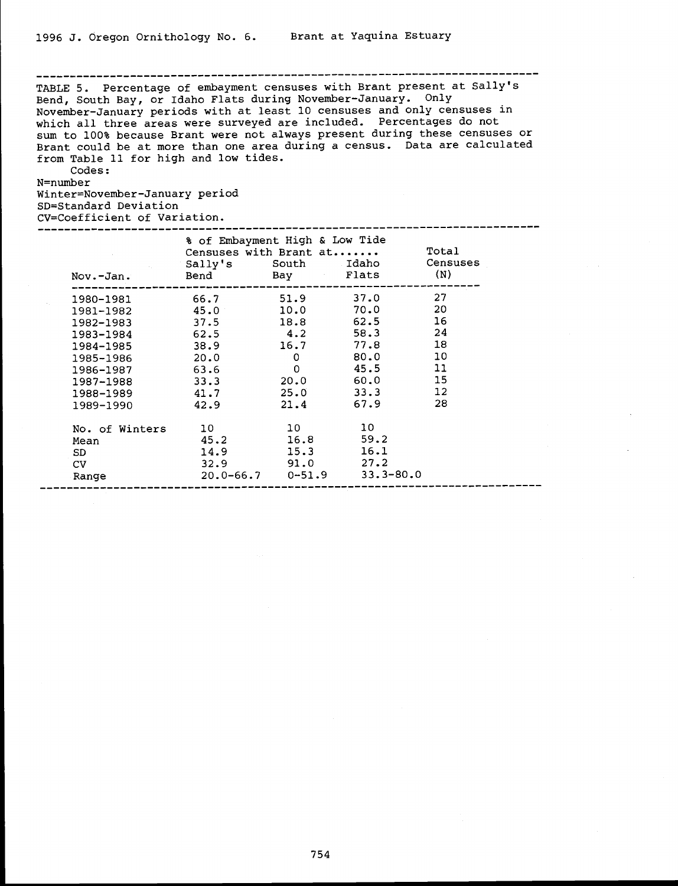TABLE 5. Percentage of embayment censuses with Brant present at Sally's Bend, South Bay, or Idaho Flats during November-January. Only November-January periods with at least 10 censuses and only censuses in which all three areas were surveyed are included. Percentages do not sum to 100% because Brant were not always present during these censuses or Brant could be at more than one area during a census. Data are calculated from Table 11 for high and low tides.

Codes:
N=number
Winter=November-January period
SD=Standard Deviation
CV=Coefficient of Variation.

| | % of Embayment High & Low Tide Censuses with Brant at....... | | | Total Censuses |
|---|---|---|---|---|
| Nov.-Jan. | Sally's Bend | South Bay | Idaho Flats | (N) |
| 1980-1981 | 66.7 | 51.9 | 37.0 | 27 |
| 1981-1982 | 45.0 | 10.0 | 70.0 | 20 |
| 1982-1983 | 37.5 | 18.8 | 62.5 | 16 |
| 1983-1984 | 62.5 | 4.2 | 58.3 | 24 |
| 1984-1985 | 38.9 | 16.7 | 77.8 | 18 |
| 1985-1986 | 20.0 | 0 | 80.0 | 10 |
| 1986-1987 | 63.6 | 0 | 45.5 | 11 |
| 1987-1988 | 33.3 | 20.0 | 60.0 | 15 |
| 1988-1989 | 41.7 | 25.0 | 33.3 | 12 |
| 1989-1990 | 42.9 | 21.4 | 67.9 | 28 |
| No. of Winters | 10 | 10 | 10 | |
| Mean | 45.2 | 16.8 | 59.2 | |
| SD | 14.9 | 15.3 | 16.1 | |
| CV | 32.9 | 91.0 | 27.2 | |
| Range | 20.0-66.7 | 0-51.9 | 33.3-80.0 | |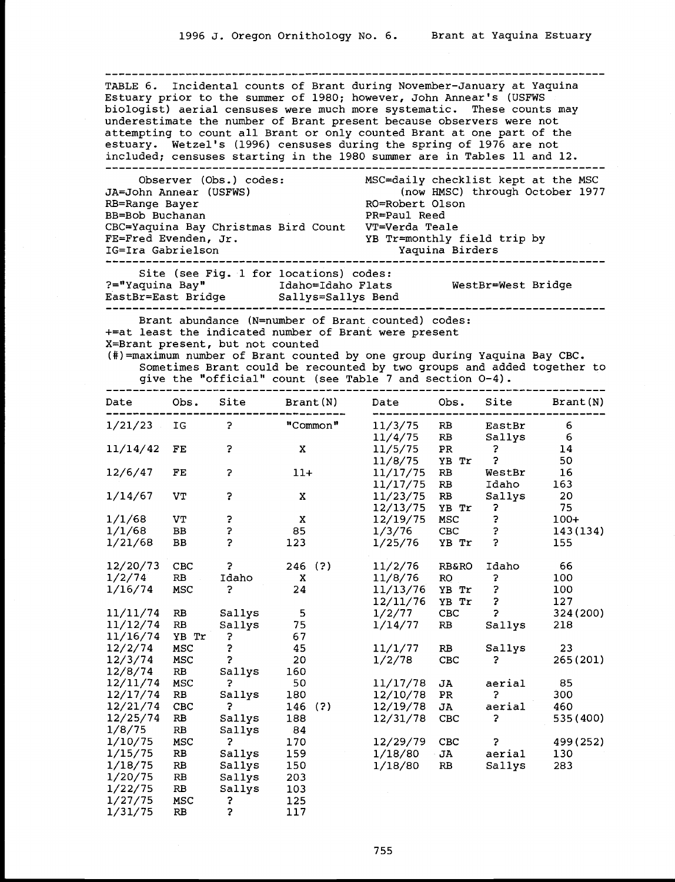TABLE 6. Incidental counts of Brant during November-January at Yaquina Estuary prior to the summer of 1980; however, John Annear's (USFWS biologist) aerial censuses were much more systematic. These counts may underestimate the number of Brant present because observers were not attempting to count all Brant or only counted Brant at one part of the estuary. Wetzel's (1996) censuses during the spring of 1976 are not included; censuses starting in the 1980 summer are in Tables 11 and 12.

Observer (Obs.) codes:
JA=John Annear (USFWS)
RB=Range Bayer
BB=Bob Buchanan
CBC=Yaquina Bay Christmas Bird Count
FE=Fred Evenden, Jr.
IG=Ira Gabrielson
MSC=daily checklist kept at the MSC (now HMSC) through October 1977
RO=Robert Olson
PR=Paul Reed
VT=Verda Teale
YB Tr=monthly field trip by Yaquina Birders

Site (see Fig. 1 for locations) codes:
?="Yaquina Bay"
EastBr=East Bridge
Idaho=Idaho Flats
Sallys=Sallys Bend
WestBr=West Bridge

Brant abundance (N=number of Brant counted) codes:
+=at least the indicated number of Brant were present
X=Brant present, but not counted
(#)=maximum number of Brant counted by one group during Yaquina Bay CBC. Sometimes Brant could be recounted by two groups and added together to give the "official" count (see Table 7 and section O-4).

| Date | Obs. | Site | Brant(N) | Date | Obs. | Site | Brant(N) |
|---|---|---|---|---|---|---|---|
| 1/21/23 | IG | ? | "Common" | 11/3/75 | RB | EastBr | 6 |
| | | | | 11/4/75 | RB | Sallys | 6 |
| 11/14/42 | FE | ? | X | 11/5/75 | PR | ? | 14 |
| | | | | 11/8/75 | YB Tr | ? | 50 |
| 12/6/47 | FE | ? | 11+ | 11/17/75 | RB | WestBr | 16 |
| | | | | 11/17/75 | RB | Idaho | 163 |
| 1/14/67 | VT | ? | X | 11/23/75 | RB | Sallys | 20 |
| | | | | 12/13/75 | YB Tr | ? | 75 |
| 1/1/68 | VT | ? | X | 12/19/75 | MSC | ? | 100+ |
| 1/1/68 | BB | ? | 85 | 1/3/76 | CBC | ? | 143(134) |
| 1/21/68 | BB | ? | 123 | 1/25/76 | YB Tr | ? | 155 |
| 12/20/73 | CBC | ? | 246 (?) | 11/2/76 | RB&RO | Idaho | 66 |
| 1/2/74 | RB | Idaho | X | 11/8/76 | RO | ? | 100 |
| 1/16/74 | MSC | ? | 24 | 11/13/76 | YB Tr | ? | 100 |
| | | | | 12/11/76 | YB Tr | ? | 127 |
| 11/11/74 | RB | Sallys | 5 | 1/2/77 | CBC | ? | 324(200) |
| 11/12/74 | RB | Sallys | 75 | 1/14/77 | RB | Sallys | 218 |
| 11/16/74 | YB Tr | ? | 67 | | | | |
| 12/2/74 | MSC | ? | 45 | 11/1/77 | RB | Sallys | 23 |
| 12/3/74 | MSC | ? | 20 | 1/2/78 | CBC | ? | 265(201) |
| 12/8/74 | RB | Sallys | 160 | | | | |
| 12/11/74 | MSC | ? | 50 | 11/17/78 | JA | aerial | 85 |
| 12/17/74 | RB | Sallys | 180 | 12/10/78 | PR | ? | 300 |
| 12/21/74 | CBC | ? | 146 (?) | 12/19/78 | JA | aerial | 460 |
| 12/25/74 | RB | Sallys | 188 | 12/31/78 | CBC | ? | 535(400) |
| 1/8/75 | RB | Sallys | 84 | | | | |
| 1/10/75 | MSC | ? | 170 | 12/29/79 | CBC | ? | 499(252) |
| 1/15/75 | RB | Sallys | 159 | 1/18/80 | JA | aerial | 130 |
| 1/18/75 | RB | Sallys | 150 | 1/18/80 | RB | Sallys | 283 |
| 1/20/75 | RB | Sallys | 203 | | | | |
| 1/22/75 | RB | Sallys | 103 | | | | |
| 1/27/75 | MSC | ? | 125 | | | | |
| 1/31/75 | RB | ? | 117 | | | | |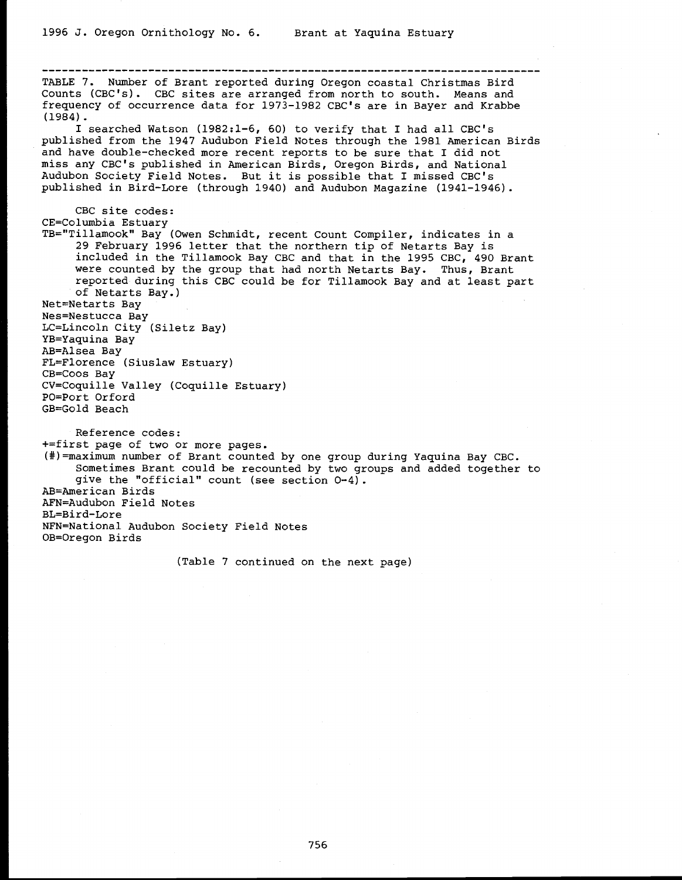TABLE 7. Number of Brant reported during Oregon coastal Christmas Bird Counts (CBC's). CBC sites are arranged from north to south. Means and frequency of occurrence data for 1973-1982 CBC's are in Bayer and Krabbe (1984).

I searched Watson (1982:1-6, 60) to verify that I had all CBC's published from the 1947 Audubon Field Notes through the 1981 American Birds and have double-checked more recent reports to be sure that I did not miss any CBC's published in American Birds, Oregon Birds, and National Audubon Society Field Notes. But it is possible that I missed CBC's published in Bird-Lore (through 1940) and Audubon Magazine (1941-1946).

CBC site codes:

CE=Columbia Estuary

TB="Tillamook" Bay (Owen Schmidt, recent Count Compiler, indicates in a 29 February 1996 letter that the northern tip of Netarts Bay is included in the Tillamook Bay CBC and that in the 1995 CBC, 490 Brant were counted by the group that had north Netarts Bay. Thus, Brant reported during this CBC could be for Tillamook Bay and at least part of Netarts Bay.)

Net=Netarts Bay

Nes=Nestucca Bay

LC=Lincoln City (Siletz Bay)

YB=Yaquina Bay

AB=Alsea Bay

FL=Florence (Siuslaw Estuary)

CB=Coos Bay

CV=Coquille Valley (Coquille Estuary)

PO=Port Orford

GB=Gold Beach

Reference codes:

+=first page of two or more pages.

(#)=maximum number of Brant counted by one group during Yaquina Bay CBC. Sometimes Brant could be recounted by two groups and added together to give the "official" count (see section O-4).

AB=American Birds

AFN=Audubon Field Notes

BL=Bird-Lore

NFN=National Audubon Society Field Notes

OB=Oregon Birds

(Table 7 continued on the next page)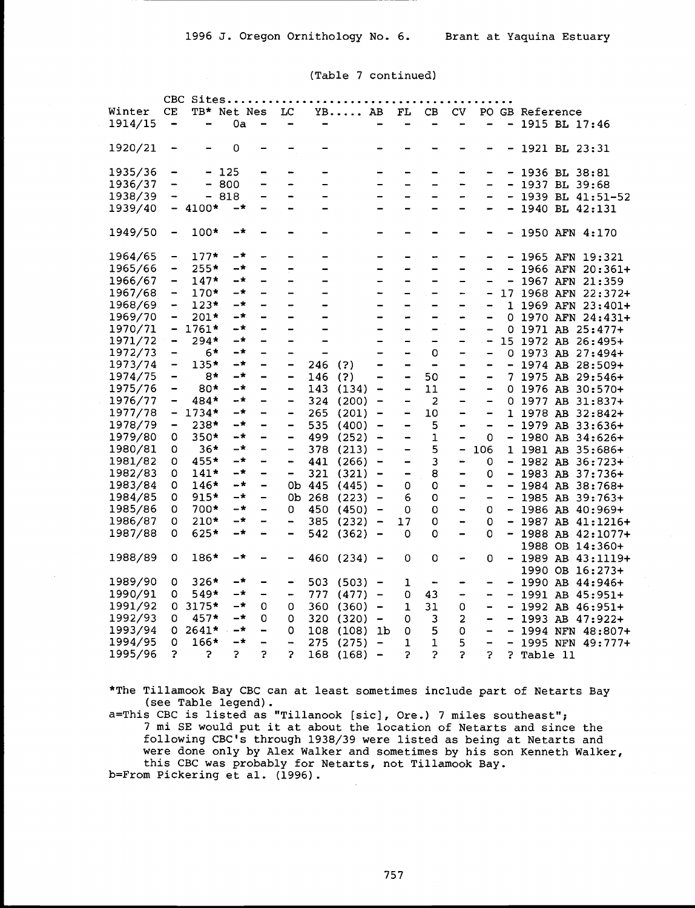(Table 7 continued)

| Winter | CBC Sites......... CE | TB* | Net | Nes | LC | YB..... | | AB | FL | CB | CV | PO | GB | Reference |
|---|---|---|---|---|---|---|---|---|---|---|---|---|---|---|
| 1914/15 | - | - | 0a | - | - | - | | - | - | - | - | - | - | 1915 BL 17:46 |
| 1920/21 | - | - | 0 | - | - | - | | - | - | - | - | - | - | 1921 BL 23:31 |
| 1935/36 | - | - | 125 | - | - | - | | - | - | - | - | - | - | 1936 BL 38:81 |
| 1936/37 | - | - | 800 | - | - | - | | - | - | - | - | - | - | 1937 BL 39:68 |
| 1938/39 | - | - | 818 | - | - | - | | - | - | - | - | - | - | 1939 BL 41:51-52 |
| 1939/40 | - | 4100* | -* | - | - | - | | - | - | - | - | - | - | 1940 BL 42:131 |
| 1949/50 | - | 100* | -* | - | - | - | | - | - | - | - | - | - | 1950 AFN 4:170 |
| 1964/65 | - | 177* | -* | - | - | - | | - | - | - | - | - | - | 1965 AFN 19:321 |
| 1965/66 | - | 255* | -* | - | - | - | | - | - | - | - | - | - | 1966 AFN 20:361+ |
| 1966/67 | - | 147* | -* | - | - | - | | - | - | - | - | - | - | 1967 AFN 21:359 |
| 1967/68 | - | 170* | -* | - | - | - | | - | - | - | - | - | 17 | 1968 AFN 22:372+ |
| 1968/69 | - | 123* | -* | - | - | - | | - | - | - | - | - | 1 | 1969 AFN 23:401+ |
| 1969/70 | - | 201* | -* | - | - | - | | - | - | - | - | - | 0 | 1970 AFN 24:431+ |
| 1970/71 | - | 1761* | -* | - | - | - | | - | - | - | - | - | 0 | 1971 AB 25:477+ |
| 1971/72 | - | 294* | -* | - | - | - | | - | - | - | - | - | 15 | 1972 AB 26:495+ |
| 1972/73 | - | 6* | -* | - | - | - | | - | - | 0 | - | - | 0 | 1973 AB 27:494+ |
| 1973/74 | - | 135* | -* | - | - | 246 | (?) | - | - | - | - | - | - | 1974 AB 28:509+ |
| 1974/75 | - | 8* | -* | - | - | 146 | (?) | - | - | 50 | - | - | 7 | 1975 AB 29:546+ |
| 1975/76 | - | 80* | -* | - | - | 143 | (134) | - | - | 11 | - | - | 0 | 1976 AB 30:570+ |
| 1976/77 | - | 484* | -* | - | - | 324 | (200) | - | - | 2 | - | - | 0 | 1977 AB 31:837+ |
| 1977/78 | - | 1734* | -* | - | - | 265 | (201) | - | - | 10 | - | - | 1 | 1978 AB 32:842+ |
| 1978/79 | - | 238* | -* | - | - | 535 | (400) | - | - | 5 | - | - | - | 1979 AB 33:636+ |
| 1979/80 | 0 | 350* | -* | - | - | 499 | (252) | - | - | 1 | - | 0 | - | 1980 AB 34:626+ |
| 1980/81 | 0 | 36* | -* | - | - | 378 | (213) | - | - | 5 | - | 106 | 1 | 1981 AB 35:686+ |
| 1981/82 | 0 | 455* | -* | - | - | 441 | (266) | - | - | 3 | - | 0 | - | 1982 AB 36:723+ |
| 1982/83 | 0 | 141* | -* | - | - | 321 | (321) | - | - | 8 | - | 0 | - | 1983 AB 37:736+ |
| 1983/84 | 0 | 146* | -* | - | 0b | 445 | (445) | - | 0 | 0 | - | - | - | 1984 AB 38:768+ |
| 1984/85 | 0 | 915* | -* | - | 0b | 268 | (223) | - | 6 | 0 | - | - | - | 1985 AB 39:763+ |
| 1985/86 | 0 | 700* | -* | - | 0 | 450 | (450) | - | 0 | 0 | - | 0 | - | 1986 AB 40:969+ |
| 1986/87 | 0 | 210* | -* | - | - | 385 | (232) | - | 17 | 0 | - | 0 | - | 1987 AB 41:1216+ |
| 1987/88 | 0 | 625* | -* | - | - | 542 | (362) | - | 0 | 0 | - | 0 | - | 1988 AB 42:1077+ 1988 OB 14:360+ |
| 1988/89 | 0 | 186* | -* | - | - | 460 | (234) | - | 0 | 0 | - | 0 | - | 1989 AB 43:1119+ 1990 OB 16:273+ |
| 1989/90 | 0 | 326* | -* | - | - | 503 | (503) | - | 1 | - | - | - | - | 1990 AB 44:946+ |
| 1990/91 | 0 | 549* | -* | - | - | 777 | (477) | - | 0 | 43 | - | - | - | 1991 AB 45:951+ |
| 1991/92 | 0 | 3175* | -* | 0 | 0 | 360 | (360) | - | 1 | 31 | 0 | - | - | 1992 AB 46:951+ |
| 1992/93 | 0 | 457* | -* | 0 | 0 | 320 | (320) | - | 0 | 3 | 2 | - | - | 1993 AB 47:922+ |
| 1993/94 | 0 | 2641* | -* | - | 0 | 108 | (108) | 1b | 0 | 5 | 0 | - | - | 1994 NFN 48:807+ |
| 1994/95 | 0 | 166* | -* | - | - | 275 | (275) | - | 1 | 1 | 5 | - | - | 1995 NFN 49:777+ |
| 1995/96 | ? | ? | ? | ? | ? | 168 | (168) | - | ? | ? | ? | ? | ? | Table 11 |

*The Tillamook Bay CBC can at least sometimes include part of Netarts Bay (see Table legend).

a=This CBC is listed as "Tillanook [sic], Ore.) 7 miles southeast"; 7 mi SE would put it at about the location of Netarts and since the following CBC's through 1938/39 were listed as being at Netarts and were done only by Alex Walker and sometimes by his son Kenneth Walker, this CBC was probably for Netarts, not Tillamook Bay.

b=From Pickering et al. (1996).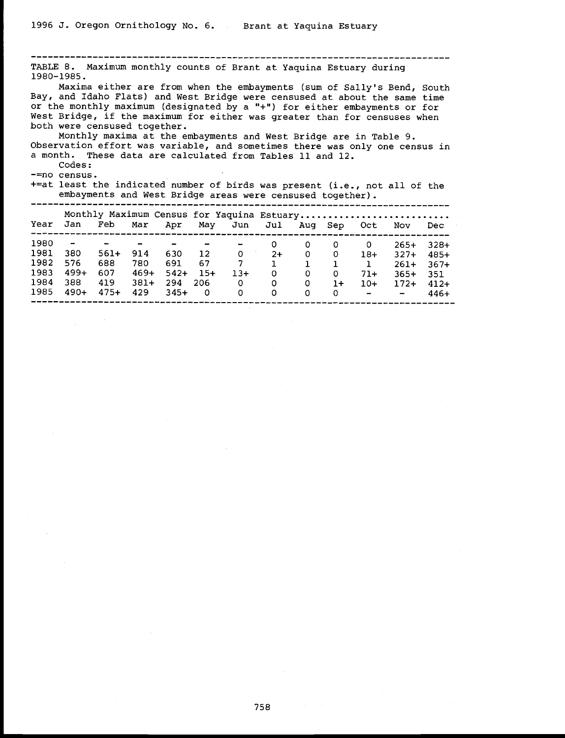TABLE 8. Maximum monthly counts of Brant at Yaquina Estuary during 1980-1985.

Maxima either are from when the embayments (sum of Sally's Bend, South Bay, and Idaho Flats) and West Bridge were censused at about the same time or the monthly maximum (designated by a "+") for either embayments or for West Bridge, if the maximum for either was greater than for censuses when both were censused together.

Monthly maxima at the embayments and West Bridge are in Table 9. Observation effort was variable, and sometimes there was only one census in a month. These data are calculated from Tables 11 and 12.

Codes:

-=no census.

+=at least the indicated number of birds was present (i.e., not all of the embayments and West Bridge areas were censused together).

| | Monthly Maximum Census for Yaquina Estuary | | | | | | | | | | | |
|---|---|---|---|---|---|---|---|---|---|---|---|---|
| Year | Jan | Feb | Mar | Apr | May | Jun | Jul | Aug | Sep | Oct | Nov | Dec |
| 1980 | - | - | - | - | - | - | 0 | 0 | 0 | 0 | 265+ | 328+ |
| 1981 | 380 | 561+ | 914 | 630 | 12 | 0 | 2+ | 0 | 0 | 18+ | 327+ | 485+ |
| 1982 | 576 | 688 | 780 | 691 | 67 | 7 | 1 | 1 | 1 | 1 | 261+ | 367+ |
| 1983 | 499+ | 607 | 469+ | 542+ | 15+ | 13+ | 0 | 0 | 0 | 71+ | 365+ | 351 |
| 1984 | 388 | 419 | 381+ | 294 | 206 | 0 | 0 | 0 | 1+ | 10+ | 172+ | 412+ |
| 1985 | 490+ | 475+ | 429 | 345+ | 0 | 0 | 0 | 0 | 0 | - | - | 446+ |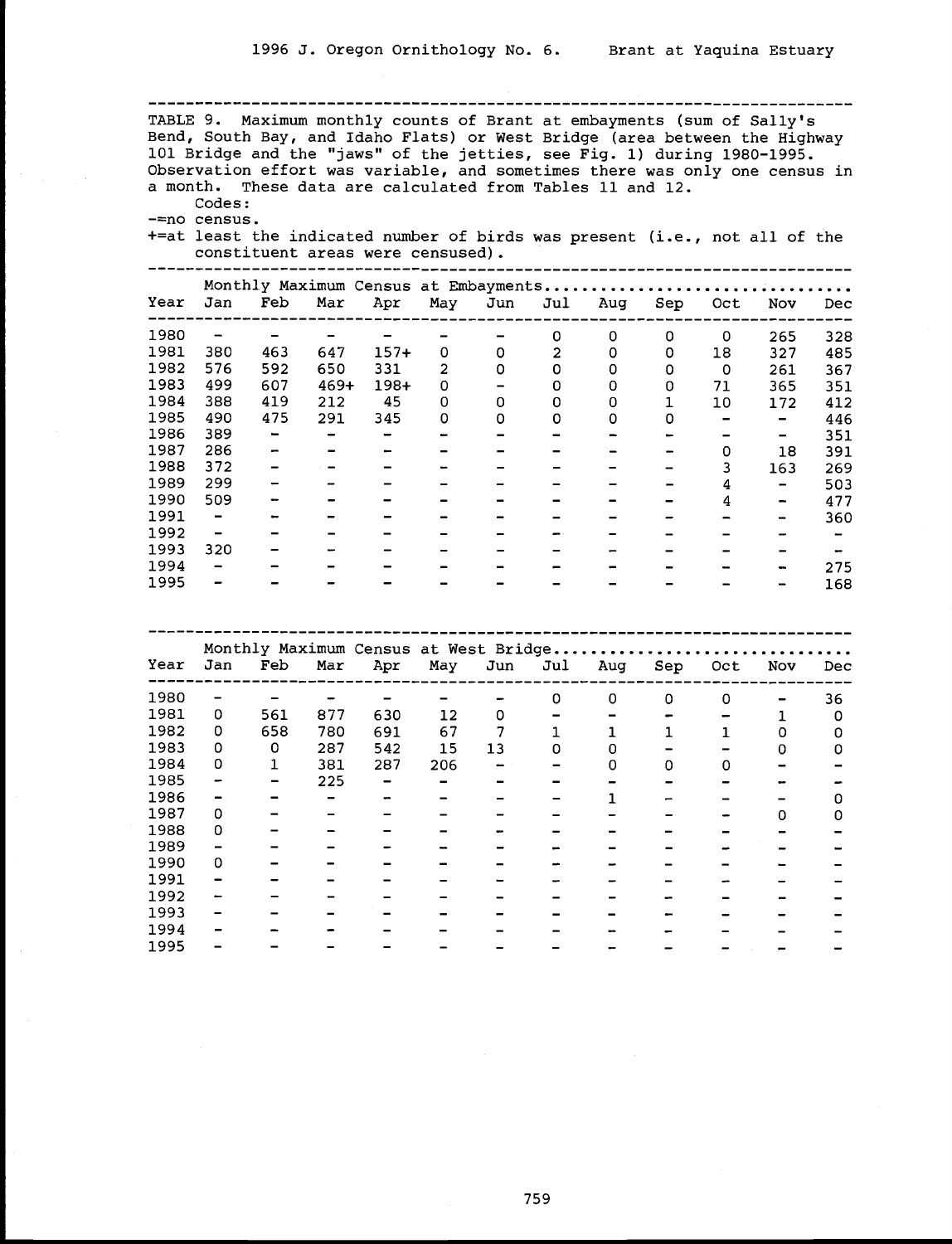TABLE 9. Maximum monthly counts of Brant at embayments (sum of Sally's Bend, South Bay, and Idaho Flats) or West Bridge (area between the Highway 101 Bridge and the "jaws" of the jetties, see Fig. 1) during 1980-1995. Observation effort was variable, and sometimes there was only one census in a month. These data are calculated from Tables 11 and 12.

Codes:

-=no census.

+=at least the indicated number of birds was present (i.e., not all of the constituent areas were censused).

| | Monthly Maximum Census at Embayments | | | | | | | | | | | |
|---|---|---|---|---|---|---|---|---|---|---|---|---|
| Year | Jan | Feb | Mar | Apr | May | Jun | Jul | Aug | Sep | Oct | Nov | Dec |
| 1980 | - | - | - | - | - | - | 0 | 0 | 0 | 0 | 265 | 328 |
| 1981 | 380 | 463 | 647 | 157+ | 0 | 0 | 2 | 0 | 0 | 18 | 327 | 485 |
| 1982 | 576 | 592 | 650 | 331 | 2 | 0 | 0 | 0 | 0 | 0 | 261 | 367 |
| 1983 | 499 | 607 | 469+ | 198+ | 0 | - | 0 | 0 | 0 | 71 | 365 | 351 |
| 1984 | 388 | 419 | 212 | 45 | 0 | 0 | 0 | 0 | 1 | 10 | 172 | 412 |
| 1985 | 490 | 475 | 291 | 345 | 0 | 0 | 0 | 0 | 0 | - | - | 446 |
| 1986 | 389 | - | - | - | - | - | - | - | - | - | - | 351 |
| 1987 | 286 | - | - | - | - | - | - | - | - | 0 | 18 | 391 |
| 1988 | 372 | - | - | - | - | - | - | - | - | 3 | 163 | 269 |
| 1989 | 299 | - | - | - | - | - | - | - | - | 4 | - | 503 |
| 1990 | 509 | - | - | - | - | - | - | - | - | 4 | - | 477 |
| 1991 | - | - | - | - | - | - | - | - | - | - | - | 360 |
| 1992 | - | - | - | - | - | - | - | - | - | - | - | - |
| 1993 | 320 | - | - | - | - | - | - | - | - | - | - | - |
| 1994 | - | - | - | - | - | - | - | - | - | - | - | 275 |
| 1995 | - | - | - | - | - | - | - | - | - | - | - | 168 |

| | Monthly Maximum Census at West Bridge | | | | | | | | | | | |
|---|---|---|---|---|---|---|---|---|---|---|---|---|
| Year | Jan | Feb | Mar | Apr | May | Jun | Jul | Aug | Sep | Oct | Nov | Dec |
| 1980 | - | - | - | - | - | - | 0 | 0 | 0 | 0 | - | 36 |
| 1981 | 0 | 561 | 877 | 630 | 12 | 0 | - | - | - | - | 1 | 0 |
| 1982 | 0 | 658 | 780 | 691 | 67 | 7 | 1 | 1 | 1 | 1 | 0 | 0 |
| 1983 | 0 | 0 | 287 | 542 | 15 | 13 | 0 | 0 | - | - | 0 | 0 |
| 1984 | 0 | 1 | 381 | 287 | 206 | - | - | 0 | 0 | 0 | - | - |
| 1985 | - | - | 225 | - | - | - | - | - | - | - | - | - |
| 1986 | - | - | - | - | - | - | - | 1 | - | - | - | 0 |
| 1987 | 0 | - | - | - | - | - | - | - | - | - | 0 | 0 |
| 1988 | 0 | - | - | - | - | - | - | - | - | - | - | - |
| 1989 | - | - | - | - | - | - | - | - | - | - | - | - |
| 1990 | 0 | - | - | - | - | - | - | - | - | - | - | - |
| 1991 | - | - | - | - | - | - | - | - | - | - | - | - |
| 1992 | - | - | - | - | - | - | - | - | - | - | - | - |
| 1993 | - | - | - | - | - | - | - | - | - | - | - | - |
| 1994 | - | - | - | - | - | - | - | - | - | - | - | - |
| 1995 | - | - | - | - | - | - | - | - | - | - | - | - |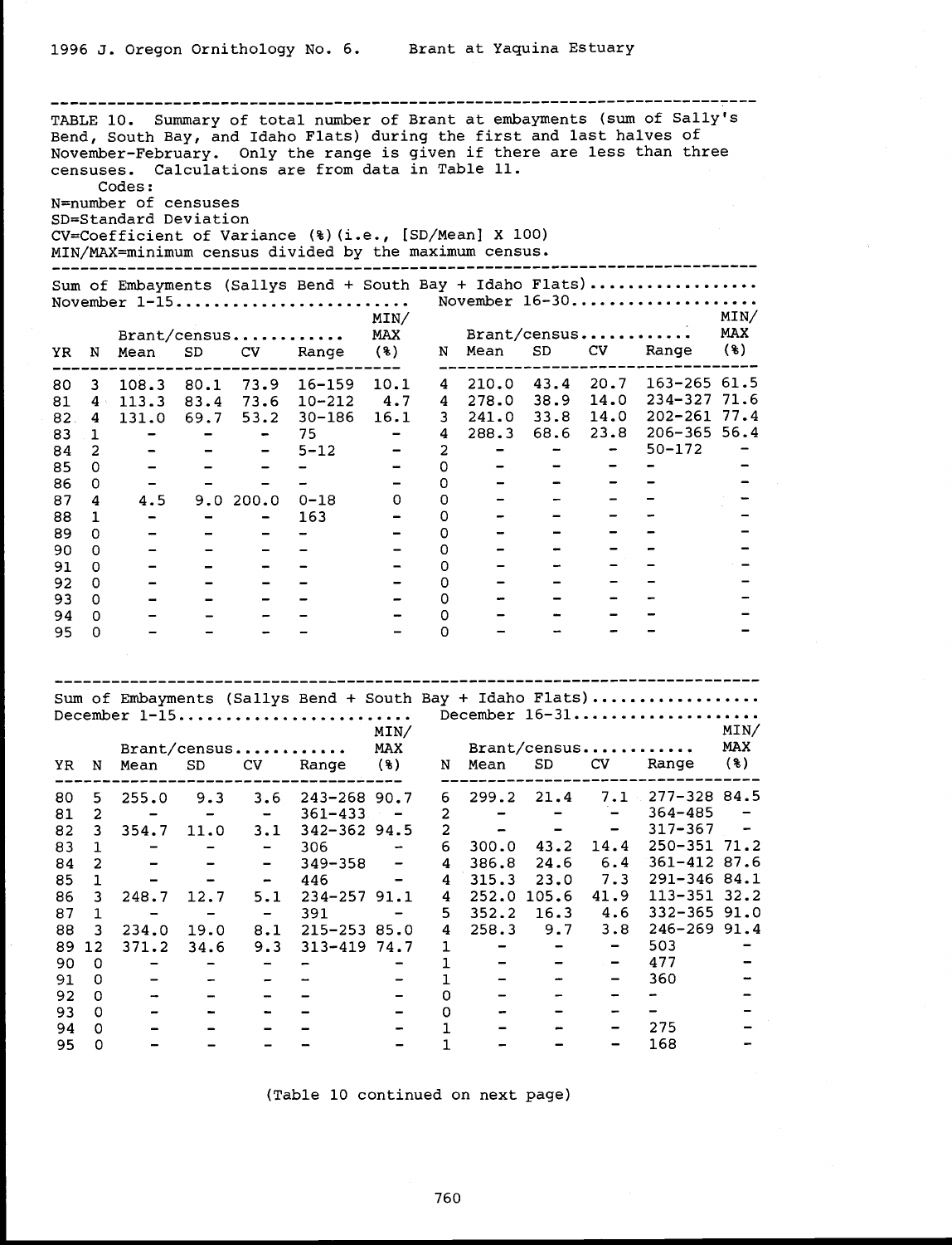TABLE 10. Summary of total number of Brant at embayments (sum of Sally's Bend, South Bay, and Idaho Flats) during the first and last halves of November-February. Only the range is given if there are less than three censuses. Calculations are from data in Table 11.

Codes:
N=number of censuses
SD=Standard Deviation
CV=Coefficient of Variance (%)(i.e., [SD/Mean] X 100)
MIN/MAX=minimum census divided by the maximum census.

Sum of Embayments (Sallys Bend + South Bay + Idaho Flats)

| | November 1-15 | | | | | | November 16-30 | | | | | |
|---|---|---|---|---|---|---|---|---|---|---|---|---|
| | | Brant/census | | | | MIN/MAX | | Brant/census | | | | MIN/MAX |
| YR | N | Mean | SD | CV | Range | (%) | N | Mean | SD | CV | Range | (%) |
| 80 | 3 | 108.3 | 80.1 | 73.9 | 16-159 | 10.1 | 4 | 210.0 | 43.4 | 20.7 | 163-265 | 61.5 |
| 81 | 4 | 113.3 | 83.4 | 73.6 | 10-212 | 4.7 | 4 | 278.0 | 38.9 | 14.0 | 234-327 | 71.6 |
| 82 | 4 | 131.0 | 69.7 | 53.2 | 30-186 | 16.1 | 3 | 241.0 | 33.8 | 14.0 | 202-261 | 77.4 |
| 83 | 1 | - | - | - | 75 | - | 4 | 288.3 | 68.6 | 23.8 | 206-365 | 56.4 |
| 84 | 2 | - | - | - | 5-12 | - | 2 | - | - | - | 50-172 | - |
| 85 | 0 | - | - | - | - | - | 0 | - | - | - | - | - |
| 86 | 0 | - | - | - | - | - | 0 | - | - | - | - | - |
| 87 | 4 | 4.5 | 9.0 | 200.0 | 0-18 | 0 | 0 | - | - | - | - | - |
| 88 | 1 | - | - | - | 163 | - | 0 | - | - | - | - | - |
| 89 | 0 | - | - | - | - | - | 0 | - | - | - | - | - |
| 90 | 0 | - | - | - | - | - | 0 | - | - | - | - | - |
| 91 | 0 | - | - | - | - | - | 0 | - | - | - | - | - |
| 92 | 0 | - | - | - | - | - | 0 | - | - | - | - | - |
| 93 | 0 | - | - | - | - | - | 0 | - | - | - | - | - |
| 94 | 0 | - | - | - | - | - | 0 | - | - | - | - | - |
| 95 | 0 | - | - | - | - | - | 0 | - | - | - | - | - |

Sum of Embayments (Sallys Bend + South Bay + Idaho Flats)

| | December 1-15 | | | | | | December 16-31 | | | | | |
|---|---|---|---|---|---|---|---|---|---|---|---|---|
| | | Brant/census | | | | MIN/MAX | | Brant/census | | | | MIN/MAX |
| YR | N | Mean | SD | CV | Range | (%) | N | Mean | SD | CV | Range | (%) |
| 80 | 5 | 255.0 | 9.3 | 3.6 | 243-268 | 90.7 | 6 | 299.2 | 21.4 | 7.1 | 277-328 | 84.5 |
| 81 | 2 | - | - | - | 361-433 | - | 2 | - | - | - | 364-485 | - |
| 82 | 3 | 354.7 | 11.0 | 3.1 | 342-362 | 94.5 | 2 | - | - | - | 317-367 | - |
| 83 | 1 | - | - | - | 306 | - | 6 | 300.0 | 43.2 | 14.4 | 250-351 | 71.2 |
| 84 | 2 | - | - | - | 349-358 | - | 4 | 386.8 | 24.6 | 6.4 | 361-412 | 87.6 |
| 85 | 1 | - | - | - | 446 | - | 4 | 315.3 | 23.0 | 7.3 | 291-346 | 84.1 |
| 86 | 3 | 248.7 | 12.7 | 5.1 | 234-257 | 91.1 | 4 | 252.0 | 105.6 | 41.9 | 113-351 | 32.2 |
| 87 | 1 | - | - | - | 391 | - | 5 | 352.2 | 16.3 | 4.6 | 332-365 | 91.0 |
| 88 | 3 | 234.0 | 19.0 | 8.1 | 215-253 | 85.0 | 4 | 258.3 | 9.7 | 3.8 | 246-269 | 91.4 |
| 89 | 12 | 371.2 | 34.6 | 9.3 | 313-419 | 74.7 | 1 | - | - | - | 503 | - |
| 90 | 0 | - | - | - | - | - | 1 | - | - | - | 477 | - |
| 91 | 0 | - | - | - | - | - | 1 | - | - | - | 360 | - |
| 92 | 0 | - | - | - | - | - | 0 | - | - | - | - | - |
| 93 | 0 | - | - | - | - | - | 0 | - | - | - | - | - |
| 94 | 0 | - | - | - | - | - | 1 | - | - | - | 275 | - |
| 95 | 0 | - | - | - | - | - | 1 | - | - | - | 168 | - |

(Table 10 continued on next page)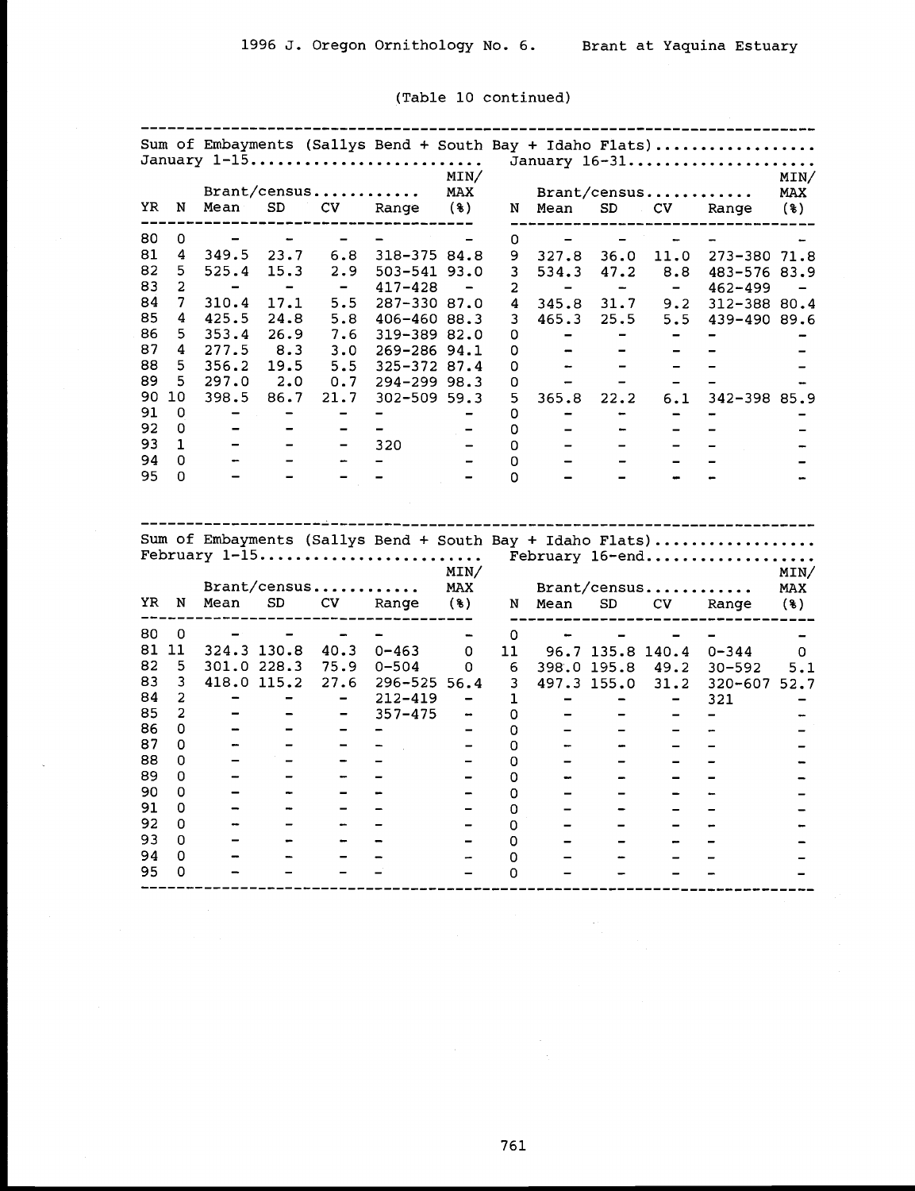(Table 10 continued)

Sum of Embayments (Sallys Bend + South Bay + Idaho Flats)

| | January 1-15 | | | | | | January 16-31 | | | | | |
|---|---|---|---|---|---|---|---|---|---|---|---|---|
| | | Brant/census | | | | MIN/MAX | | Brant/census | | | | MIN/MAX |
| YR | N | Mean | SD | CV | Range | (%) | N | Mean | SD | CV | Range | (%) |
| 80 | 0 | - | - | - | - | - | 0 | - | - | - | - | - |
| 81 | 4 | 349.5 | 23.7 | 6.8 | 318-375 | 84.8 | 9 | 327.8 | 36.0 | 11.0 | 273-380 | 71.8 |
| 82 | 5 | 525.4 | 15.3 | 2.9 | 503-541 | 93.0 | 3 | 534.3 | 47.2 | 8.8 | 483-576 | 83.9 |
| 83 | 2 | - | - | - | 417-428 | - | 2 | - | - | - | 462-499 | - |
| 84 | 7 | 310.4 | 17.1 | 5.5 | 287-330 | 87.0 | 4 | 345.8 | 31.7 | 9.2 | 312-388 | 80.4 |
| 85 | 4 | 425.5 | 24.8 | 5.8 | 406-460 | 88.3 | 3 | 465.3 | 25.5 | 5.5 | 439-490 | 89.6 |
| 86 | 5 | 353.4 | 26.9 | 7.6 | 319-389 | 82.0 | 0 | - | - | - | - | - |
| 87 | 4 | 277.5 | 8.3 | 3.0 | 269-286 | 94.1 | 0 | - | - | - | - | - |
| 88 | 5 | 356.2 | 19.5 | 5.5 | 325-372 | 87.4 | 0 | - | - | - | - | - |
| 89 | 5 | 297.0 | 2.0 | 0.7 | 294-299 | 98.3 | 0 | - | - | - | - | - |
| 90 | 10 | 398.5 | 86.7 | 21.7 | 302-509 | 59.3 | 5 | 365.8 | 22.2 | 6.1 | 342-398 | 85.9 |
| 91 | 0 | - | - | - | - | - | 0 | - | - | - | - | - |
| 92 | 0 | - | - | - | - | - | 0 | - | - | - | - | - |
| 93 | 1 | - | - | - | 320 | - | 0 | - | - | - | - | - |
| 94 | 0 | - | - | - | - | - | 0 | - | - | - | - | - |
| 95 | 0 | - | - | - | - | - | 0 | - | - | - | - | - |

Sum of Embayments (Sallys Bend + South Bay + Idaho Flats)

| | February 1-15 | | | | | | February 16-end | | | | | |
|---|---|---|---|---|---|---|---|---|---|---|---|---|
| | | Brant/census | | | | MIN/MAX | | Brant/census | | | | MIN/MAX |
| YR | N | Mean | SD | CV | Range | (%) | N | Mean | SD | CV | Range | (%) |
| 80 | 0 | - | - | - | - | - | 0 | - | - | - | - | - |
| 81 | 11 | 324.3 | 130.8 | 40.3 | 0-463 | 0 | 11 | 96.7 | 135.8 | 140.4 | 0-344 | 0 |
| 82 | 5 | 301.0 | 228.3 | 75.9 | 0-504 | 0 | 6 | 398.0 | 195.8 | 49.2 | 30-592 | 5.1 |
| 83 | 3 | 418.0 | 115.2 | 27.6 | 296-525 | 56.4 | 3 | 497.3 | 155.0 | 31.2 | 320-607 | 52.7 |
| 84 | 2 | - | - | - | 212-419 | - | 1 | - | - | - | 321 | - |
| 85 | 2 | - | - | - | 357-475 | - | 0 | - | - | - | - | - |
| 86 | 0 | - | - | - | - | - | 0 | - | - | - | - | - |
| 87 | 0 | - | - | - | - | - | 0 | - | - | - | - | - |
| 88 | 0 | - | - | - | - | - | 0 | - | - | - | - | - |
| 89 | 0 | - | - | - | - | - | 0 | - | - | - | - | - |
| 90 | 0 | - | - | - | - | - | 0 | - | - | - | - | - |
| 91 | 0 | - | - | - | - | - | 0 | - | - | - | - | - |
| 92 | 0 | - | - | - | - | - | 0 | - | - | - | - | - |
| 93 | 0 | - | - | - | - | - | 0 | - | - | - | - | - |
| 94 | 0 | - | - | - | - | - | 0 | - | - | - | - | - |
| 95 | 0 | - | - | - | - | - | 0 | - | - | - | - | - |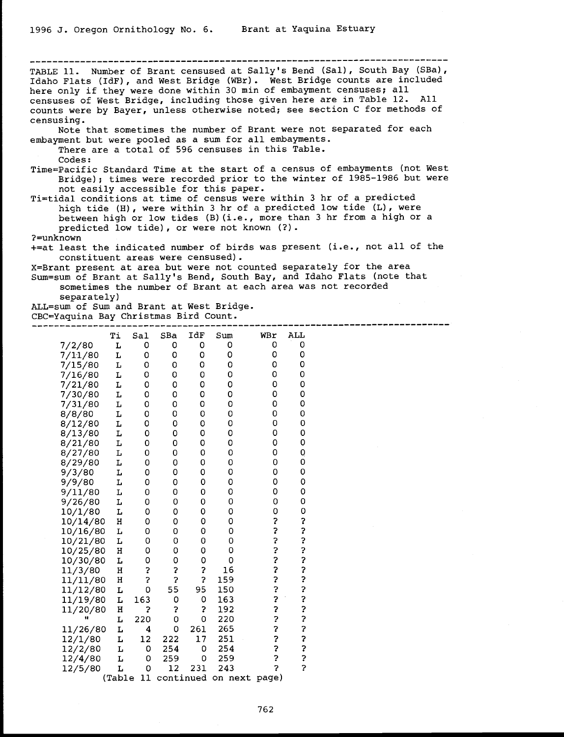TABLE 11. Number of Brant censused at Sally's Bend (Sal), South Bay (SBa), Idaho Flats (IdF), and West Bridge (WBr). West Bridge counts are included here only if they were done within 30 min of embayment censuses; all censuses of West Bridge, including those given here are in Table 12. All counts were by Bayer, unless otherwise noted; see section C for methods of censusing.

Note that sometimes the number of Brant were not separated for each embayment but were pooled as a sum for all embayments.

There are a total of 596 censuses in this Table.

Codes:

Time=Pacific Standard Time at the start of a census of embayments (not West Bridge); times were recorded prior to the winter of 1985-1986 but were not easily accessible for this paper.

Ti=tidal conditions at time of census were within 3 hr of a predicted high tide (H), were within 3 hr of a predicted low tide (L), were between high or low tides (B)(i.e., more than 3 hr from a high or a predicted low tide), or were not known (?).

?=unknown

+=at least the indicated number of birds was present (i.e., not all of the constituent areas were censused).

X=Brant present at area but were not counted separately for the area

Sum=sum of Brant at Sally's Bend, South Bay, and Idaho Flats (note that sometimes the number of Brant at each area was not recorded separately)

ALL=sum of Sum and Brant at West Bridge.

CBC=Yaquina Bay Christmas Bird Count.

| | Ti | Sal | SBa | IdF | Sum | WBr | ALL |
|---|---|---|---|---|---|---|---|
| 7/2/80 | L | 0 | 0 | 0 | 0 | 0 | 0 |
| 7/11/80 | L | 0 | 0 | 0 | 0 | 0 | 0 |
| 7/15/80 | L | 0 | 0 | 0 | 0 | 0 | 0 |
| 7/16/80 | L | 0 | 0 | 0 | 0 | 0 | 0 |
| 7/21/80 | L | 0 | 0 | 0 | 0 | 0 | 0 |
| 7/30/80 | L | 0 | 0 | 0 | 0 | 0 | 0 |
| 7/31/80 | L | 0 | 0 | 0 | 0 | 0 | 0 |
| 8/8/80 | L | 0 | 0 | 0 | 0 | 0 | 0 |
| 8/12/80 | L | 0 | 0 | 0 | 0 | 0 | 0 |
| 8/13/80 | L | 0 | 0 | 0 | 0 | 0 | 0 |
| 8/21/80 | L | 0 | 0 | 0 | 0 | 0 | 0 |
| 8/27/80 | L | 0 | 0 | 0 | 0 | 0 | 0 |
| 8/29/80 | L | 0 | 0 | 0 | 0 | 0 | 0 |
| 9/3/80 | L | 0 | 0 | 0 | 0 | 0 | 0 |
| 9/9/80 | L | 0 | 0 | 0 | 0 | 0 | 0 |
| 9/11/80 | L | 0 | 0 | 0 | 0 | 0 | 0 |
| 9/26/80 | L | 0 | 0 | 0 | 0 | 0 | 0 |
| 10/1/80 | L | 0 | 0 | 0 | 0 | 0 | 0 |
| 10/14/80 | H | 0 | 0 | 0 | 0 | ? | ? |
| 10/16/80 | L | 0 | 0 | 0 | 0 | ? | ? |
| 10/21/80 | L | 0 | 0 | 0 | 0 | ? | ? |
| 10/25/80 | H | 0 | 0 | 0 | 0 | ? | ? |
| 10/30/80 | L | 0 | 0 | 0 | 0 | ? | ? |
| 11/3/80 | H | ? | ? | ? | 16 | ? | ? |
| 11/11/80 | H | ? | ? | ? | 159 | ? | ? |
| 11/12/80 | L | 0 | 55 | 95 | 150 | ? | ? |
| 11/19/80 | L | 163 | 0 | 0 | 163 | ? | ? |
| 11/20/80 | H | ? | ? | ? | 192 | ? | ? |
| " | L | 220 | 0 | 0 | 220 | ? | ? |
| 11/26/80 | L | 4 | 0 | 261 | 265 | ? | ? |
| 12/1/80 | L | 12 | 222 | 17 | 251 | ? | ? |
| 12/2/80 | L | 0 | 254 | 0 | 254 | ? | ? |
| 12/4/80 | L | 0 | 259 | 0 | 259 | ? | ? |
| 12/5/80 | L | 0 | 12 | 231 | 243 | ? | ? |

(Table 11 continued on next page)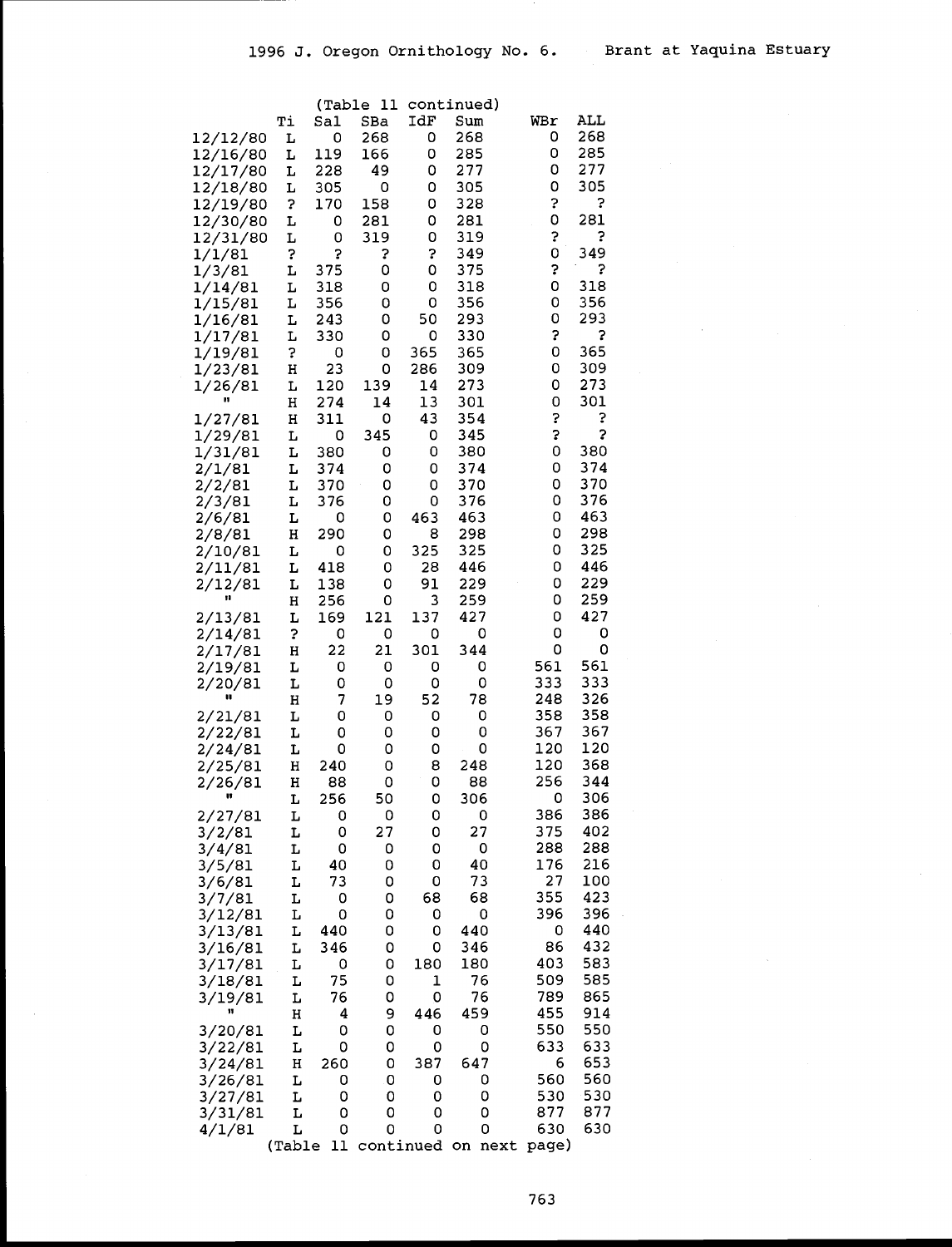(Table 11 continued)

| | Ti | Sal | SBa | IdF | Sum | WBr | ALL |
|---|---|---|---|---|---|---|---|
| 12/12/80 | L | 0 | 268 | 0 | 268 | 0 | 268 |
| 12/16/80 | L | 119 | 166 | 0 | 285 | 0 | 285 |
| 12/17/80 | L | 228 | 49 | 0 | 277 | 0 | 277 |
| 12/18/80 | L | 305 | 0 | 0 | 305 | 0 | 305 |
| 12/19/80 | ? | 170 | 158 | 0 | 328 | ? | ? |
| 12/30/80 | L | 0 | 281 | 0 | 281 | 0 | 281 |
| 12/31/80 | L | 0 | 319 | 0 | 319 | ? | ? |
| 1/1/81 | ? | ? | ? | ? | 349 | 0 | 349 |
| 1/3/81 | L | 375 | 0 | 0 | 375 | ? | ? |
| 1/14/81 | L | 318 | 0 | 0 | 318 | 0 | 318 |
| 1/15/81 | L | 356 | 0 | 0 | 356 | 0 | 356 |
| 1/16/81 | L | 243 | 0 | 50 | 293 | 0 | 293 |
| 1/17/81 | L | 330 | 0 | 0 | 330 | ? | ? |
| 1/19/81 | ? | 0 | 0 | 365 | 365 | 0 | 365 |
| 1/23/81 | H | 23 | 0 | 286 | 309 | 0 | 309 |
| 1/26/81 | L | 120 | 139 | 14 | 273 | 0 | 273 |
| " | H | 274 | 14 | 13 | 301 | 0 | 301 |
| 1/27/81 | H | 311 | 0 | 43 | 354 | ? | ? |
| 1/29/81 | L | 0 | 345 | 0 | 345 | ? | ? |
| 1/31/81 | L | 380 | 0 | 0 | 380 | 0 | 380 |
| 2/1/81 | L | 374 | 0 | 0 | 374 | 0 | 374 |
| 2/2/81 | L | 370 | 0 | 0 | 370 | 0 | 370 |
| 2/3/81 | L | 376 | 0 | 0 | 376 | 0 | 376 |
| 2/6/81 | L | 0 | 0 | 463 | 463 | 0 | 463 |
| 2/8/81 | H | 290 | 0 | 8 | 298 | 0 | 298 |
| 2/10/81 | L | 0 | 0 | 325 | 325 | 0 | 325 |
| 2/11/81 | L | 418 | 0 | 28 | 446 | 0 | 446 |
| 2/12/81 | L | 138 | 0 | 91 | 229 | 0 | 229 |
| " | H | 256 | 0 | 3 | 259 | 0 | 259 |
| 2/13/81 | L | 169 | 121 | 137 | 427 | 0 | 427 |
| 2/14/81 | ? | 0 | 0 | 0 | 0 | 0 | 0 |
| 2/17/81 | H | 22 | 21 | 301 | 344 | 0 | 0 |
| 2/19/81 | L | 0 | 0 | 0 | 0 | 561 | 561 |
| 2/20/81 | L | 0 | 0 | 0 | 0 | 333 | 333 |
| " | H | 7 | 19 | 52 | 78 | 248 | 326 |
| 2/21/81 | L | 0 | 0 | 0 | 0 | 358 | 358 |
| 2/22/81 | L | 0 | 0 | 0 | 0 | 367 | 367 |
| 2/24/81 | L | 0 | 0 | 0 | 0 | 120 | 120 |
| 2/25/81 | H | 240 | 0 | 8 | 248 | 120 | 368 |
| 2/26/81 | H | 88 | 0 | 0 | 88 | 256 | 344 |
| " | L | 256 | 50 | 0 | 306 | 0 | 306 |
| 2/27/81 | L | 0 | 0 | 0 | 0 | 386 | 386 |
| 3/2/81 | L | 0 | 27 | 0 | 27 | 375 | 402 |
| 3/4/81 | L | 0 | 0 | 0 | 0 | 288 | 288 |
| 3/5/81 | L | 40 | 0 | 0 | 40 | 176 | 216 |
| 3/6/81 | L | 73 | 0 | 0 | 73 | 27 | 100 |
| 3/7/81 | L | 0 | 0 | 68 | 68 | 355 | 423 |
| 3/12/81 | L | 0 | 0 | 0 | 0 | 396 | 396 |
| 3/13/81 | L | 440 | 0 | 0 | 440 | 0 | 440 |
| 3/16/81 | L | 346 | 0 | 0 | 346 | 86 | 432 |
| 3/17/81 | L | 0 | 0 | 180 | 180 | 403 | 583 |
| 3/18/81 | L | 75 | 0 | 1 | 76 | 509 | 585 |
| 3/19/81 | L | 76 | 0 | 0 | 76 | 789 | 865 |
| " | H | 4 | 9 | 446 | 459 | 455 | 914 |
| 3/20/81 | L | 0 | 0 | 0 | 0 | 550 | 550 |
| 3/22/81 | L | 0 | 0 | 0 | 0 | 633 | 633 |
| 3/24/81 | H | 260 | 0 | 387 | 647 | 6 | 653 |
| 3/26/81 | L | 0 | 0 | 0 | 0 | 560 | 560 |
| 3/27/81 | L | 0 | 0 | 0 | 0 | 530 | 530 |
| 3/31/81 | L | 0 | 0 | 0 | 0 | 877 | 877 |
| 4/1/81 | L | 0 | 0 | 0 | 0 | 630 | 630 |

(Table 11 continued on next page)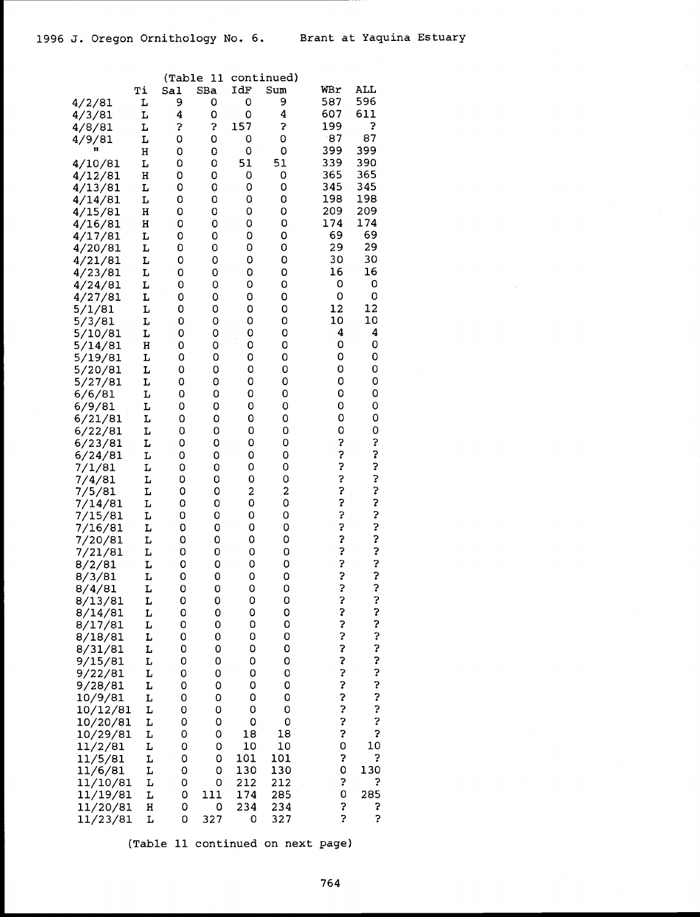(Table 11 continued)

| | Ti | Sal | SBa | IdF | Sum | WBr | ALL |
|---|---|---|---|---|---|---|---|
| 4/2/81 | L | 9 | 0 | 0 | 9 | 587 | 596 |
| 4/3/81 | L | 4 | 0 | 0 | 4 | 607 | 611 |
| 4/8/81 | L | ? | ? | 157 | ? | 199 | ? |
| 4/9/81 | L | 0 | 0 | 0 | 0 | 87 | 87 |
| " | H | 0 | 0 | 0 | 0 | 399 | 399 |
| 4/10/81 | L | 0 | 0 | 51 | 51 | 339 | 390 |
| 4/12/81 | H | 0 | 0 | 0 | 0 | 365 | 365 |
| 4/13/81 | L | 0 | 0 | 0 | 0 | 345 | 345 |
| 4/14/81 | L | 0 | 0 | 0 | 0 | 198 | 198 |
| 4/15/81 | H | 0 | 0 | 0 | 0 | 209 | 209 |
| 4/16/81 | H | 0 | 0 | 0 | 0 | 174 | 174 |
| 4/17/81 | L | 0 | 0 | 0 | 0 | 69 | 69 |
| 4/20/81 | L | 0 | 0 | 0 | 0 | 29 | 29 |
| 4/21/81 | L | 0 | 0 | 0 | 0 | 30 | 30 |
| 4/23/81 | L | 0 | 0 | 0 | 0 | 16 | 16 |
| 4/24/81 | L | 0 | 0 | 0 | 0 | 0 | 0 |
| 4/27/81 | L | 0 | 0 | 0 | 0 | 0 | 0 |
| 5/1/81 | L | 0 | 0 | 0 | 0 | 12 | 12 |
| 5/3/81 | L | 0 | 0 | 0 | 0 | 10 | 10 |
| 5/10/81 | L | 0 | 0 | 0 | 0 | 4 | 4 |
| 5/14/81 | H | 0 | 0 | 0 | 0 | 0 | 0 |
| 5/19/81 | L | 0 | 0 | 0 | 0 | 0 | 0 |
| 5/20/81 | L | 0 | 0 | 0 | 0 | 0 | 0 |
| 5/27/81 | L | 0 | 0 | 0 | 0 | 0 | 0 |
| 6/6/81 | L | 0 | 0 | 0 | 0 | 0 | 0 |
| 6/9/81 | L | 0 | 0 | 0 | 0 | 0 | 0 |
| 6/21/81 | L | 0 | 0 | 0 | 0 | 0 | 0 |
| 6/22/81 | L | 0 | 0 | 0 | 0 | 0 | 0 |
| 6/23/81 | L | 0 | 0 | 0 | 0 | ? | ? |
| 6/24/81 | L | 0 | 0 | 0 | 0 | ? | ? |
| 7/1/81 | L | 0 | 0 | 0 | 0 | ? | ? |
| 7/4/81 | L | 0 | 0 | 0 | 0 | ? | ? |
| 7/5/81 | L | 0 | 0 | 2 | 2 | ? | ? |
| 7/14/81 | L | 0 | 0 | 0 | 0 | ? | ? |
| 7/15/81 | L | 0 | 0 | 0 | 0 | ? | ? |
| 7/16/81 | L | 0 | 0 | 0 | 0 | ? | ? |
| 7/20/81 | L | 0 | 0 | 0 | 0 | ? | ? |
| 7/21/81 | L | 0 | 0 | 0 | 0 | ? | ? |
| 8/2/81 | L | 0 | 0 | 0 | 0 | ? | ? |
| 8/3/81 | L | 0 | 0 | 0 | 0 | ? | ? |
| 8/4/81 | L | 0 | 0 | 0 | 0 | ? | ? |
| 8/13/81 | L | 0 | 0 | 0 | 0 | ? | ? |
| 8/14/81 | L | 0 | 0 | 0 | 0 | ? | ? |
| 8/17/81 | L | 0 | 0 | 0 | 0 | ? | ? |
| 8/18/81 | L | 0 | 0 | 0 | 0 | ? | ? |
| 8/31/81 | L | 0 | 0 | 0 | 0 | ? | ? |
| 9/15/81 | L | 0 | 0 | 0 | 0 | ? | ? |
| 9/22/81 | L | 0 | 0 | 0 | 0 | ? | ? |
| 9/28/81 | L | 0 | 0 | 0 | 0 | ? | ? |
| 10/9/81 | L | 0 | 0 | 0 | 0 | ? | ? |
| 10/12/81 | L | 0 | 0 | 0 | 0 | ? | ? |
| 10/20/81 | L | 0 | 0 | 0 | 0 | ? | ? |
| 10/29/81 | L | 0 | 0 | 18 | 18 | ? | ? |
| 11/2/81 | L | 0 | 0 | 10 | 10 | 0 | 10 |
| 11/5/81 | L | 0 | 0 | 101 | 101 | ? | ? |
| 11/6/81 | L | 0 | 0 | 130 | 130 | 0 | 130 |
| 11/10/81 | L | 0 | 0 | 212 | 212 | ? | ? |
| 11/19/81 | L | 0 | 111 | 174 | 285 | 0 | 285 |
| 11/20/81 | H | 0 | 0 | 234 | 234 | ? | ? |
| 11/23/81 | L | 0 | 327 | 0 | 327 | ? | ? |

(Table 11 continued on next page)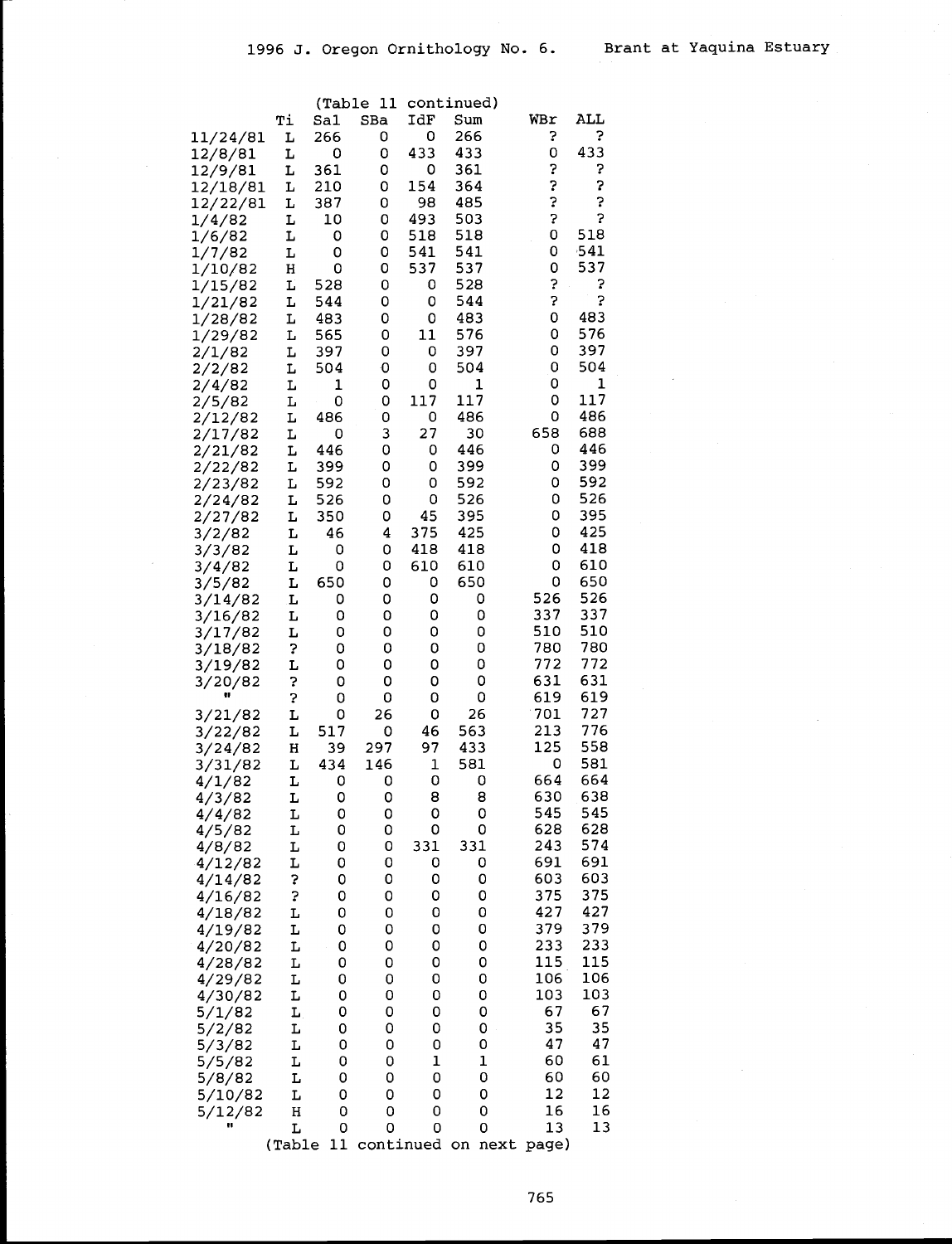(Table 11 continued)

| | Ti | Sal | SBa | IdF | Sum | WBr | ALL |
|---|---|---|---|---|---|---|---|
| 11/24/81 | L | 266 | 0 | 0 | 266 | ? | ? |
| 12/8/81 | L | 0 | 0 | 433 | 433 | 0 | 433 |
| 12/9/81 | L | 361 | 0 | 0 | 361 | ? | ? |
| 12/18/81 | L | 210 | 0 | 154 | 364 | ? | ? |
| 12/22/81 | L | 387 | 0 | 98 | 485 | ? | ? |
| 1/4/82 | L | 10 | 0 | 493 | 503 | ? | ? |
| 1/6/82 | L | 0 | 0 | 518 | 518 | 0 | 518 |
| 1/7/82 | L | 0 | 0 | 541 | 541 | 0 | 541 |
| 1/10/82 | H | 0 | 0 | 537 | 537 | 0 | 537 |
| 1/15/82 | L | 528 | 0 | 0 | 528 | ? | ? |
| 1/21/82 | L | 544 | 0 | 0 | 544 | ? | ? |
| 1/28/82 | L | 483 | 0 | 0 | 483 | 0 | 483 |
| 1/29/82 | L | 565 | 0 | 11 | 576 | 0 | 576 |
| 2/1/82 | L | 397 | 0 | 0 | 397 | 0 | 397 |
| 2/2/82 | L | 504 | 0 | 0 | 504 | 0 | 504 |
| 2/4/82 | L | 1 | 0 | 0 | 1 | 0 | 1 |
| 2/5/82 | L | 0 | 0 | 117 | 117 | 0 | 117 |
| 2/12/82 | L | 486 | 0 | 0 | 486 | 0 | 486 |
| 2/17/82 | L | 0 | 3 | 27 | 30 | 658 | 688 |
| 2/21/82 | L | 446 | 0 | 0 | 446 | 0 | 446 |
| 2/22/82 | L | 399 | 0 | 0 | 399 | 0 | 399 |
| 2/23/82 | L | 592 | 0 | 0 | 592 | 0 | 592 |
| 2/24/82 | L | 526 | 0 | 0 | 526 | 0 | 526 |
| 2/27/82 | L | 350 | 0 | 45 | 395 | 0 | 395 |
| 3/2/82 | L | 46 | 4 | 375 | 425 | 0 | 425 |
| 3/3/82 | L | 0 | 0 | 418 | 418 | 0 | 418 |
| 3/4/82 | L | 0 | 0 | 610 | 610 | 0 | 610 |
| 3/5/82 | L | 650 | 0 | 0 | 650 | 0 | 650 |
| 3/14/82 | L | 0 | 0 | 0 | 0 | 526 | 526 |
| 3/16/82 | L | 0 | 0 | 0 | 0 | 337 | 337 |
| 3/17/82 | L | 0 | 0 | 0 | 0 | 510 | 510 |
| 3/18/82 | ? | 0 | 0 | 0 | 0 | 780 | 780 |
| 3/19/82 | L | 0 | 0 | 0 | 0 | 772 | 772 |
| 3/20/82 | ? | 0 | 0 | 0 | 0 | 631 | 631 |
| " | ? | 0 | 0 | 0 | 0 | 619 | 619 |
| 3/21/82 | L | 0 | 26 | 0 | 26 | 701 | 727 |
| 3/22/82 | L | 517 | 0 | 46 | 563 | 213 | 776 |
| 3/24/82 | H | 39 | 297 | 97 | 433 | 125 | 558 |
| 3/31/82 | L | 434 | 146 | 1 | 581 | 0 | 581 |
| 4/1/82 | L | 0 | 0 | 0 | 0 | 664 | 664 |
| 4/3/82 | L | 0 | 0 | 8 | 8 | 630 | 638 |
| 4/4/82 | L | 0 | 0 | 0 | 0 | 545 | 545 |
| 4/5/82 | L | 0 | 0 | 0 | 0 | 628 | 628 |
| 4/8/82 | L | 0 | 0 | 331 | 331 | 243 | 574 |
| 4/12/82 | L | 0 | 0 | 0 | 0 | 691 | 691 |
| 4/14/82 | ? | 0 | 0 | 0 | 0 | 603 | 603 |
| 4/16/82 | ? | 0 | 0 | 0 | 0 | 375 | 375 |
| 4/18/82 | L | 0 | 0 | 0 | 0 | 427 | 427 |
| 4/19/82 | L | 0 | 0 | 0 | 0 | 379 | 379 |
| 4/20/82 | L | 0 | 0 | 0 | 0 | 233 | 233 |
| 4/28/82 | L | 0 | 0 | 0 | 0 | 115 | 115 |
| 4/29/82 | L | 0 | 0 | 0 | 0 | 106 | 106 |
| 4/30/82 | L | 0 | 0 | 0 | 0 | 103 | 103 |
| 5/1/82 | L | 0 | 0 | 0 | 0 | 67 | 67 |
| 5/2/82 | L | 0 | 0 | 0 | 0 | 35 | 35 |
| 5/3/82 | L | 0 | 0 | 0 | 0 | 47 | 47 |
| 5/5/82 | L | 0 | 0 | 1 | 1 | 60 | 61 |
| 5/8/82 | L | 0 | 0 | 0 | 0 | 60 | 60 |
| 5/10/82 | L | 0 | 0 | 0 | 0 | 12 | 12 |
| 5/12/82 | H | 0 | 0 | 0 | 0 | 16 | 16 |
| " | L | 0 | 0 | 0 | 0 | 13 | 13 |

(Table 11 continued on next page)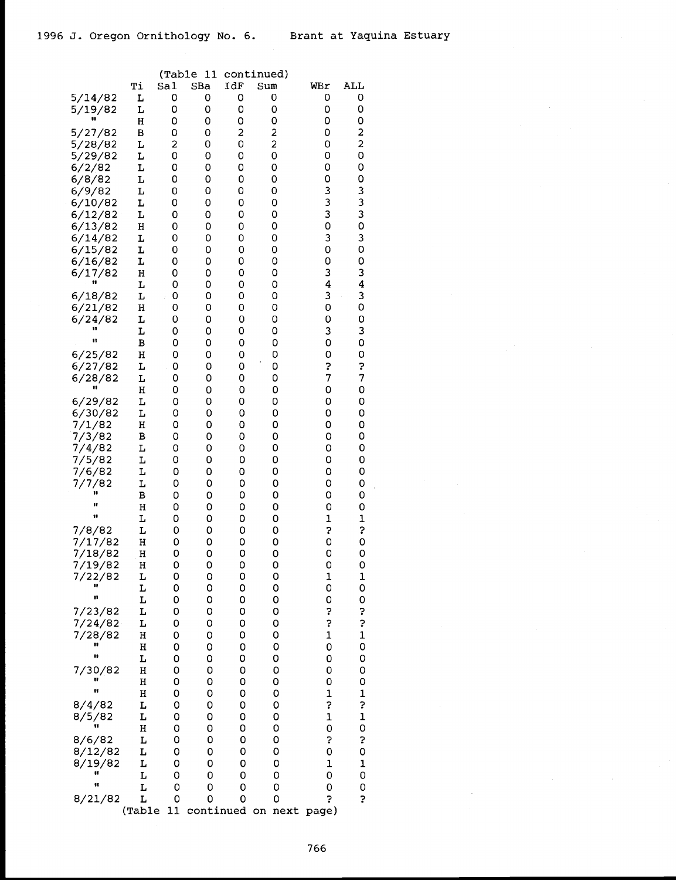(Table 11 continued)

| | Ti | Sal | SBa | IdF | Sum | WBr | ALL |
|---|---|---|---|---|---|---|---|
| 5/14/82 | L | 0 | 0 | 0 | 0 | 0 | 0 |
| 5/19/82 | L | 0 | 0 | 0 | 0 | 0 | 0 |
| " | H | 0 | 0 | 0 | 0 | 0 | 0 |
| 5/27/82 | B | 0 | 0 | 2 | 2 | 0 | 2 |
| 5/28/82 | L | 2 | 0 | 0 | 2 | 0 | 2 |
| 5/29/82 | L | 0 | 0 | 0 | 0 | 0 | 0 |
| 6/2/82 | L | 0 | 0 | 0 | 0 | 0 | 0 |
| 6/8/82 | L | 0 | 0 | 0 | 0 | 0 | 0 |
| 6/9/82 | L | 0 | 0 | 0 | 0 | 3 | 3 |
| 6/10/82 | L | 0 | 0 | 0 | 0 | 3 | 3 |
| 6/12/82 | L | 0 | 0 | 0 | 0 | 3 | 3 |
| 6/13/82 | H | 0 | 0 | 0 | 0 | 0 | 0 |
| 6/14/82 | L | 0 | 0 | 0 | 0 | 3 | 3 |
| 6/15/82 | L | 0 | 0 | 0 | 0 | 0 | 0 |
| 6/16/82 | L | 0 | 0 | 0 | 0 | 0 | 0 |
| 6/17/82 | H | 0 | 0 | 0 | 0 | 3 | 3 |
| " | L | 0 | 0 | 0 | 0 | 4 | 4 |
| 6/18/82 | L | 0 | 0 | 0 | 0 | 3 | 3 |
| 6/21/82 | H | 0 | 0 | 0 | 0 | 0 | 0 |
| 6/24/82 | L | 0 | 0 | 0 | 0 | 0 | 0 |
| " | L | 0 | 0 | 0 | 0 | 3 | 3 |
| " | B | 0 | 0 | 0 | 0 | 0 | 0 |
| 6/25/82 | H | 0 | 0 | 0 | 0 | 0 | 0 |
| 6/27/82 | L | 0 | 0 | 0 | 0 | ? | ? |
| 6/28/82 | L | 0 | 0 | 0 | 0 | 7 | 7 |
| " | H | 0 | 0 | 0 | 0 | 0 | 0 |
| 6/29/82 | L | 0 | 0 | 0 | 0 | 0 | 0 |
| 6/30/82 | L | 0 | 0 | 0 | 0 | 0 | 0 |
| 7/1/82 | H | 0 | 0 | 0 | 0 | 0 | 0 |
| 7/3/82 | B | 0 | 0 | 0 | 0 | 0 | 0 |
| 7/4/82 | L | 0 | 0 | 0 | 0 | 0 | 0 |
| 7/5/82 | L | 0 | 0 | 0 | 0 | 0 | 0 |
| 7/6/82 | L | 0 | 0 | 0 | 0 | 0 | 0 |
| 7/7/82 | L | 0 | 0 | 0 | 0 | 0 | 0 |
| " | B | 0 | 0 | 0 | 0 | 0 | 0 |
| " | H | 0 | 0 | 0 | 0 | 0 | 0 |
| " | L | 0 | 0 | 0 | 0 | 1 | 1 |
| 7/8/82 | L | 0 | 0 | 0 | 0 | ? | ? |
| 7/17/82 | H | 0 | 0 | 0 | 0 | 0 | 0 |
| 7/18/82 | H | 0 | 0 | 0 | 0 | 0 | 0 |
| 7/19/82 | H | 0 | 0 | 0 | 0 | 0 | 0 |
| 7/22/82 | L | 0 | 0 | 0 | 0 | 1 | 1 |
| " | L | 0 | 0 | 0 | 0 | 0 | 0 |
| " | L | 0 | 0 | 0 | 0 | 0 | 0 |
| 7/23/82 | L | 0 | 0 | 0 | 0 | ? | ? |
| 7/24/82 | L | 0 | 0 | 0 | 0 | ? | ? |
| 7/28/82 | H | 0 | 0 | 0 | 0 | 1 | 1 |
| " | H | 0 | 0 | 0 | 0 | 0 | 0 |
| " | L | 0 | 0 | 0 | 0 | 0 | 0 |
| 7/30/82 | H | 0 | 0 | 0 | 0 | 0 | 0 |
| " | H | 0 | 0 | 0 | 0 | 0 | 0 |
| " | H | 0 | 0 | 0 | 0 | 1 | 1 |
| 8/4/82 | L | 0 | 0 | 0 | 0 | ? | ? |
| 8/5/82 | L | 0 | 0 | 0 | 0 | 1 | 1 |
| " | H | 0 | 0 | 0 | 0 | 0 | 0 |
| 8/6/82 | L | 0 | 0 | 0 | 0 | ? | ? |
| 8/12/82 | L | 0 | 0 | 0 | 0 | 0 | 0 |
| 8/19/82 | L | 0 | 0 | 0 | 0 | 1 | 1 |
| " | L | 0 | 0 | 0 | 0 | 0 | 0 |
| " | L | 0 | 0 | 0 | 0 | 0 | 0 |
| 8/21/82 | L | 0 | 0 | 0 | 0 | ? | ? |

(Table 11 continued on next page)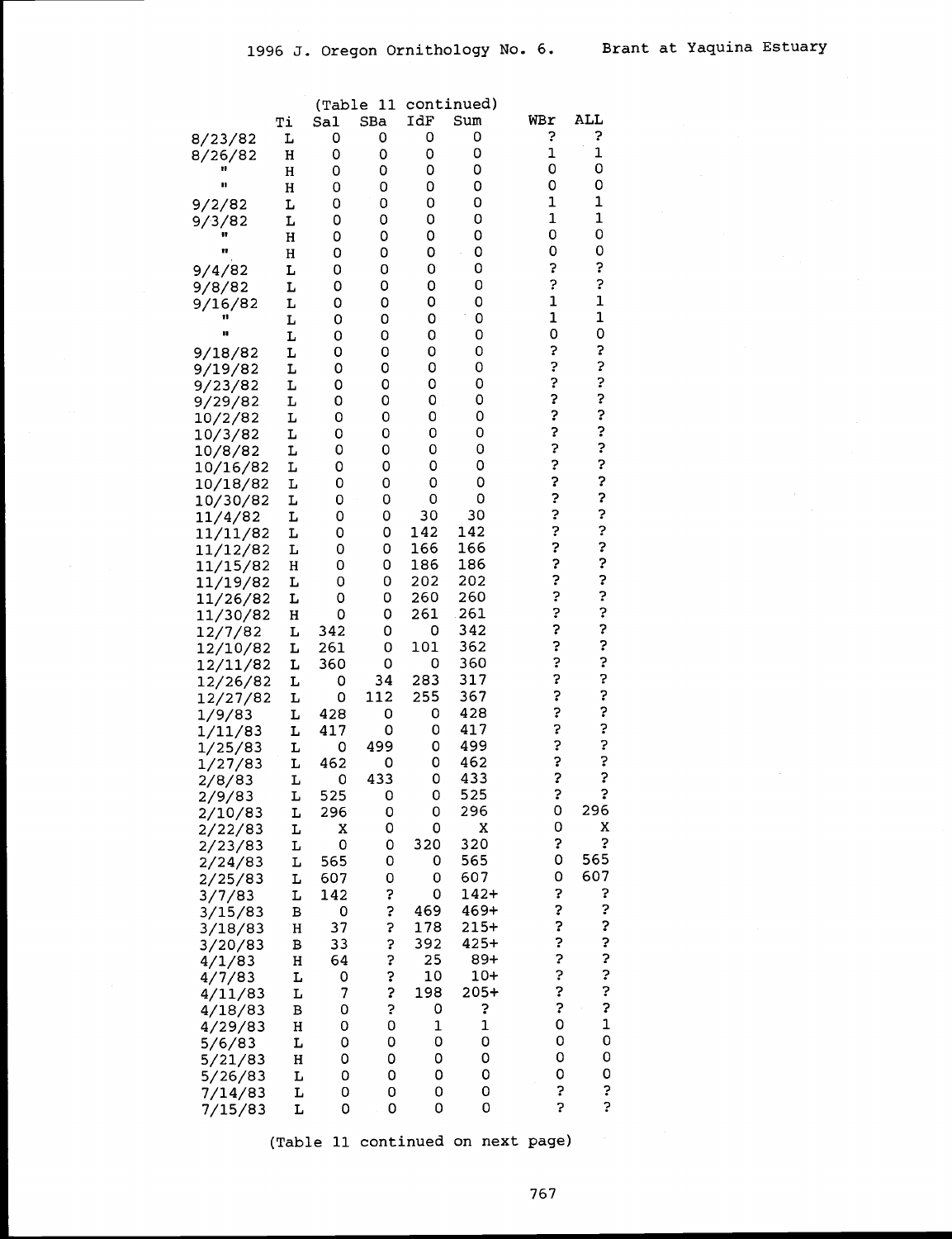(Table 11 continued)

| | Ti | Sal | SBa | IdF | Sum | WBr | ALL |
|---|---|---|---|---|---|---|---|
| 8/23/82 | L | 0 | 0 | 0 | 0 | ? | ? |
| 8/26/82 | H | 0 | 0 | 0 | 0 | 1 | 1 |
| " | H | 0 | 0 | 0 | 0 | 0 | 0 |
| " | H | 0 | 0 | 0 | 0 | 0 | 0 |
| 9/2/82 | L | 0 | 0 | 0 | 0 | 1 | 1 |
| 9/3/82 | L | 0 | 0 | 0 | 0 | 1 | 1 |
| " | H | 0 | 0 | 0 | 0 | 0 | 0 |
| " | H | 0 | 0 | 0 | 0 | 0 | 0 |
| 9/4/82 | L | 0 | 0 | 0 | 0 | ? | ? |
| 9/8/82 | L | 0 | 0 | 0 | 0 | ? | ? |
| 9/16/82 | L | 0 | 0 | 0 | 0 | 1 | 1 |
| " | L | 0 | 0 | 0 | 0 | 1 | 1 |
| " | L | 0 | 0 | 0 | 0 | 0 | 0 |
| 9/18/82 | L | 0 | 0 | 0 | 0 | ? | ? |
| 9/19/82 | L | 0 | 0 | 0 | 0 | ? | ? |
| 9/23/82 | L | 0 | 0 | 0 | 0 | ? | ? |
| 9/29/82 | L | 0 | 0 | 0 | 0 | ? | ? |
| 10/2/82 | L | 0 | 0 | 0 | 0 | ? | ? |
| 10/3/82 | L | 0 | 0 | 0 | 0 | ? | ? |
| 10/8/82 | L | 0 | 0 | 0 | 0 | ? | ? |
| 10/16/82 | L | 0 | 0 | 0 | 0 | ? | ? |
| 10/18/82 | L | 0 | 0 | 0 | 0 | ? | ? |
| 10/30/82 | L | 0 | 0 | 0 | 0 | ? | ? |
| 11/4/82 | L | 0 | 0 | 30 | 30 | ? | ? |
| 11/11/82 | L | 0 | 0 | 142 | 142 | ? | ? |
| 11/12/82 | L | 0 | 0 | 166 | 166 | ? | ? |
| 11/15/82 | H | 0 | 0 | 186 | 186 | ? | ? |
| 11/19/82 | L | 0 | 0 | 202 | 202 | ? | ? |
| 11/26/82 | L | 0 | 0 | 260 | 260 | ? | ? |
| 11/30/82 | H | 0 | 0 | 261 | 261 | ? | ? |
| 12/7/82 | L | 342 | 0 | 0 | 342 | ? | ? |
| 12/10/82 | L | 261 | 0 | 101 | 362 | ? | ? |
| 12/11/82 | L | 360 | 0 | 0 | 360 | ? | ? |
| 12/26/82 | L | 0 | 34 | 283 | 317 | ? | ? |
| 12/27/82 | L | 0 | 112 | 255 | 367 | ? | ? |
| 1/9/83 | L | 428 | 0 | 0 | 428 | ? | ? |
| 1/11/83 | L | 417 | 0 | 0 | 417 | ? | ? |
| 1/25/83 | L | 0 | 499 | 0 | 499 | ? | ? |
| 1/27/83 | L | 462 | 0 | 0 | 462 | ? | ? |
| 2/8/83 | L | 0 | 433 | 0 | 433 | ? | ? |
| 2/9/83 | L | 525 | 0 | 0 | 525 | ? | ? |
| 2/10/83 | L | 296 | 0 | 0 | 296 | 0 | 296 |
| 2/22/83 | L | X | 0 | 0 | X | 0 | X |
| 2/23/83 | L | 0 | 0 | 320 | 320 | ? | ? |
| 2/24/83 | L | 565 | 0 | 0 | 565 | 0 | 565 |
| 2/25/83 | L | 607 | 0 | 0 | 607 | 0 | 607 |
| 3/7/83 | L | 142 | ? | 0 | 142+ | ? | ? |
| 3/15/83 | B | 0 | ? | 469 | 469+ | ? | ? |
| 3/18/83 | H | 37 | ? | 178 | 215+ | ? | ? |
| 3/20/83 | B | 33 | ? | 392 | 425+ | ? | ? |
| 4/1/83 | H | 64 | ? | 25 | 89+ | ? | ? |
| 4/7/83 | L | 0 | ? | 10 | 10+ | ? | ? |
| 4/11/83 | L | 7 | ? | 198 | 205+ | ? | ? |
| 4/18/83 | B | 0 | ? | 0 | ? | ? | ? |
| 4/29/83 | H | 0 | 0 | 1 | 1 | 0 | 1 |
| 5/6/83 | L | 0 | 0 | 0 | 0 | 0 | 0 |
| 5/21/83 | H | 0 | 0 | 0 | 0 | 0 | 0 |
| 5/26/83 | L | 0 | 0 | 0 | 0 | 0 | 0 |
| 7/14/83 | L | 0 | 0 | 0 | 0 | ? | ? |
| 7/15/83 | L | 0 | 0 | 0 | 0 | ? | ? |

(Table 11 continued on next page)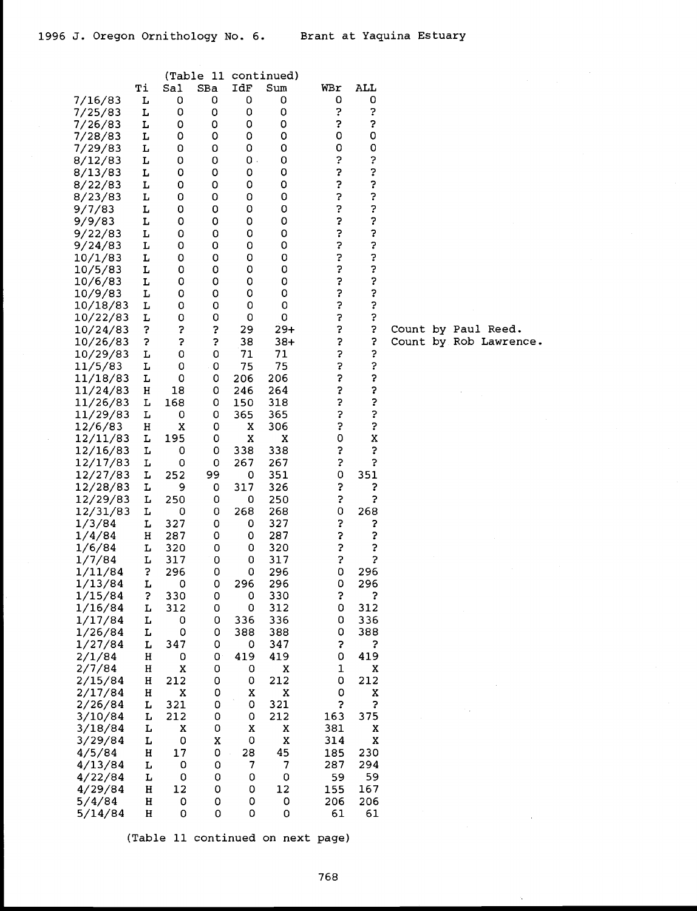(Table 11 continued)

| | Ti | Sal | SBa | IdF | Sum | WBr | ALL | |
|---|---|---|---|---|---|---|---|---|
| 7/16/83 | L | 0 | 0 | 0 | 0 | 0 | 0 | |
| 7/25/83 | L | 0 | 0 | 0 | 0 | ? | ? | |
| 7/26/83 | L | 0 | 0 | 0 | 0 | ? | ? | |
| 7/28/83 | L | 0 | 0 | 0 | 0 | 0 | 0 | |
| 7/29/83 | L | 0 | 0 | 0 | 0 | 0 | 0 | |
| 8/12/83 | L | 0 | 0 | 0 | 0 | ? | ? | |
| 8/13/83 | L | 0 | 0 | 0 | 0 | ? | ? | |
| 8/22/83 | L | 0 | 0 | 0 | 0 | ? | ? | |
| 8/23/83 | L | 0 | 0 | 0 | 0 | ? | ? | |
| 9/7/83 | L | 0 | 0 | 0 | 0 | ? | ? | |
| 9/9/83 | L | 0 | 0 | 0 | 0 | ? | ? | |
| 9/22/83 | L | 0 | 0 | 0 | 0 | ? | ? | |
| 9/24/83 | L | 0 | 0 | 0 | 0 | ? | ? | |
| 10/1/83 | L | 0 | 0 | 0 | 0 | ? | ? | |
| 10/5/83 | L | 0 | 0 | 0 | 0 | ? | ? | |
| 10/6/83 | L | 0 | 0 | 0 | 0 | ? | ? | |
| 10/9/83 | L | 0 | 0 | 0 | 0 | ? | ? | |
| 10/18/83 | L | 0 | 0 | 0 | 0 | ? | ? | |
| 10/22/83 | L | 0 | 0 | 0 | 0 | ? | ? | |
| 10/24/83 | ? | ? | ? | 29 | 29+ | ? | ? | Count by Paul Reed. |
| 10/26/83 | ? | ? | ? | 38 | 38+ | ? | ? | Count by Rob Lawrence. |
| 10/29/83 | L | 0 | 0 | 71 | 71 | ? | ? | |
| 11/5/83 | L | 0 | 0 | 75 | 75 | ? | ? | |
| 11/18/83 | L | 0 | 0 | 206 | 206 | ? | ? | |
| 11/24/83 | H | 18 | 0 | 246 | 264 | ? | ? | |
| 11/26/83 | L | 168 | 0 | 150 | 318 | ? | ? | |
| 11/29/83 | L | 0 | 0 | 365 | 365 | ? | ? | |
| 12/6/83 | H | X | 0 | X | 306 | ? | ? | |
| 12/11/83 | L | 195 | 0 | X | X | 0 | X | |
| 12/16/83 | L | 0 | 0 | 338 | 338 | ? | ? | |
| 12/17/83 | L | 0 | 0 | 267 | 267 | ? | ? | |
| 12/27/83 | L | 252 | 99 | 0 | 351 | 0 | 351 | |
| 12/28/83 | L | 9 | 0 | 317 | 326 | ? | ? | |
| 12/29/83 | L | 250 | 0 | 0 | 250 | ? | ? | |
| 12/31/83 | L | 0 | 0 | 268 | 268 | 0 | 268 | |
| 1/3/84 | L | 327 | 0 | 0 | 327 | ? | ? | |
| 1/4/84 | H | 287 | 0 | 0 | 287 | ? | ? | |
| 1/6/84 | L | 320 | 0 | 0 | 320 | ? | ? | |
| 1/7/84 | L | 317 | 0 | 0 | 317 | ? | ? | |
| 1/11/84 | ? | 296 | 0 | 0 | 296 | 0 | 296 | |
| 1/13/84 | L | 0 | 0 | 296 | 296 | 0 | 296 | |
| 1/15/84 | ? | 330 | 0 | 0 | 330 | ? | ? | |
| 1/16/84 | L | 312 | 0 | 0 | 312 | 0 | 312 | |
| 1/17/84 | L | 0 | 0 | 336 | 336 | 0 | 336 | |
| 1/26/84 | L | 0 | 0 | 388 | 388 | 0 | 388 | |
| 1/27/84 | L | 347 | 0 | 0 | 347 | ? | ? | |
| 2/1/84 | H | 0 | 0 | 419 | 419 | 0 | 419 | |
| 2/7/84 | H | X | 0 | 0 | X | 1 | X | |
| 2/15/84 | H | 212 | 0 | 0 | 212 | 0 | 212 | |
| 2/17/84 | H | X | 0 | X | X | 0 | X | |
| 2/26/84 | L | 321 | 0 | 0 | 321 | ? | ? | |
| 3/10/84 | L | 212 | 0 | 0 | 212 | 163 | 375 | |
| 3/18/84 | L | X | 0 | X | X | 381 | X | |
| 3/29/84 | L | 0 | X | 0 | X | 314 | X | |
| 4/5/84 | H | 17 | 0 | 28 | 45 | 185 | 230 | |
| 4/13/84 | L | 0 | 0 | 7 | 7 | 287 | 294 | |
| 4/22/84 | L | 0 | 0 | 0 | 0 | 59 | 59 | |
| 4/29/84 | H | 12 | 0 | 0 | 12 | 155 | 167 | |
| 5/4/84 | H | 0 | 0 | 0 | 0 | 206 | 206 | |
| 5/14/84 | H | 0 | 0 | 0 | 0 | 61 | 61 | |

(Table 11 continued on next page)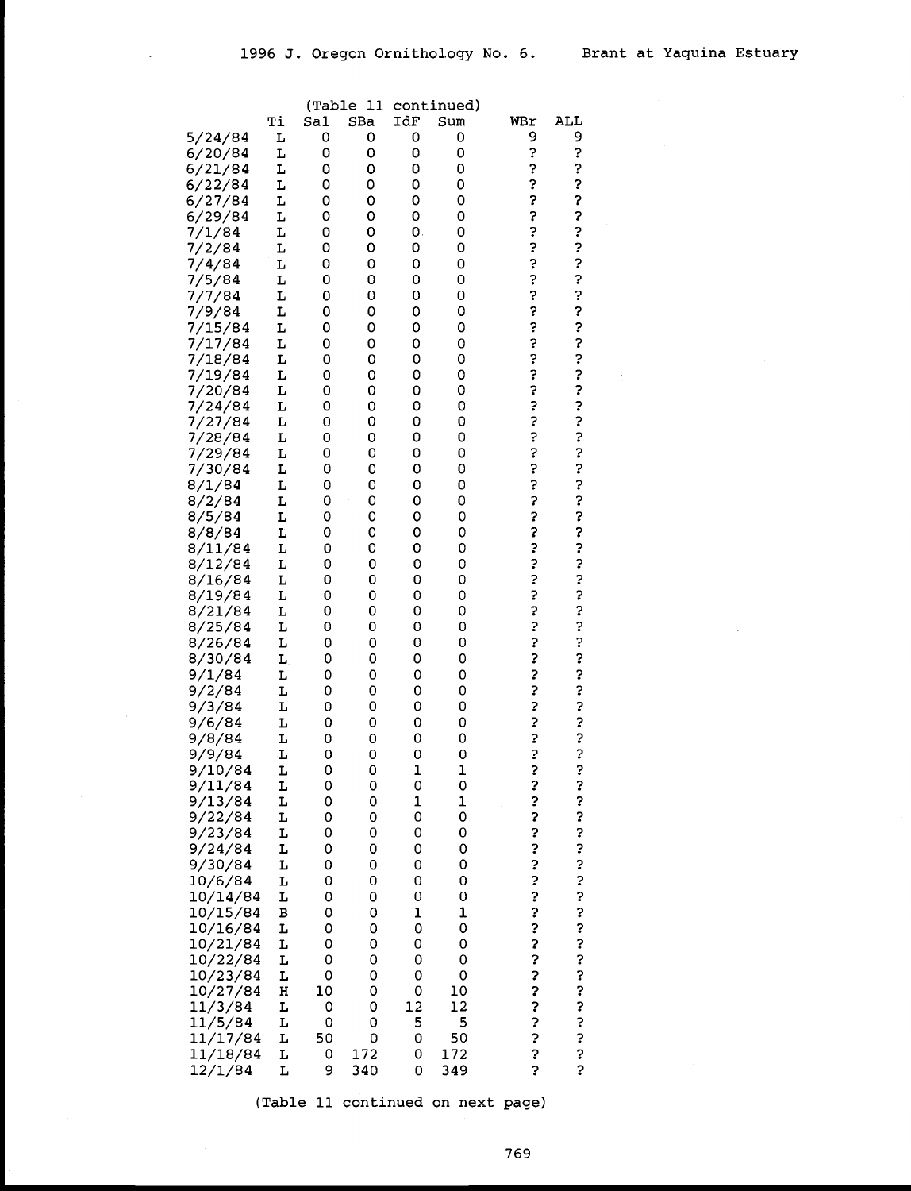(Table 11 continued)

| | Ti | Sal | SBa | IdF | Sum | WBr | ALL |
|---|---|---|---|---|---|---|---|
| 5/24/84 | L | 0 | 0 | 0 | 0 | 9 | 9 |
| 6/20/84 | L | 0 | 0 | 0 | 0 | ? | ? |
| 6/21/84 | L | 0 | 0 | 0 | 0 | ? | ? |
| 6/22/84 | L | 0 | 0 | 0 | 0 | ? | ? |
| 6/27/84 | L | 0 | 0 | 0 | 0 | ? | ? |
| 6/29/84 | L | 0 | 0 | 0 | 0 | ? | ? |
| 7/1/84 | L | 0 | 0 | 0 | 0 | ? | ? |
| 7/2/84 | L | 0 | 0 | 0 | 0 | ? | ? |
| 7/4/84 | L | 0 | 0 | 0 | 0 | ? | ? |
| 7/5/84 | L | 0 | 0 | 0 | 0 | ? | ? |
| 7/7/84 | L | 0 | 0 | 0 | 0 | ? | ? |
| 7/9/84 | L | 0 | 0 | 0 | 0 | ? | ? |
| 7/15/84 | L | 0 | 0 | 0 | 0 | ? | ? |
| 7/17/84 | L | 0 | 0 | 0 | 0 | ? | ? |
| 7/18/84 | L | 0 | 0 | 0 | 0 | ? | ? |
| 7/19/84 | L | 0 | 0 | 0 | 0 | ? | ? |
| 7/20/84 | L | 0 | 0 | 0 | 0 | ? | ? |
| 7/24/84 | L | 0 | 0 | 0 | 0 | ? | ? |
| 7/27/84 | L | 0 | 0 | 0 | 0 | ? | ? |
| 7/28/84 | L | 0 | 0 | 0 | 0 | ? | ? |
| 7/29/84 | L | 0 | 0 | 0 | 0 | ? | ? |
| 7/30/84 | L | 0 | 0 | 0 | 0 | ? | ? |
| 8/1/84 | L | 0 | 0 | 0 | 0 | ? | ? |
| 8/2/84 | L | 0 | 0 | 0 | 0 | ? | ? |
| 8/5/84 | L | 0 | 0 | 0 | 0 | ? | ? |
| 8/8/84 | L | 0 | 0 | 0 | 0 | ? | ? |
| 8/11/84 | L | 0 | 0 | 0 | 0 | ? | ? |
| 8/12/84 | L | 0 | 0 | 0 | 0 | ? | ? |
| 8/16/84 | L | 0 | 0 | 0 | 0 | ? | ? |
| 8/19/84 | L | 0 | 0 | 0 | 0 | ? | ? |
| 8/21/84 | L | 0 | 0 | 0 | 0 | ? | ? |
| 8/25/84 | L | 0 | 0 | 0 | 0 | ? | ? |
| 8/26/84 | L | 0 | 0 | 0 | 0 | ? | ? |
| 8/30/84 | L | 0 | 0 | 0 | 0 | ? | ? |
| 9/1/84 | L | 0 | 0 | 0 | 0 | ? | ? |
| 9/2/84 | L | 0 | 0 | 0 | 0 | ? | ? |
| 9/3/84 | L | 0 | 0 | 0 | 0 | ? | ? |
| 9/6/84 | L | 0 | 0 | 0 | 0 | ? | ? |
| 9/8/84 | L | 0 | 0 | 0 | 0 | ? | ? |
| 9/9/84 | L | 0 | 0 | 0 | 0 | ? | ? |
| 9/10/84 | L | 0 | 0 | 1 | 1 | ? | ? |
| 9/11/84 | L | 0 | 0 | 0 | 0 | ? | ? |
| 9/13/84 | L | 0 | 0 | 1 | 1 | ? | ? |
| 9/22/84 | L | 0 | 0 | 0 | 0 | ? | ? |
| 9/23/84 | L | 0 | 0 | 0 | 0 | ? | ? |
| 9/24/84 | L | 0 | 0 | 0 | 0 | ? | ? |
| 9/30/84 | L | 0 | 0 | 0 | 0 | ? | ? |
| 10/6/84 | L | 0 | 0 | 0 | 0 | ? | ? |
| 10/14/84 | L | 0 | 0 | 0 | 0 | ? | ? |
| 10/15/84 | B | 0 | 0 | 1 | 1 | ? | ? |
| 10/16/84 | L | 0 | 0 | 0 | 0 | ? | ? |
| 10/21/84 | L | 0 | 0 | 0 | 0 | ? | ? |
| 10/22/84 | L | 0 | 0 | 0 | 0 | ? | ? |
| 10/23/84 | L | 0 | 0 | 0 | 0 | ? | ? |
| 10/27/84 | H | 10 | 0 | 0 | 10 | ? | ? |
| 11/3/84 | L | 0 | 0 | 12 | 12 | ? | ? |
| 11/5/84 | L | 0 | 0 | 5 | 5 | ? | ? |
| 11/17/84 | L | 50 | 0 | 0 | 50 | ? | ? |
| 11/18/84 | L | 0 | 172 | 0 | 172 | ? | ? |
| 12/1/84 | L | 9 | 340 | 0 | 349 | ? | ? |

(Table 11 continued on next page)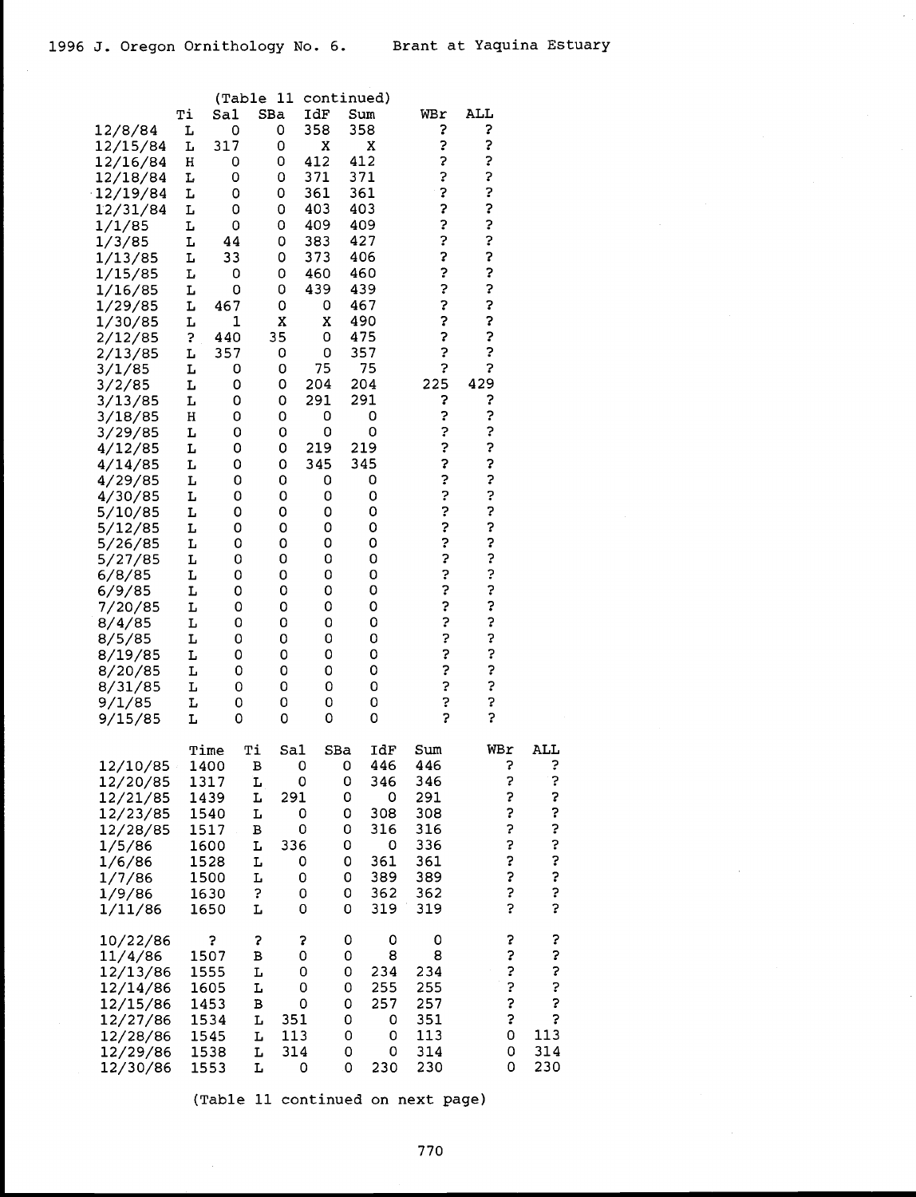(Table 11 continued)

| | Ti | Sal | SBa | IdF | Sum | WBr | ALL |
|---|---|---|---|---|---|---|---|
| 12/8/84 | L | 0 | 0 | 358 | 358 | ? | ? |
| 12/15/84 | L | 317 | 0 | X | X | ? | ? |
| 12/16/84 | H | 0 | 0 | 412 | 412 | ? | ? |
| 12/18/84 | L | 0 | 0 | 371 | 371 | ? | ? |
| 12/19/84 | L | 0 | 0 | 361 | 361 | ? | ? |
| 12/31/84 | L | 0 | 0 | 403 | 403 | ? | ? |
| 1/1/85 | L | 0 | 0 | 409 | 409 | ? | ? |
| 1/3/85 | L | 44 | 0 | 383 | 427 | ? | ? |
| 1/13/85 | L | 33 | 0 | 373 | 406 | ? | ? |
| 1/15/85 | L | 0 | 0 | 460 | 460 | ? | ? |
| 1/16/85 | L | 0 | 0 | 439 | 439 | ? | ? |
| 1/29/85 | L | 467 | 0 | 0 | 467 | ? | ? |
| 1/30/85 | L | 1 | X | X | 490 | ? | ? |
| 2/12/85 | ? | 440 | 35 | 0 | 475 | ? | ? |
| 2/13/85 | L | 357 | 0 | 0 | 357 | ? | ? |
| 3/1/85 | L | 0 | 0 | 75 | 75 | ? | ? |
| 3/2/85 | L | 0 | 0 | 204 | 204 | 225 | 429 |
| 3/13/85 | L | 0 | 0 | 291 | 291 | ? | ? |
| 3/18/85 | H | 0 | 0 | 0 | 0 | ? | ? |
| 3/29/85 | L | 0 | 0 | 0 | 0 | ? | ? |
| 4/12/85 | L | 0 | 0 | 219 | 219 | ? | ? |
| 4/14/85 | L | 0 | 0 | 345 | 345 | ? | ? |
| 4/29/85 | L | 0 | 0 | 0 | 0 | ? | ? |
| 4/30/85 | L | 0 | 0 | 0 | 0 | ? | ? |
| 5/10/85 | L | 0 | 0 | 0 | 0 | ? | ? |
| 5/12/85 | L | 0 | 0 | 0 | 0 | ? | ? |
| 5/26/85 | L | 0 | 0 | 0 | 0 | ? | ? |
| 5/27/85 | L | 0 | 0 | 0 | 0 | ? | ? |
| 6/8/85 | L | 0 | 0 | 0 | 0 | ? | ? |
| 6/9/85 | L | 0 | 0 | 0 | 0 | ? | ? |
| 7/20/85 | L | 0 | 0 | 0 | 0 | ? | ? |
| 8/4/85 | L | 0 | 0 | 0 | 0 | ? | ? |
| 8/5/85 | L | 0 | 0 | 0 | 0 | ? | ? |
| 8/19/85 | L | 0 | 0 | 0 | 0 | ? | ? |
| 8/20/85 | L | 0 | 0 | 0 | 0 | ? | ? |
| 8/31/85 | L | 0 | 0 | 0 | 0 | ? | ? |
| 9/1/85 | L | 0 | 0 | 0 | 0 | ? | ? |
| 9/15/85 | L | 0 | 0 | 0 | 0 | ? | ? |

| | Time | Ti | Sal | SBa | IdF | Sum | WBr | ALL |
|---|---|---|---|---|---|---|---|---|
| 12/10/85 | 1400 | B | 0 | 0 | 446 | 446 | ? | ? |
| 12/20/85 | 1317 | L | 0 | 0 | 346 | 346 | ? | ? |
| 12/21/85 | 1439 | L | 291 | 0 | 0 | 291 | ? | ? |
| 12/23/85 | 1540 | L | 0 | 0 | 308 | 308 | ? | ? |
| 12/28/85 | 1517 | B | 0 | 0 | 316 | 316 | ? | ? |
| 1/5/86 | 1600 | L | 336 | 0 | 0 | 336 | ? | ? |
| 1/6/86 | 1528 | L | 0 | 0 | 361 | 361 | ? | ? |
| 1/7/86 | 1500 | L | 0 | 0 | 389 | 389 | ? | ? |
| 1/9/86 | 1630 | ? | 0 | 0 | 362 | 362 | ? | ? |
| 1/11/86 | 1650 | L | 0 | 0 | 319 | 319 | ? | ? |
| | | | | | | | | |
| 10/22/86 | ? | ? | ? | 0 | 0 | 0 | ? | ? |
| 11/4/86 | 1507 | B | 0 | 0 | 8 | 8 | ? | ? |
| 12/13/86 | 1555 | L | 0 | 0 | 234 | 234 | ? | ? |
| 12/14/86 | 1605 | L | 0 | 0 | 255 | 255 | ? | ? |
| 12/15/86 | 1453 | B | 0 | 0 | 257 | 257 | ? | ? |
| 12/27/86 | 1534 | L | 351 | 0 | 0 | 351 | ? | ? |
| 12/28/86 | 1545 | L | 113 | 0 | 0 | 113 | 0 | 113 |
| 12/29/86 | 1538 | L | 314 | 0 | 0 | 314 | 0 | 314 |
| 12/30/86 | 1553 | L | 0 | 0 | 230 | 230 | 0 | 230 |

(Table 11 continued on next page)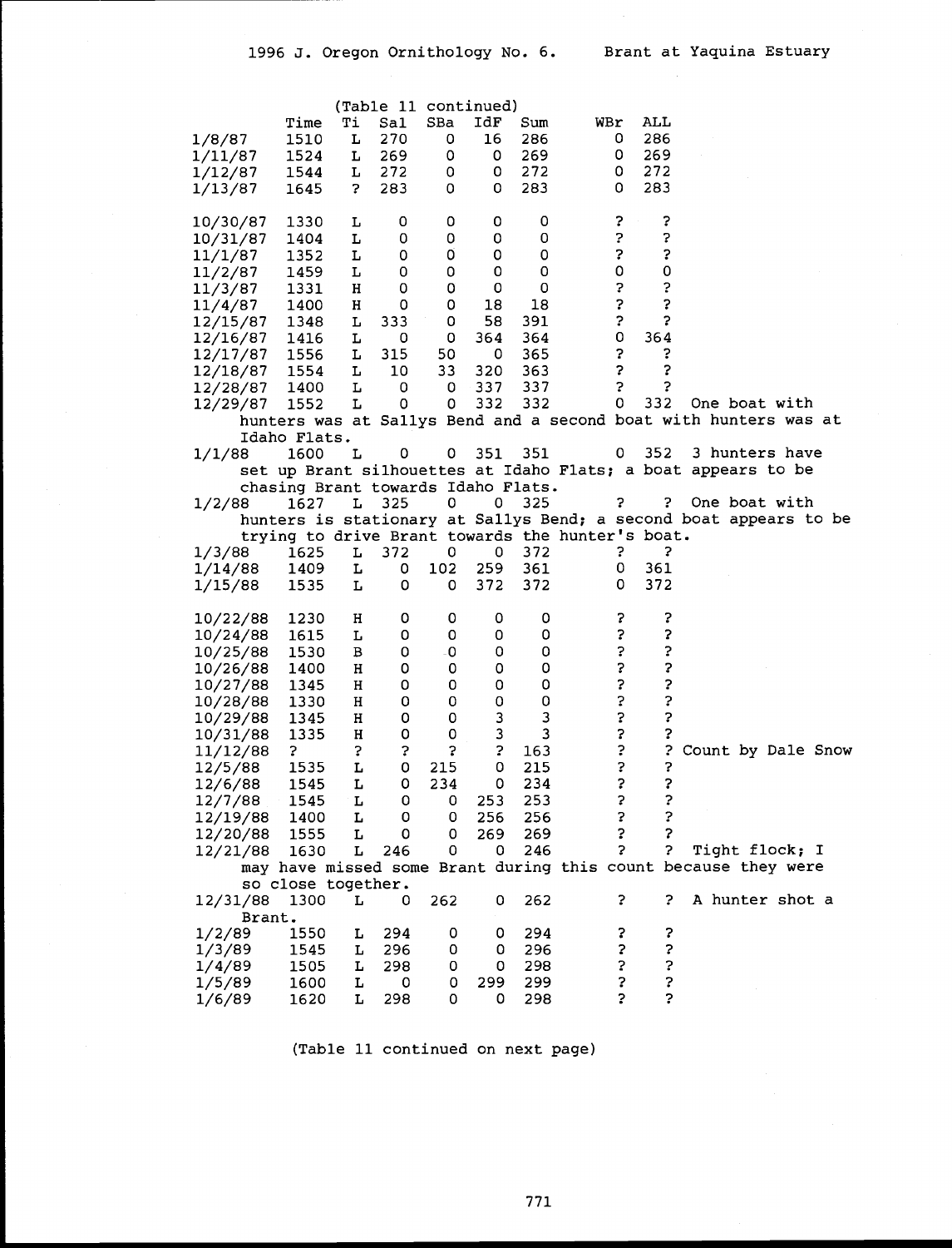(Table 11 continued)

| Date | Time | Ti | Sal | SBa | IdF | Sum | WBr | ALL | Notes |
|---|---|---|---|---|---|---|---|---|---|
| 1/8/87 | 1510 | L | 270 | 0 | 16 | 286 | 0 | 286 | |
| 1/11/87 | 1524 | L | 269 | 0 | 0 | 269 | 0 | 269 | |
| 1/12/87 | 1544 | L | 272 | 0 | 0 | 272 | 0 | 272 | |
| 1/13/87 | 1645 | ? | 283 | 0 | 0 | 283 | 0 | 283 | |
| | | | | | | | | | |
| 10/30/87 | 1330 | L | 0 | 0 | 0 | 0 | ? | ? | |
| 10/31/87 | 1404 | L | 0 | 0 | 0 | 0 | ? | ? | |
| 11/1/87 | 1352 | L | 0 | 0 | 0 | 0 | ? | ? | |
| 11/2/87 | 1459 | L | 0 | 0 | 0 | 0 | 0 | 0 | |
| 11/3/87 | 1331 | H | 0 | 0 | 0 | 0 | ? | ? | |
| 11/4/87 | 1400 | H | 0 | 0 | 18 | 18 | ? | ? | |
| 12/15/87 | 1348 | L | 333 | 0 | 58 | 391 | ? | ? | |
| 12/16/87 | 1416 | L | 0 | 0 | 364 | 364 | 0 | 364 | |
| 12/17/87 | 1556 | L | 315 | 50 | 0 | 365 | ? | ? | |
| 12/18/87 | 1554 | L | 10 | 33 | 320 | 363 | ? | ? | |
| 12/28/87 | 1400 | L | 0 | 0 | 337 | 337 | ? | ? | |
| 12/29/87 | 1552 | L | 0 | 0 | 332 | 332 | 0 | 332 | One boat with hunters was at Sallys Bend and a second boat with hunters was at Idaho Flats. |
| 1/1/88 | 1600 | L | 0 | 0 | 351 | 351 | 0 | 352 | 3 hunters have set up Brant silhouettes at Idaho Flats; a boat appears to be chasing Brant towards Idaho Flats. |
| 1/2/88 | 1627 | L | 325 | 0 | 0 | 325 | ? | ? | One boat with hunters is stationary at Sallys Bend; a second boat appears to be trying to drive Brant towards the hunter's boat. |
| 1/3/88 | 1625 | L | 372 | 0 | 0 | 372 | ? | ? | |
| 1/14/88 | 1409 | L | 0 | 102 | 259 | 361 | 0 | 361 | |
| 1/15/88 | 1535 | L | 0 | 0 | 372 | 372 | 0 | 372 | |
| | | | | | | | | | |
| 10/22/88 | 1230 | H | 0 | 0 | 0 | 0 | ? | ? | |
| 10/24/88 | 1615 | L | 0 | 0 | 0 | 0 | ? | ? | |
| 10/25/88 | 1530 | B | 0 | 0 | 0 | 0 | ? | ? | |
| 10/26/88 | 1400 | H | 0 | 0 | 0 | 0 | ? | ? | |
| 10/27/88 | 1345 | H | 0 | 0 | 0 | 0 | ? | ? | |
| 10/28/88 | 1330 | H | 0 | 0 | 0 | 0 | ? | ? | |
| 10/29/88 | 1345 | H | 0 | 0 | 3 | 3 | ? | ? | |
| 10/31/88 | 1335 | H | 0 | 0 | 3 | 3 | ? | ? | |
| 11/12/88 | ? | ? | ? | ? | ? | 163 | ? | ? | Count by Dale Snow |
| 12/5/88 | 1535 | L | 0 | 215 | 0 | 215 | ? | ? | |
| 12/6/88 | 1545 | L | 0 | 234 | 0 | 234 | ? | ? | |
| 12/7/88 | 1545 | L | 0 | 0 | 253 | 253 | ? | ? | |
| 12/19/88 | 1400 | L | 0 | 0 | 256 | 256 | ? | ? | |
| 12/20/88 | 1555 | L | 0 | 0 | 269 | 269 | ? | ? | |
| 12/21/88 | 1630 | L | 246 | 0 | 0 | 246 | ? | ? | Tight flock; I may have missed some Brant during this count because they were so close together. |
| 12/31/88 | 1300 | L | 0 | 262 | 0 | 262 | ? | ? | A hunter shot a Brant. |
| 1/2/89 | 1550 | L | 294 | 0 | 0 | 294 | ? | ? | |
| 1/3/89 | 1545 | L | 296 | 0 | 0 | 296 | ? | ? | |
| 1/4/89 | 1505 | L | 298 | 0 | 0 | 298 | ? | ? | |
| 1/5/89 | 1600 | L | 0 | 0 | 299 | 299 | ? | ? | |
| 1/6/89 | 1620 | L | 298 | 0 | 0 | 298 | ? | ? | |

(Table 11 continued on next page)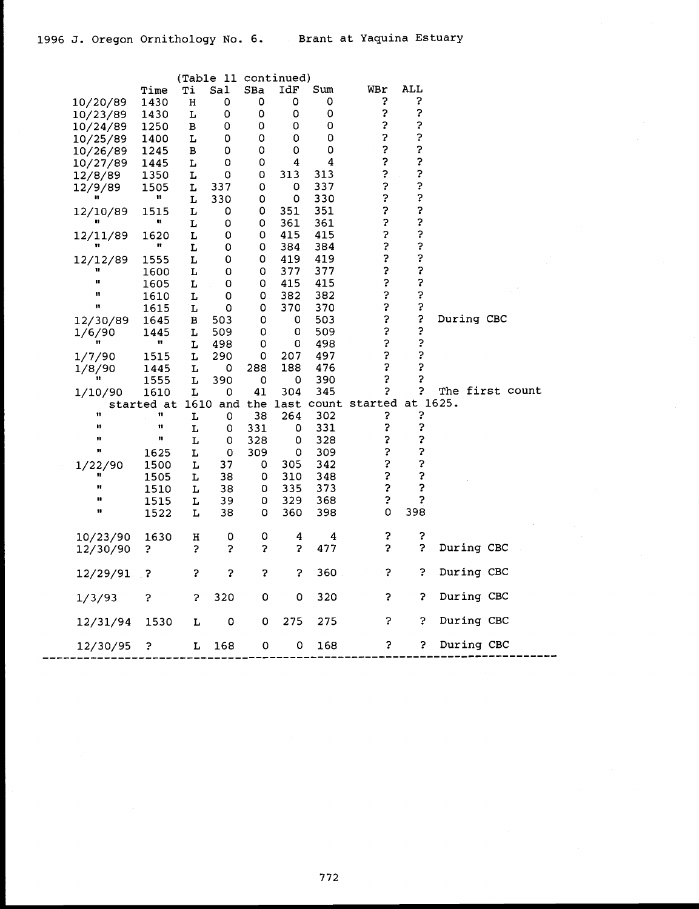(Table 11 continued)

| | Time | Ti | Sal | SBa | IdF | Sum | WBr | ALL | |
|---|---|---|---|---|---|---|---|---|---|
| 10/20/89 | 1430 | H | 0 | 0 | 0 | 0 | ? | ? | |
| 10/23/89 | 1430 | L | 0 | 0 | 0 | 0 | ? | ? | |
| 10/24/89 | 1250 | B | 0 | 0 | 0 | 0 | ? | ? | |
| 10/25/89 | 1400 | L | 0 | 0 | 0 | 0 | ? | ? | |
| 10/26/89 | 1245 | B | 0 | 0 | 0 | 0 | ? | ? | |
| 10/27/89 | 1445 | L | 0 | 0 | 4 | 4 | ? | ? | |
| 12/8/89 | 1350 | L | 0 | 0 | 313 | 313 | ? | ? | |
| 12/9/89 | 1505 | L | 337 | 0 | 0 | 337 | ? | ? | |
| " | " | L | 330 | 0 | 0 | 330 | ? | ? | |
| 12/10/89 | 1515 | L | 0 | 0 | 351 | 351 | ? | ? | |
| " | " | L | 0 | 0 | 361 | 361 | ? | ? | |
| 12/11/89 | 1620 | L | 0 | 0 | 415 | 415 | ? | ? | |
| " | " | L | 0 | 0 | 384 | 384 | ? | ? | |
| 12/12/89 | 1555 | L | 0 | 0 | 419 | 419 | ? | ? | |
| " | 1600 | L | 0 | 0 | 377 | 377 | ? | ? | |
| " | 1605 | L | 0 | 0 | 415 | 415 | ? | ? | |
| " | 1610 | L | 0 | 0 | 382 | 382 | ? | ? | |
| " | 1615 | L | 0 | 0 | 370 | 370 | ? | ? | |
| 12/30/89 | 1645 | B | 503 | 0 | 0 | 503 | ? | ? | During CBC |
| 1/6/90 | 1445 | L | 509 | 0 | 0 | 509 | ? | ? | |
| " | " | L | 498 | 0 | 0 | 498 | ? | ? | |
| 1/7/90 | 1515 | L | 290 | 0 | 207 | 497 | ? | ? | |
| 1/8/90 | 1445 | L | 0 | 288 | 188 | 476 | ? | ? | |
| " | 1555 | L | 390 | 0 | 0 | 390 | ? | ? | |
| 1/10/90 | 1610 | L | 0 | 41 | 304 | 345 | ? | ? | The first count started at 1610 and the last count started at 1625. |
| " | " | L | 0 | 38 | 264 | 302 | ? | ? | |
| " | " | L | 0 | 331 | 0 | 331 | ? | ? | |
| " | " | L | 0 | 328 | 0 | 328 | ? | ? | |
| " | 1625 | L | 0 | 309 | 0 | 309 | ? | ? | |
| 1/22/90 | 1500 | L | 37 | 0 | 305 | 342 | ? | ? | |
| " | 1505 | L | 38 | 0 | 310 | 348 | ? | ? | |
| " | 1510 | L | 38 | 0 | 335 | 373 | ? | ? | |
| " | 1515 | L | 39 | 0 | 329 | 368 | ? | ? | |
| " | 1522 | L | 38 | 0 | 360 | 398 | 0 | 398 | |
| 10/23/90 | 1630 | H | 0 | 0 | 4 | 4 | ? | ? | |
| 12/30/90 | ? | ? | ? | ? | ? | 477 | ? | ? | During CBC |
| 12/29/91 | ? | ? | ? | ? | ? | 360 | ? | ? | During CBC |
| 1/3/93 | ? | ? | 320 | 0 | 0 | 320 | ? | ? | During CBC |
| 12/31/94 | 1530 | L | 0 | 0 | 275 | 275 | ? | ? | During CBC |
| 12/30/95 | ? | L | 168 | 0 | 0 | 168 | ? | ? | During CBC |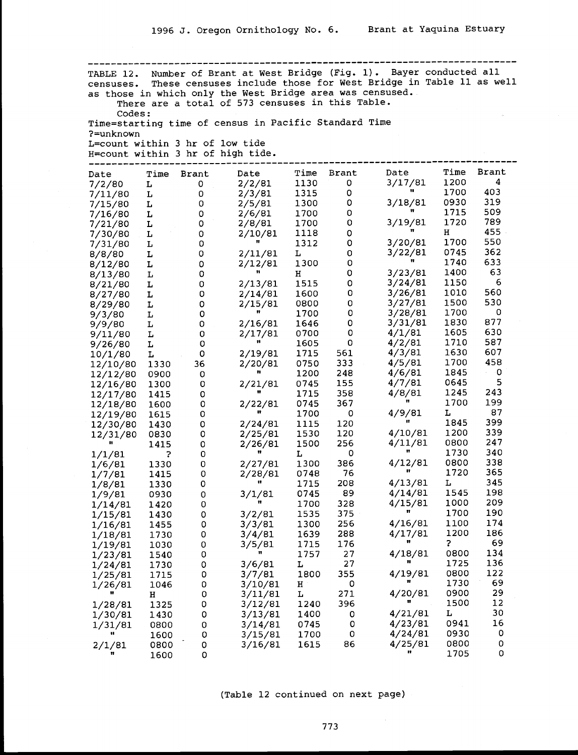TABLE 12. Number of Brant at West Bridge (Fig. 1). Bayer conducted all censuses. These censuses include those for West Bridge in Table 11 as well as those in which only the West Bridge area was censused.

There are a total of 573 censuses in this Table.

Codes:

Time=starting time of census in Pacific Standard Time

?=unknown

L=count within 3 hr of low tide

H=count within 3 hr of high tide.

| Date | Time | Brant | Date | Time | Brant | Date | Time | Brant |
|---|---|---|---|---|---|---|---|---|
| 7/2/80 | L | 0 | 2/2/81 | 1130 | 0 | 3/17/81 | 1200 | 4 |
| 7/11/80 | L | 0 | 2/3/81 | 1315 | 0 | " | 1700 | 403 |
| 7/15/80 | L | 0 | 2/5/81 | 1300 | 0 | 3/18/81 | 0930 | 319 |
| 7/16/80 | L | 0 | 2/6/81 | 1700 | 0 | " | 1715 | 509 |
| 7/21/80 | L | 0 | 2/8/81 | 1700 | 0 | 3/19/81 | 1720 | 789 |
| 7/30/80 | L | 0 | 2/10/81 | 1118 | 0 | " | H | 455 |
| 7/31/80 | L | 0 | " | 1312 | 0 | 3/20/81 | 1700 | 550 |
| 8/8/80 | L | 0 | 2/11/81 | L | 0 | 3/22/81 | 0745 | 362 |
| 8/12/80 | L | 0 | 2/12/81 | 1300 | 0 | " | 1740 | 633 |
| 8/13/80 | L | 0 | " | H | 0 | 3/23/81 | 1400 | 63 |
| 8/21/80 | L | 0 | 2/13/81 | 1515 | 0 | 3/24/81 | 1150 | 6 |
| 8/27/80 | L | 0 | 2/14/81 | 1600 | 0 | 3/26/81 | 1010 | 560 |
| 8/29/80 | L | 0 | 2/15/81 | 0800 | 0 | 3/27/81 | 1500 | 530 |
| 9/3/80 | L | 0 | " | 1700 | 0 | 3/28/81 | 1700 | 0 |
| 9/9/80 | L | 0 | 2/16/81 | 1646 | 0 | 3/31/81 | 1830 | 877 |
| 9/11/80 | L | 0 | 2/17/81 | 0700 | 0 | 4/1/81 | 1605 | 630 |
| 9/26/80 | L | 0 | " | 1605 | 0 | 4/2/81 | 1710 | 587 |
| 10/1/80 | L | 0 | 2/19/81 | 1715 | 561 | 4/3/81 | 1630 | 607 |
| 12/10/80 | 1330 | 36 | 2/20/81 | 0750 | 333 | 4/5/81 | 1700 | 458 |
| 12/12/80 | 0900 | 0 | " | 1200 | 248 | 4/6/81 | 1845 | 0 |
| 12/16/80 | 1300 | 0 | 2/21/81 | 0745 | 155 | 4/7/81 | 0645 | 5 |
| 12/17/80 | 1415 | 0 | " | 1715 | 358 | 4/8/81 | 1245 | 243 |
| 12/18/80 | 1600 | 0 | 2/22/81 | 0745 | 367 | " | 1700 | 199 |
| 12/19/80 | 1615 | 0 | " | 1700 | 0 | 4/9/81 | L | 87 |
| 12/30/80 | 1430 | 0 | 2/24/81 | 1115 | 120 | " | 1845 | 399 |
| 12/31/80 | 0830 | 0 | 2/25/81 | 1530 | 120 | 4/10/81 | 1200 | 339 |
| " | 1415 | 0 | 2/26/81 | 1500 | 256 | 4/11/81 | 0800 | 247 |
| 1/1/81 | ? | 0 | " | L | 0 | " | 1730 | 340 |
| 1/6/81 | 1330 | 0 | 2/27/81 | 1300 | 386 | 4/12/81 | 0800 | 338 |
| 1/7/81 | 1415 | 0 | 2/28/81 | 0748 | 76 | " | 1720 | 365 |
| 1/8/81 | 1330 | 0 | " | 1715 | 208 | 4/13/81 | L | 345 |
| 1/9/81 | 0930 | 0 | 3/1/81 | 0745 | 89 | 4/14/81 | 1545 | 198 |
| 1/14/81 | 1420 | 0 | " | 1700 | 328 | 4/15/81 | 1000 | 209 |
| 1/15/81 | 1430 | 0 | 3/2/81 | 1535 | 375 | " | 1700 | 190 |
| 1/16/81 | 1455 | 0 | 3/3/81 | 1300 | 256 | 4/16/81 | 1100 | 174 |
| 1/18/81 | 1730 | 0 | 3/4/81 | 1639 | 288 | 4/17/81 | 1200 | 186 |
| 1/19/81 | 1030 | 0 | 3/5/81 | 1715 | 176 | " | ? | 69 |
| 1/23/81 | 1540 | 0 | " | 1757 | 27 | 4/18/81 | 0800 | 134 |
| 1/24/81 | 1730 | 0 | 3/6/81 | L | 27 | " | 1725 | 136 |
| 1/25/81 | 1715 | 0 | 3/7/81 | 1800 | 355 | 4/19/81 | 0800 | 122 |
| 1/26/81 | 1046 | 0 | 3/10/81 | H | 0 | " | 1730 | 69 |
| " | H | 0 | 3/11/81 | L | 271 | 4/20/81 | 0900 | 29 |
| 1/28/81 | 1325 | 0 | 3/12/81 | 1240 | 396 | " | 1500 | 12 |
| 1/30/81 | 1430 | 0 | 3/13/81 | 1400 | 0 | 4/21/81 | L | 30 |
| 1/31/81 | 0800 | 0 | 3/14/81 | 0745 | 0 | 4/23/81 | 0941 | 16 |
| " | 1600 | 0 | 3/15/81 | 1700 | 0 | 4/24/81 | 0930 | 0 |
| 2/1/81 | 0800 | 0 | 3/16/81 | 1615 | 86 | 4/25/81 | 0800 | 0 |
| " | 1600 | 0 | | | | " | 1705 | 0 |

(Table 12 continued on next page)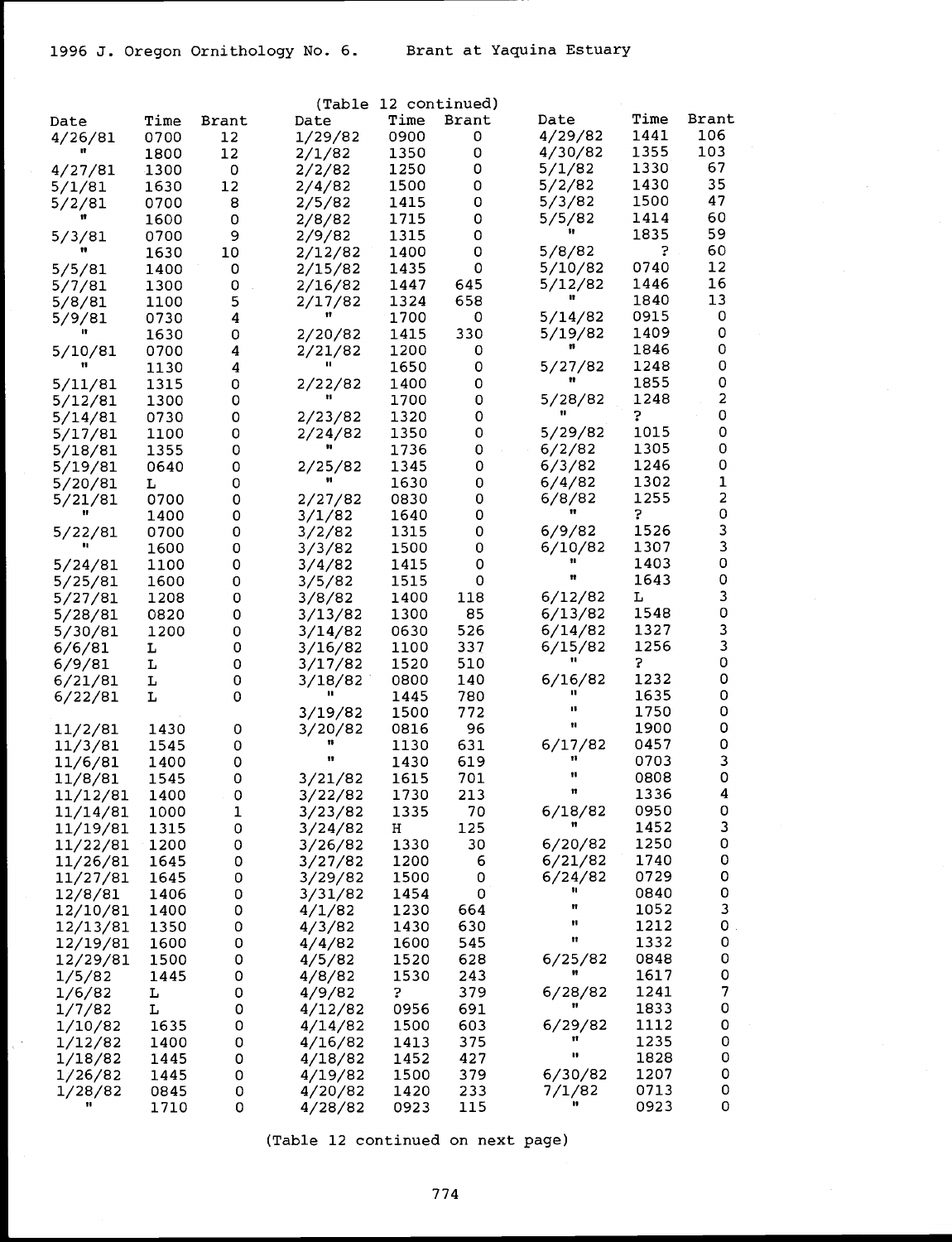(Table 12 continued)

| Date | Time | Brant | Date | Time | Brant | Date | Time | Brant |
|---|---|---|---|---|---|---|---|---|
| 4/26/81 | 0700 | 12 | 1/29/82 | 0900 | 0 | 4/29/82 | 1441 | 106 |
| " | 1800 | 12 | 2/1/82 | 1350 | 0 | 4/30/82 | 1355 | 103 |
| 4/27/81 | 1300 | 0 | 2/2/82 | 1250 | 0 | 5/1/82 | 1330 | 67 |
| 5/1/81 | 1630 | 12 | 2/4/82 | 1500 | 0 | 5/2/82 | 1430 | 35 |
| 5/2/81 | 0700 | 8 | 2/5/82 | 1415 | 0 | 5/3/82 | 1500 | 47 |
| " | 1600 | 0 | 2/8/82 | 1715 | 0 | 5/5/82 | 1414 | 60 |
| 5/3/81 | 0700 | 9 | 2/9/82 | 1315 | 0 | " | 1835 | 59 |
| " | 1630 | 10 | 2/12/82 | 1400 | 0 | 5/8/82 | ? | 60 |
| 5/5/81 | 1400 | 0 | 2/15/82 | 1435 | 0 | 5/10/82 | 0740 | 12 |
| 5/7/81 | 1300 | 0 | 2/16/82 | 1447 | 645 | 5/12/82 | 1446 | 16 |
| 5/8/81 | 1100 | 5 | 2/17/82 | 1324 | 658 | " | 1840 | 13 |
| 5/9/81 | 0730 | 4 | " | 1700 | 0 | 5/14/82 | 0915 | 0 |
| " | 1630 | 0 | 2/20/82 | 1415 | 330 | 5/19/82 | 1409 | 0 |
| 5/10/81 | 0700 | 4 | 2/21/82 | 1200 | 0 | " | 1846 | 0 |
| " | 1130 | 4 | " | 1650 | 0 | 5/27/82 | 1248 | 0 |
| 5/11/81 | 1315 | 0 | 2/22/82 | 1400 | 0 | " | 1855 | 0 |
| 5/12/81 | 1300 | 0 | " | 1700 | 0 | 5/28/82 | 1248 | 2 |
| 5/14/81 | 0730 | 0 | 2/23/82 | 1320 | 0 | " | ? | 0 |
| 5/17/81 | 1100 | 0 | 2/24/82 | 1350 | 0 | 5/29/82 | 1015 | 0 |
| 5/18/81 | 1355 | 0 | " | 1736 | 0 | 6/2/82 | 1305 | 0 |
| 5/19/81 | 0640 | 0 | 2/25/82 | 1345 | 0 | 6/3/82 | 1246 | 0 |
| 5/20/81 | L | 0 | " | 1630 | 0 | 6/4/82 | 1302 | 1 |
| 5/21/81 | 0700 | 0 | 2/27/82 | 0830 | 0 | 6/8/82 | 1255 | 2 |
| " | 1400 | 0 | 3/1/82 | 1640 | 0 | " | ? | 0 |
| 5/22/81 | 0700 | 0 | 3/2/82 | 1315 | 0 | 6/9/82 | 1526 | 3 |
| " | 1600 | 0 | 3/3/82 | 1500 | 0 | 6/10/82 | 1307 | 3 |
| 5/24/81 | 1100 | 0 | 3/4/82 | 1415 | 0 | " | 1403 | 0 |
| 5/25/81 | 1600 | 0 | 3/5/82 | 1515 | 0 | " | 1643 | 0 |
| 5/27/81 | 1208 | 0 | 3/8/82 | 1400 | 118 | 6/12/82 | L | 3 |
| 5/28/81 | 0820 | 0 | 3/13/82 | 1300 | 85 | 6/13/82 | 1548 | 0 |
| 5/30/81 | 1200 | 0 | 3/14/82 | 0630 | 526 | 6/14/82 | 1327 | 3 |
| 6/6/81 | L | 0 | 3/16/82 | 1100 | 337 | 6/15/82 | 1256 | 3 |
| 6/9/81 | L | 0 | 3/17/82 | 1520 | 510 | " | ? | 0 |
| 6/21/81 | L | 0 | 3/18/82 | 0800 | 140 | 6/16/82 | 1232 | 0 |
| 6/22/81 | L | 0 | " | 1445 | 780 | " | 1635 | 0 |
| | | | 3/19/82 | 1500 | 772 | " | 1750 | 0 |
| 11/2/81 | 1430 | 0 | 3/20/82 | 0816 | 96 | " | 1900 | 0 |
| 11/3/81 | 1545 | 0 | " | 1130 | 631 | 6/17/82 | 0457 | 0 |
| 11/6/81 | 1400 | 0 | " | 1430 | 619 | " | 0703 | 3 |
| 11/8/81 | 1545 | 0 | 3/21/82 | 1615 | 701 | " | 0808 | 0 |
| 11/12/81 | 1400 | 0 | 3/22/82 | 1730 | 213 | " | 1336 | 4 |
| 11/14/81 | 1000 | 1 | 3/23/82 | 1335 | 70 | 6/18/82 | 0950 | 0 |
| 11/19/81 | 1315 | 0 | 3/24/82 | H | 125 | " | 1452 | 3 |
| 11/22/81 | 1200 | 0 | 3/26/82 | 1330 | 30 | 6/20/82 | 1250 | 0 |
| 11/26/81 | 1645 | 0 | 3/27/82 | 1200 | 6 | 6/21/82 | 1740 | 0 |
| 11/27/81 | 1645 | 0 | 3/29/82 | 1500 | 0 | 6/24/82 | 0729 | 0 |
| 12/8/81 | 1406 | 0 | 3/31/82 | 1454 | 0 | " | 0840 | 0 |
| 12/10/81 | 1400 | 0 | 4/1/82 | 1230 | 664 | " | 1052 | 3 |
| 12/13/81 | 1350 | 0 | 4/3/82 | 1430 | 630 | " | 1212 | 0 |
| 12/19/81 | 1600 | 0 | 4/4/82 | 1600 | 545 | " | 1332 | 0 |
| 12/29/81 | 1500 | 0 | 4/5/82 | 1520 | 628 | 6/25/82 | 0848 | 0 |
| 1/5/82 | 1445 | 0 | 4/8/82 | 1530 | 243 | " | 1617 | 0 |
| 1/6/82 | L | 0 | 4/9/82 | ? | 379 | 6/28/82 | 1241 | 7 |
| 1/7/82 | L | 0 | 4/12/82 | 0956 | 691 | " | 1833 | 0 |
| 1/10/82 | 1635 | 0 | 4/14/82 | 1500 | 603 | 6/29/82 | 1112 | 0 |
| 1/12/82 | 1400 | 0 | 4/16/82 | 1413 | 375 | " | 1235 | 0 |
| 1/18/82 | 1445 | 0 | 4/18/82 | 1452 | 427 | " | 1828 | 0 |
| 1/26/82 | 1445 | 0 | 4/19/82 | 1500 | 379 | 6/30/82 | 1207 | 0 |
| 1/28/82 | 0845 | 0 | 4/20/82 | 1420 | 233 | 7/1/82 | 0713 | 0 |
| " | 1710 | 0 | 4/28/82 | 0923 | 115 | " | 0923 | 0 |

(Table 12 continued on next page)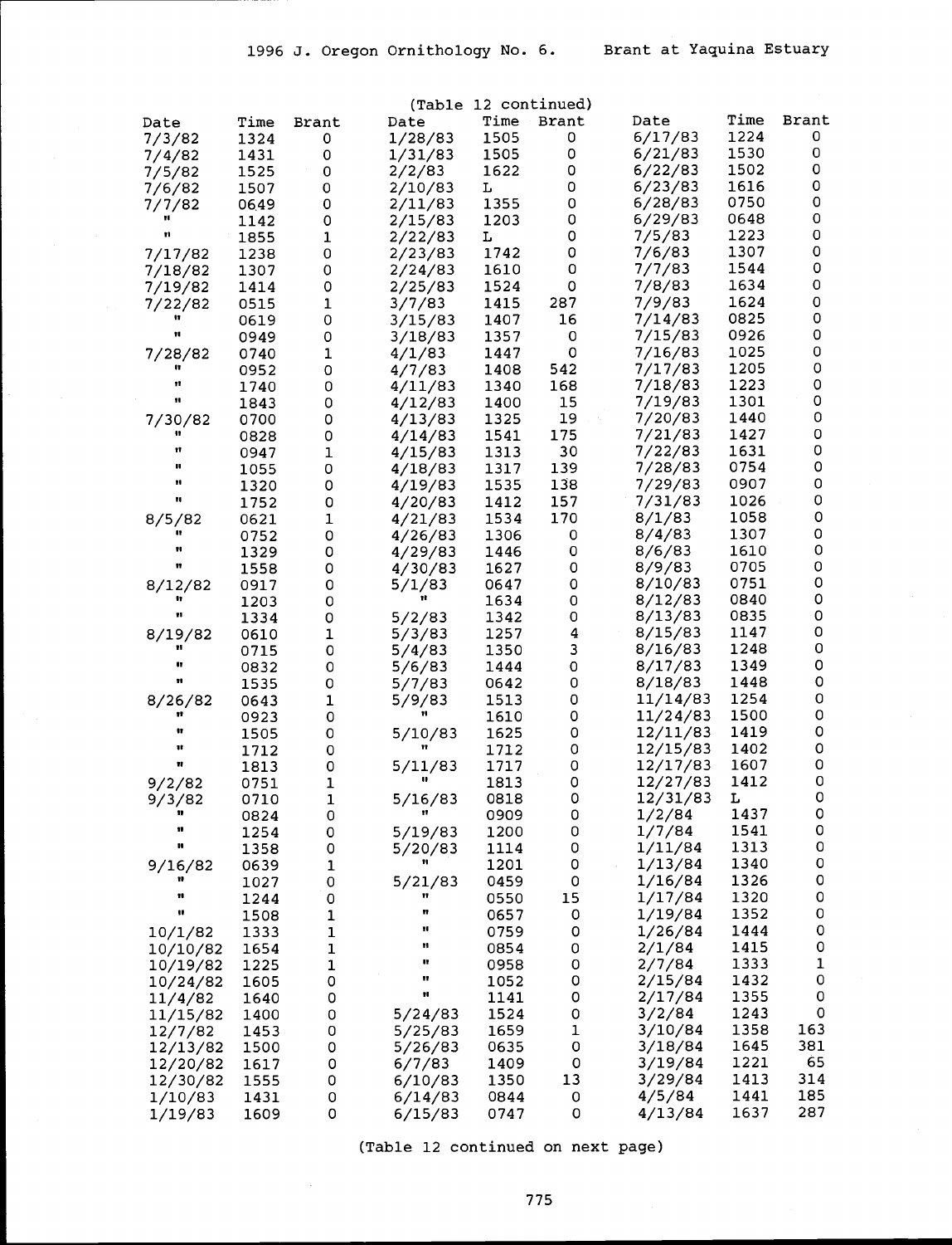(Table 12 continued)

| Date | Time | Brant | Date | Time | Brant | Date | Time | Brant |
|---|---|---|---|---|---|---|---|---|
| 7/3/82 | 1324 | 0 | 1/28/83 | 1505 | 0 | 6/17/83 | 1224 | 0 |
| 7/4/82 | 1431 | 0 | 1/31/83 | 1505 | 0 | 6/21/83 | 1530 | 0 |
| 7/5/82 | 1525 | 0 | 2/2/83 | 1622 | 0 | 6/22/83 | 1502 | 0 |
| 7/6/82 | 1507 | 0 | 2/10/83 | L | 0 | 6/23/83 | 1616 | 0 |
| 7/7/82 | 0649 | 0 | 2/11/83 | 1355 | 0 | 6/28/83 | 0750 | 0 |
| " | 1142 | 0 | 2/15/83 | 1203 | 0 | 6/29/83 | 0648 | 0 |
| " | 1855 | 1 | 2/22/83 | L | 0 | 7/5/83 | 1223 | 0 |
| 7/17/82 | 1238 | 0 | 2/23/83 | 1742 | 0 | 7/6/83 | 1307 | 0 |
| 7/18/82 | 1307 | 0 | 2/24/83 | 1610 | 0 | 7/7/83 | 1544 | 0 |
| 7/19/82 | 1414 | 0 | 2/25/83 | 1524 | 0 | 7/8/83 | 1634 | 0 |
| 7/22/82 | 0515 | 1 | 3/7/83 | 1415 | 287 | 7/9/83 | 1624 | 0 |
| " | 0619 | 0 | 3/15/83 | 1407 | 16 | 7/14/83 | 0825 | 0 |
| " | 0949 | 0 | 3/18/83 | 1357 | 0 | 7/15/83 | 0926 | 0 |
| 7/28/82 | 0740 | 1 | 4/1/83 | 1447 | 0 | 7/16/83 | 1025 | 0 |
| " | 0952 | 0 | 4/7/83 | 1408 | 542 | 7/17/83 | 1205 | 0 |
| " | 1740 | 0 | 4/11/83 | 1340 | 168 | 7/18/83 | 1223 | 0 |
| " | 1843 | 0 | 4/12/83 | 1400 | 15 | 7/19/83 | 1301 | 0 |
| 7/30/82 | 0700 | 0 | 4/13/83 | 1325 | 19 | 7/20/83 | 1440 | 0 |
| " | 0828 | 0 | 4/14/83 | 1541 | 175 | 7/21/83 | 1427 | 0 |
| " | 0947 | 1 | 4/15/83 | 1313 | 30 | 7/22/83 | 1631 | 0 |
| " | 1055 | 0 | 4/18/83 | 1317 | 139 | 7/28/83 | 0754 | 0 |
| " | 1320 | 0 | 4/19/83 | 1535 | 138 | 7/29/83 | 0907 | 0 |
| " | 1752 | 0 | 4/20/83 | 1412 | 157 | 7/31/83 | 1026 | 0 |
| 8/5/82 | 0621 | 1 | 4/21/83 | 1534 | 170 | 8/1/83 | 1058 | 0 |
| " | 0752 | 0 | 4/26/83 | 1306 | 0 | 8/4/83 | 1307 | 0 |
| " | 1329 | 0 | 4/29/83 | 1446 | 0 | 8/6/83 | 1610 | 0 |
| " | 1558 | 0 | 4/30/83 | 1627 | 0 | 8/9/83 | 0705 | 0 |
| 8/12/82 | 0917 | 0 | 5/1/83 | 0647 | 0 | 8/10/83 | 0751 | 0 |
| " | 1203 | 0 | " | 1634 | 0 | 8/12/83 | 0840 | 0 |
| " | 1334 | 0 | 5/2/83 | 1342 | 0 | 8/13/83 | 0835 | 0 |
| 8/19/82 | 0610 | 1 | 5/3/83 | 1257 | 4 | 8/15/83 | 1147 | 0 |
| " | 0715 | 0 | 5/4/83 | 1350 | 3 | 8/16/83 | 1248 | 0 |
| " | 0832 | 0 | 5/6/83 | 1444 | 0 | 8/17/83 | 1349 | 0 |
| " | 1535 | 0 | 5/7/83 | 0642 | 0 | 8/18/83 | 1448 | 0 |
| 8/26/82 | 0643 | 1 | 5/9/83 | 1513 | 0 | 11/14/83 | 1254 | 0 |
| " | 0923 | 0 | " | 1610 | 0 | 11/24/83 | 1500 | 0 |
| " | 1505 | 0 | 5/10/83 | 1625 | 0 | 12/11/83 | 1419 | 0 |
| " | 1712 | 0 | " | 1712 | 0 | 12/15/83 | 1402 | 0 |
| " | 1813 | 0 | 5/11/83 | 1717 | 0 | 12/17/83 | 1607 | 0 |
| 9/2/82 | 0751 | 1 | " | 1813 | 0 | 12/27/83 | 1412 | 0 |
| 9/3/82 | 0710 | 1 | 5/16/83 | 0818 | 0 | 12/31/83 | L | 0 |
| " | 0824 | 0 | " | 0909 | 0 | 1/2/84 | 1437 | 0 |
| " | 1254 | 0 | 5/19/83 | 1200 | 0 | 1/7/84 | 1541 | 0 |
| " | 1358 | 0 | 5/20/83 | 1114 | 0 | 1/11/84 | 1313 | 0 |
| 9/16/82 | 0639 | 1 | " | 1201 | 0 | 1/13/84 | 1340 | 0 |
| " | 1027 | 0 | 5/21/83 | 0459 | 0 | 1/16/84 | 1326 | 0 |
| " | 1244 | 0 | " | 0550 | 15 | 1/17/84 | 1320 | 0 |
| " | 1508 | 1 | " | 0657 | 0 | 1/19/84 | 1352 | 0 |
| 10/1/82 | 1333 | 1 | " | 0759 | 0 | 1/26/84 | 1444 | 0 |
| 10/10/82 | 1654 | 1 | " | 0854 | 0 | 2/1/84 | 1415 | 0 |
| 10/19/82 | 1225 | 1 | " | 0958 | 0 | 2/7/84 | 1333 | 1 |
| 10/24/82 | 1605 | 0 | " | 1052 | 0 | 2/15/84 | 1432 | 0 |
| 11/4/82 | 1640 | 0 | " | 1141 | 0 | 2/17/84 | 1355 | 0 |
| 11/15/82 | 1400 | 0 | 5/24/83 | 1524 | 0 | 3/2/84 | 1243 | 0 |
| 12/7/82 | 1453 | 0 | 5/25/83 | 1659 | 1 | 3/10/84 | 1358 | 163 |
| 12/13/82 | 1500 | 0 | 5/26/83 | 0635 | 0 | 3/18/84 | 1645 | 381 |
| 12/20/82 | 1617 | 0 | 6/7/83 | 1409 | 0 | 3/19/84 | 1221 | 65 |
| 12/30/82 | 1555 | 0 | 6/10/83 | 1350 | 13 | 3/29/84 | 1413 | 314 |
| 1/10/83 | 1431 | 0 | 6/14/83 | 0844 | 0 | 4/5/84 | 1441 | 185 |
| 1/19/83 | 1609 | 0 | 6/15/83 | 0747 | 0 | 4/13/84 | 1637 | 287 |

(Table 12 continued on next page)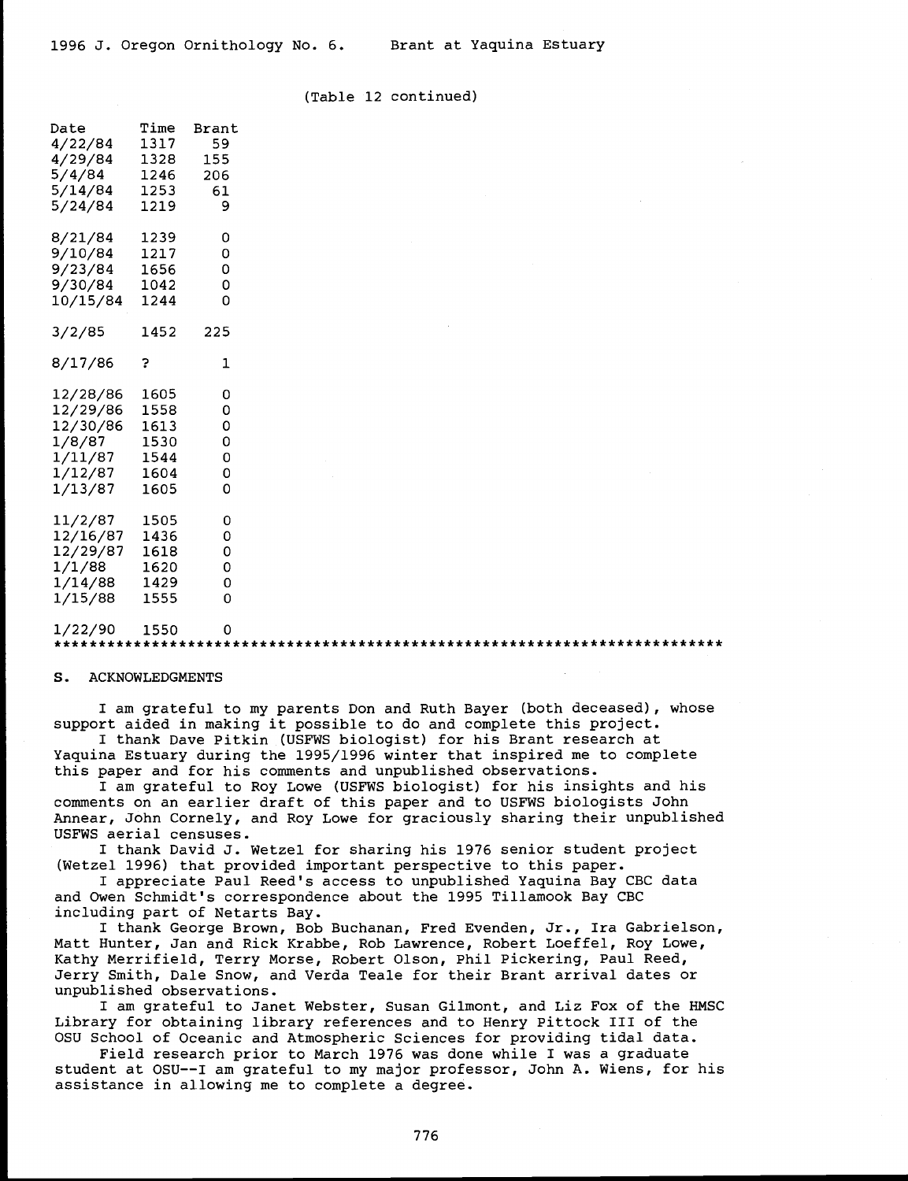(Table 12 continued)

| Date | Time | Brant |
|---|---|---|
| 4/22/84 | 1317 | 59 |
| 4/29/84 | 1328 | 155 |
| 5/4/84 | 1246 | 206 |
| 5/14/84 | 1253 | 61 |
| 5/24/84 | 1219 | 9 |
| | | |
| 8/21/84 | 1239 | 0 |
| 9/10/84 | 1217 | 0 |
| 9/23/84 | 1656 | 0 |
| 9/30/84 | 1042 | 0 |
| 10/15/84 | 1244 | 0 |
| | | |
| 3/2/85 | 1452 | 225 |
| | | |
| 8/17/86 | ? | 1 |
| | | |
| 12/28/86 | 1605 | 0 |
| 12/29/86 | 1558 | 0 |
| 12/30/86 | 1613 | 0 |
| 1/8/87 | 1530 | 0 |
| 1/11/87 | 1544 | 0 |
| 1/12/87 | 1604 | 0 |
| 1/13/87 | 1605 | 0 |
| | | |
| 11/2/87 | 1505 | 0 |
| 12/16/87 | 1436 | 0 |
| 12/29/87 | 1618 | 0 |
| 1/1/88 | 1620 | 0 |
| 1/14/88 | 1429 | 0 |
| 1/15/88 | 1555 | 0 |
| | | |
| 1/22/90 | 1550 | 0 |

******************************************************************************

## S. ACKNOWLEDGMENTS

I am grateful to my parents Don and Ruth Bayer (both deceased), whose support aided in making it possible to do and complete this project.

I thank Dave Pitkin (USFWS biologist) for his Brant research at Yaquina Estuary during the 1995/1996 winter that inspired me to complete this paper and for his comments and unpublished observations.

I am grateful to Roy Lowe (USFWS biologist) for his insights and his comments on an earlier draft of this paper and to USFWS biologists John Annear, John Cornely, and Roy Lowe for graciously sharing their unpublished USFWS aerial censuses.

I thank David J. Wetzel for sharing his 1976 senior student project (Wetzel 1996) that provided important perspective to this paper.

I appreciate Paul Reed's access to unpublished Yaquina Bay CBC data and Owen Schmidt's correspondence about the 1995 Tillamook Bay CBC including part of Netarts Bay.

I thank George Brown, Bob Buchanan, Fred Evenden, Jr., Ira Gabrielson, Matt Hunter, Jan and Rick Krabbe, Rob Lawrence, Robert Loeffel, Roy Lowe, Kathy Merrifield, Terry Morse, Robert Olson, Phil Pickering, Paul Reed, Jerry Smith, Dale Snow, and Verda Teale for their Brant arrival dates or unpublished observations.

I am grateful to Janet Webster, Susan Gilmont, and Liz Fox of the HMSC Library for obtaining library references and to Henry Pittock III of the OSU School of Oceanic and Atmospheric Sciences for providing tidal data.

Field research prior to March 1976 was done while I was a graduate student at OSU--I am grateful to my major professor, John A. Wiens, for his assistance in allowing me to complete a degree.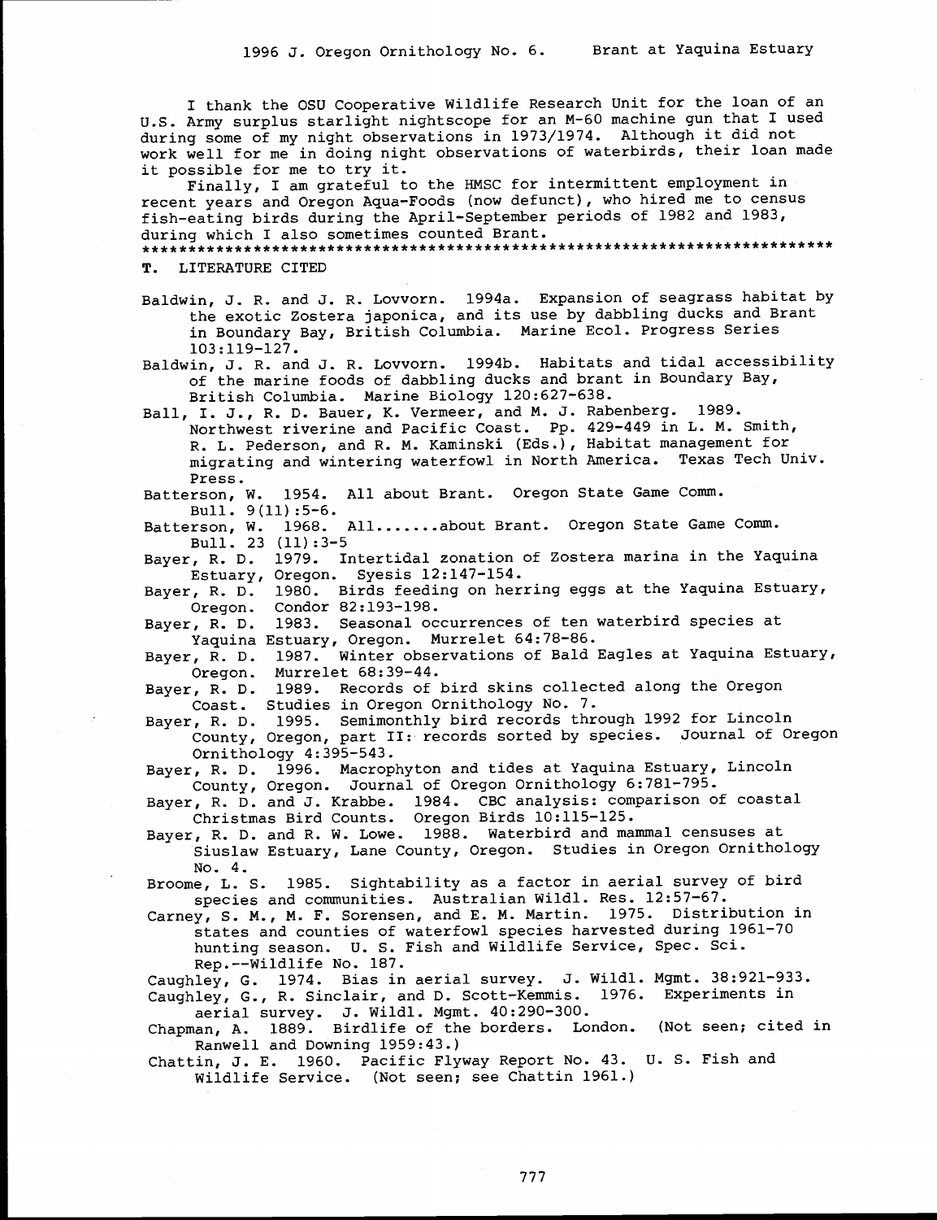I thank the OSU Cooperative Wildlife Research Unit for the loan of an U.S. Army surplus starlight nightscope for an M-60 machine gun that I used during some of my night observations in 1973/1974. Although it did not work well for me in doing night observations of waterbirds, their loan made it possible for me to try it.

Finally, I am grateful to the HMSC for intermittent employment in recent years and Oregon Aqua-Foods (now defunct), who hired me to census fish-eating birds during the April-September periods of 1982 and 1983, during which I also sometimes counted Brant.

*************************************************************************

## T. LITERATURE CITED

Baldwin, J. R. and J. R. Lovvorn. 1994a. Expansion of seagrass habitat by the exotic Zostera japonica, and its use by dabbling ducks and Brant in Boundary Bay, British Columbia. Marine Ecol. Progress Series 103:119-127.

Baldwin, J. R. and J. R. Lovvorn. 1994b. Habitats and tidal accessibility of the marine foods of dabbling ducks and brant in Boundary Bay, British Columbia. Marine Biology 120:627-638.

Ball, I. J., R. D. Bauer, K. Vermeer, and M. J. Rabenberg. 1989. Northwest riverine and Pacific Coast. Pp. 429-449 in L. M. Smith, R. L. Pederson, and R. M. Kaminski (Eds.), Habitat management for migrating and wintering waterfowl in North America. Texas Tech Univ. Press.

Batterson, W. 1954. All about Brant. Oregon State Game Comm. Bull. 9(11):5-6.

Batterson, W. 1968. All.......about Brant. Oregon State Game Comm. Bull. 23 (11):3-5

Bayer, R. D. 1979. Intertidal zonation of Zostera marina in the Yaquina Estuary, Oregon. Syesis 12:147-154.

Bayer, R. D. 1980. Birds feeding on herring eggs at the Yaquina Estuary, Oregon. Condor 82:193-198.

Bayer, R. D. 1983. Seasonal occurrences of ten waterbird species at Yaquina Estuary, Oregon. Murrelet 64:78-86.

Bayer, R. D. 1987. Winter observations of Bald Eagles at Yaquina Estuary, Oregon. Murrelet 68:39-44.

Bayer, R. D. 1989. Records of bird skins collected along the Oregon Coast. Studies in Oregon Ornithology No. 7.

Bayer, R. D. 1995. Semimonthly bird records through 1992 for Lincoln County, Oregon, part II: records sorted by species. Journal of Oregon Ornithology 4:395-543.

Bayer, R. D. 1996. Macrophyton and tides at Yaquina Estuary, Lincoln County, Oregon. Journal of Oregon Ornithology 6:781-795.

Bayer, R. D. and J. Krabbe. 1984. CBC analysis: comparison of coastal Christmas Bird Counts. Oregon Birds 10:115-125.

Bayer, R. D. and R. W. Lowe. 1988. Waterbird and mammal censuses at Siuslaw Estuary, Lane County, Oregon. Studies in Oregon Ornithology No. 4.

Broome, L. S. 1985. Sightability as a factor in aerial survey of bird species and communities. Australian Wildl. Res. 12:57-67.

Carney, S. M., M. F. Sorensen, and E. M. Martin. 1975. Distribution in states and counties of waterfowl species harvested during 1961-70 hunting season. U. S. Fish and Wildlife Service, Spec. Sci. Rep.--Wildlife No. 187.

Caughley, G. 1974. Bias in aerial survey. J. Wildl. Mgmt. 38:921-933.

Caughley, G., R. Sinclair, and D. Scott-Kemmis. 1976. Experiments in aerial survey. J. Wildl. Mgmt. 40:290-300.

Chapman, A. 1889. Birdlife of the borders. London. (Not seen; cited in Ranwell and Downing 1959:43.)

Chattin, J. E. 1960. Pacific Flyway Report No. 43. U. S. Fish and Wildlife Service. (Not seen; see Chattin 1961.)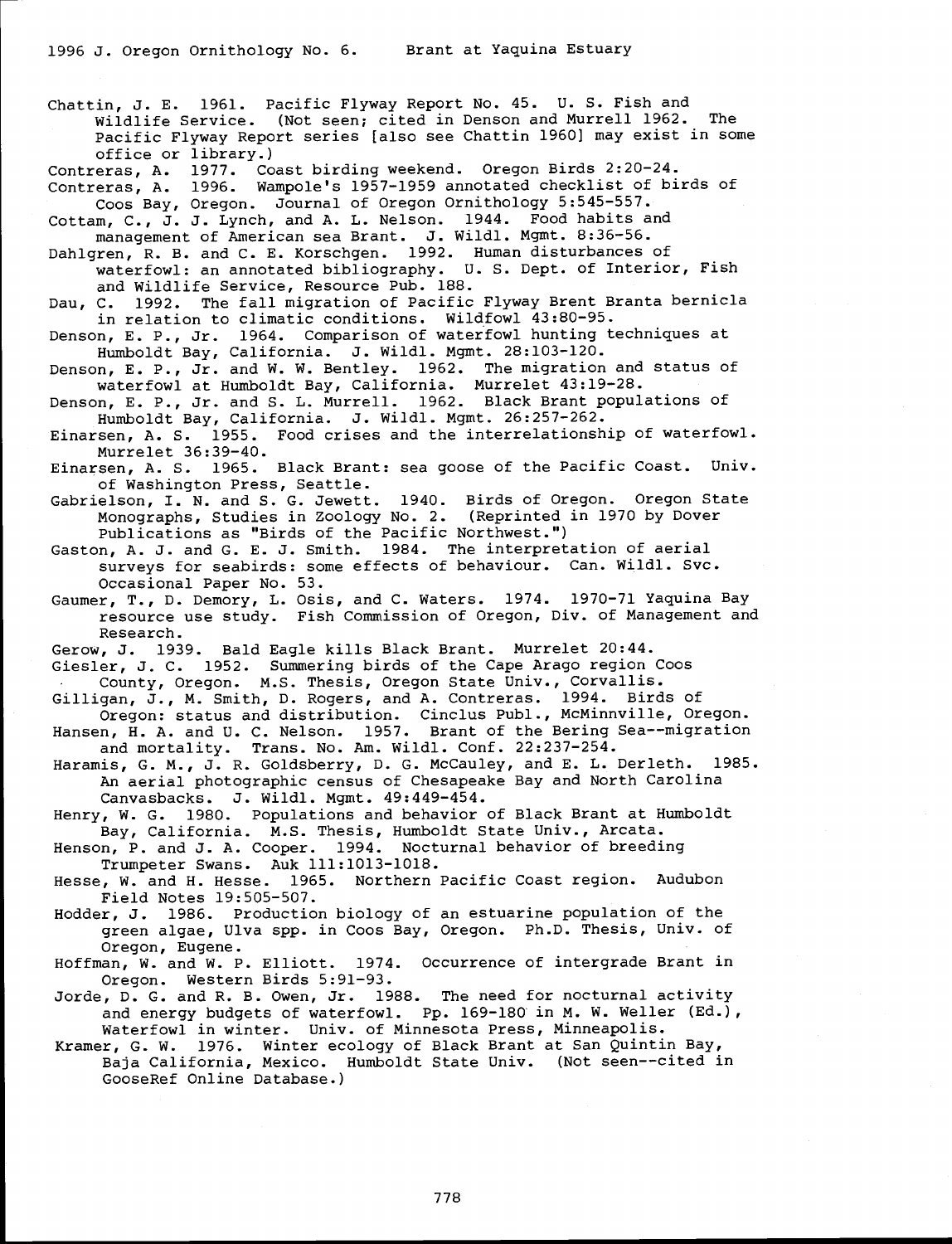Chattin, J. E. 1961. Pacific Flyway Report No. 45. U. S. Fish and Wildlife Service. (Not seen; cited in Denson and Murrell 1962. The Pacific Flyway Report series [also see Chattin 1960] may exist in some office or library.)

Contreras, A. 1977. Coast birding weekend. Oregon Birds 2:20-24.

Contreras, A. 1996. Wampole's 1957-1959 annotated checklist of birds of Coos Bay, Oregon. Journal of Oregon Ornithology 5:545-557.

Cottam, C., J. J. Lynch, and A. L. Nelson. 1944. Food habits and management of American sea Brant. J. Wildl. Mgmt. 8:36-56.

Dahlgren, R. B. and C. E. Korschgen. 1992. Human disturbances of waterfowl: an annotated bibliography. U. S. Dept. of Interior, Fish and Wildlife Service, Resource Pub. 188.

Dau, C. 1992. The fall migration of Pacific Flyway Brent Branta bernicla in relation to climatic conditions. Wildfowl 43:80-95.

Denson, E. P., Jr. 1964. Comparison of waterfowl hunting techniques at Humboldt Bay, California. J. Wildl. Mgmt. 28:103-120.

Denson, E. P., Jr. and W. W. Bentley. 1962. The migration and status of waterfowl at Humboldt Bay, California. Murrelet 43:19-28.

Denson, E. P., Jr. and S. L. Murrell. 1962. Black Brant populations of Humboldt Bay, California. J. Wildl. Mgmt. 26:257-262.

Einarsen, A. S. 1955. Food crises and the interrelationship of waterfowl. Murrelet 36:39-40.

Einarsen, A. S. 1965. Black Brant: sea goose of the Pacific Coast. Univ. of Washington Press, Seattle.

Gabrielson, I. N. and S. G. Jewett. 1940. Birds of Oregon. Oregon State Monographs, Studies in Zoology No. 2. (Reprinted in 1970 by Dover Publications as "Birds of the Pacific Northwest.")

Gaston, A. J. and G. E. J. Smith. 1984. The interpretation of aerial surveys for seabirds: some effects of behaviour. Can. Wildl. Svc. Occasional Paper No. 53.

Gaumer, T., D. Demory, L. Osis, and C. Waters. 1974. 1970-71 Yaquina Bay resource use study. Fish Commission of Oregon, Div. of Management and Research.

Gerow, J. 1939. Bald Eagle kills Black Brant. Murrelet 20:44.

Giesler, J. C. 1952. Summering birds of the Cape Arago region Coos County, Oregon. M.S. Thesis, Oregon State Univ., Corvallis.

Gilligan, J., M. Smith, D. Rogers, and A. Contreras. 1994. Birds of Oregon: status and distribution. Cinclus Publ., McMinnville, Oregon.

Hansen, H. A. and U. C. Nelson. 1957. Brant of the Bering Sea--migration and mortality. Trans. No. Am. Wildl. Conf. 22:237-254.

Haramis, G. M., J. R. Goldsberry, D. G. McCauley, and E. L. Derleth. 1985. An aerial photographic census of Chesapeake Bay and North Carolina Canvasbacks. J. Wildl. Mgmt. 49:449-454.

Henry, W. G. 1980. Populations and behavior of Black Brant at Humboldt Bay, California. M.S. Thesis, Humboldt State Univ., Arcata.

Henson, P. and J. A. Cooper. 1994. Nocturnal behavior of breeding Trumpeter Swans. Auk 111:1013-1018.

Hesse, W. and H. Hesse. 1965. Northern Pacific Coast region. Audubon Field Notes 19:505-507.

Hodder, J. 1986. Production biology of an estuarine population of the green algae, Ulva spp. in Coos Bay, Oregon. Ph.D. Thesis, Univ. of Oregon, Eugene.

Hoffman, W. and W. P. Elliott. 1974. Occurrence of intergrade Brant in Oregon. Western Birds 5:91-93.

Jorde, D. G. and R. B. Owen, Jr. 1988. The need for nocturnal activity and energy budgets of waterfowl. Pp. 169-180 in M. W. Weller (Ed.), Waterfowl in winter. Univ. of Minnesota Press, Minneapolis.

Kramer, G. W. 1976. Winter ecology of Black Brant at San Quintin Bay, Baja California, Mexico. Humboldt State Univ. (Not seen--cited in GooseRef Online Database.)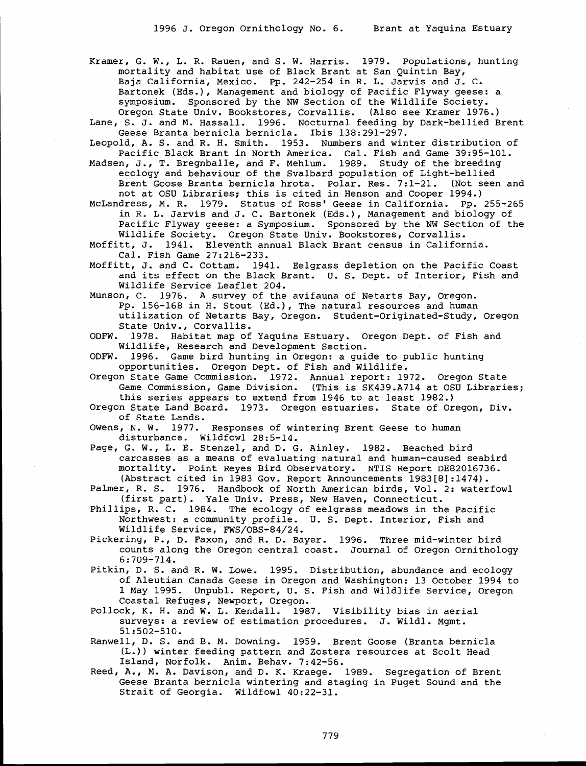Kramer, G. W., L. R. Rauen, and S. W. Harris. 1979. Populations, hunting mortality and habitat use of Black Brant at San Quintin Bay, Baja California, Mexico. Pp. 242-254 in R. L. Jarvis and J. C. Bartonek (Eds.), Management and biology of Pacific Flyway geese: a symposium. Sponsored by the NW Section of the Wildlife Society. Oregon State Univ. Bookstores, Corvallis. (Also see Kramer 1976.)

Lane, S. J. and M. Hassall. 1996. Nocturnal feeding by Dark-bellied Brent Geese Branta bernicla bernicla. Ibis 138:291-297.

Leopold, A. S. and R. H. Smith. 1953. Numbers and winter distribution of Pacific Black Brant in North America. Cal. Fish and Game 39:95-101.

Madsen, J., T. Bregnballe, and F. Mehlum. 1989. Study of the breeding ecology and behaviour of the Svalbard population of Light-bellied Brent Goose Branta bernicla hrota. Polar. Res. 7:1-21. (Not seen and not at OSU Libraries; this is cited in Henson and Cooper 1994.)

McLandress, M. R. 1979. Status of Ross' Geese in California. Pp. 255-265 in R. L. Jarvis and J. C. Bartonek (Eds.), Management and biology of Pacific Flyway geese: a Symposium. Sponsored by the NW Section of the Wildlife Society. Oregon State Univ. Bookstores, Corvallis.

Moffitt, J. 1941. Eleventh annual Black Brant census in California. Cal. Fish Game 27:216-233.

Moffitt, J. and C. Cottam. 1941. Eelgrass depletion on the Pacific Coast and its effect on the Black Brant. U. S. Dept. of Interior, Fish and Wildlife Service Leaflet 204.

Munson, C. 1976. A survey of the avifauna of Netarts Bay, Oregon. Pp. 156-168 in H. Stout (Ed.), The natural resources and human utilization of Netarts Bay, Oregon. Student-Originated-Study, Oregon State Univ., Corvallis.

ODFW. 1978. Habitat map of Yaquina Estuary. Oregon Dept. of Fish and Wildlife, Research and Development Section.

ODFW. 1996. Game bird hunting in Oregon: a guide to public hunting opportunities. Oregon Dept. of Fish and Wildlife.

Oregon State Game Commission. 1972. Annual report: 1972. Oregon State Game Commission, Game Division. (This is SK439.A714 at OSU Libraries; this series appears to extend from 1946 to at least 1982.)

Oregon State Land Board. 1973. Oregon estuaries. State of Oregon, Div. of State Lands.

Owens, N. W. 1977. Responses of wintering Brent Geese to human disturbance. Wildfowl 28:5-14.

Page, G. W., L. E. Stenzel, and D. G. Ainley. 1982. Beached bird carcasses as a means of evaluating natural and human-caused seabird mortality. Point Reyes Bird Observatory. NTIS Report DE82016736. (Abstract cited in 1983 Gov. Report Announcements 1983[8]:1474).

Palmer, R. S. 1976. Handbook of North American birds, Vol. 2: waterfowl (first part). Yale Univ. Press, New Haven, Connecticut.

Phillips, R. C. 1984. The ecology of eelgrass meadows in the Pacific Northwest: a community profile. U. S. Dept. Interior, Fish and Wildlife Service, FWS/OBS-84/24.

Pickering, P., D. Faxon, and R. D. Bayer. 1996. Three mid-winter bird counts along the Oregon central coast. Journal of Oregon Ornithology 6:709-714.

Pitkin, D. S. and R. W. Lowe. 1995. Distribution, abundance and ecology of Aleutian Canada Geese in Oregon and Washington: 13 October 1994 to 1 May 1995. Unpubl. Report, U. S. Fish and Wildlife Service, Oregon Coastal Refuges, Newport, Oregon.

Pollock, K. H. and W. L. Kendall. 1987. Visibility bias in aerial surveys: a review of estimation procedures. J. Wildl. Mgmt. 51:502-510.

Ranwell, D. S. and B. M. Downing. 1959. Brent Goose (Branta bernicla (L.)) winter feeding pattern and Zostera resources at Scolt Head Island, Norfolk. Anim. Behav. 7:42-56.

Reed, A., M. A. Davison, and D. K. Kraege. 1989. Segregation of Brent Geese Branta bernicla wintering and staging in Puget Sound and the Strait of Georgia. Wildfowl 40:22-31.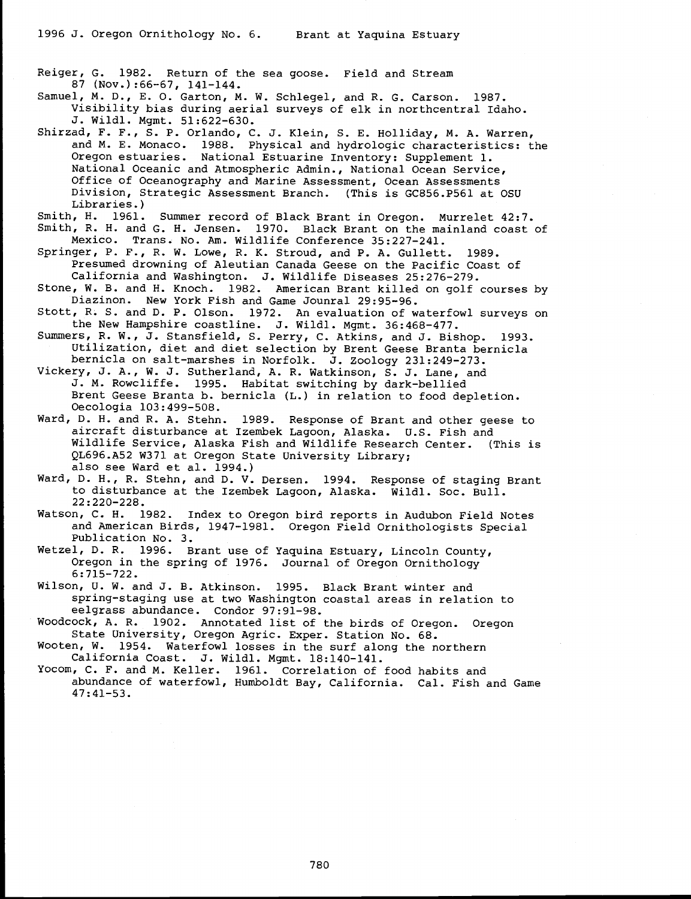Reiger, G. 1982. Return of the sea goose. Field and Stream 87 (Nov.):66-67, 141-144.

Samuel, M. D., E. O. Garton, M. W. Schlegel, and R. G. Carson. 1987. Visibility bias during aerial surveys of elk in northcentral Idaho. J. Wildl. Mgmt. 51:622-630.

Shirzad, F. F., S. P. Orlando, C. J. Klein, S. E. Holliday, M. A. Warren, and M. E. Monaco. 1988. Physical and hydrologic characteristics: the Oregon estuaries. National Estuarine Inventory: Supplement 1. National Oceanic and Atmospheric Admin., National Ocean Service, Office of Oceanography and Marine Assessment, Ocean Assessments Division, Strategic Assessment Branch. (This is GC856.P561 at OSU Libraries.)

Smith, H. 1961. Summer record of Black Brant in Oregon. Murrelet 42:7.

Smith, R. H. and G. H. Jensen. 1970. Black Brant on the mainland coast of Mexico. Trans. No. Am. Wildlife Conference 35:227-241.

Springer, P. F., R. W. Lowe, R. K. Stroud, and P. A. Gullett. 1989. Presumed drowning of Aleutian Canada Geese on the Pacific Coast of California and Washington. J. Wildlife Diseases 25:276-279.

Stone, W. B. and H. Knoch. 1982. American Brant killed on golf courses by Diazinon. New York Fish and Game Jounral 29:95-96.

Stott, R. S. and D. P. Olson. 1972. An evaluation of waterfowl surveys on the New Hampshire coastline. J. Wildl. Mgmt. 36:468-477.

Summers, R. W., J. Stansfield, S. Perry, C. Atkins, and J. Bishop. 1993. Utilization, diet and diet selection by Brent Geese Branta bernicla bernicla on salt-marshes in Norfolk. J. Zoology 231:249-273.

Vickery, J. A., W. J. Sutherland, A. R. Watkinson, S. J. Lane, and J. M. Rowcliffe. 1995. Habitat switching by dark-bellied Brent Geese Branta b. bernicla (L.) in relation to food depletion. Oecologia 103:499-508.

Ward, D. H. and R. A. Stehn. 1989. Response of Brant and other geese to aircraft disturbance at Izembek Lagoon, Alaska. U.S. Fish and Wildlife Service, Alaska Fish and Wildlife Research Center. (This is QL696.A52 W371 at Oregon State University Library; also see Ward et al. 1994.)

Ward, D. H., R. Stehn, and D. V. Dersen. 1994. Response of staging Brant to disturbance at the Izembek Lagoon, Alaska. Wildl. Soc. Bull. 22:220-228.

Watson, C. H. 1982. Index to Oregon bird reports in Audubon Field Notes and American Birds, 1947-1981. Oregon Field Ornithologists Special Publication No. 3.

Wetzel, D. R. 1996. Brant use of Yaquina Estuary, Lincoln County, Oregon in the spring of 1976. Journal of Oregon Ornithology 6:715-722.

Wilson, U. W. and J. B. Atkinson. 1995. Black Brant winter and spring-staging use at two Washington coastal areas in relation to eelgrass abundance. Condor 97:91-98.

Woodcock, A. R. 1902. Annotated list of the birds of Oregon. Oregon State University, Oregon Agric. Exper. Station No. 68.

Wooten, W. 1954. Waterfowl losses in the surf along the northern California Coast. J. Wildl. Mgmt. 18:140-141.

Yocom, C. F. and M. Keller. 1961. Correlation of food habits and abundance of waterfowl, Humboldt Bay, California. Cal. Fish and Game 47:41-53.